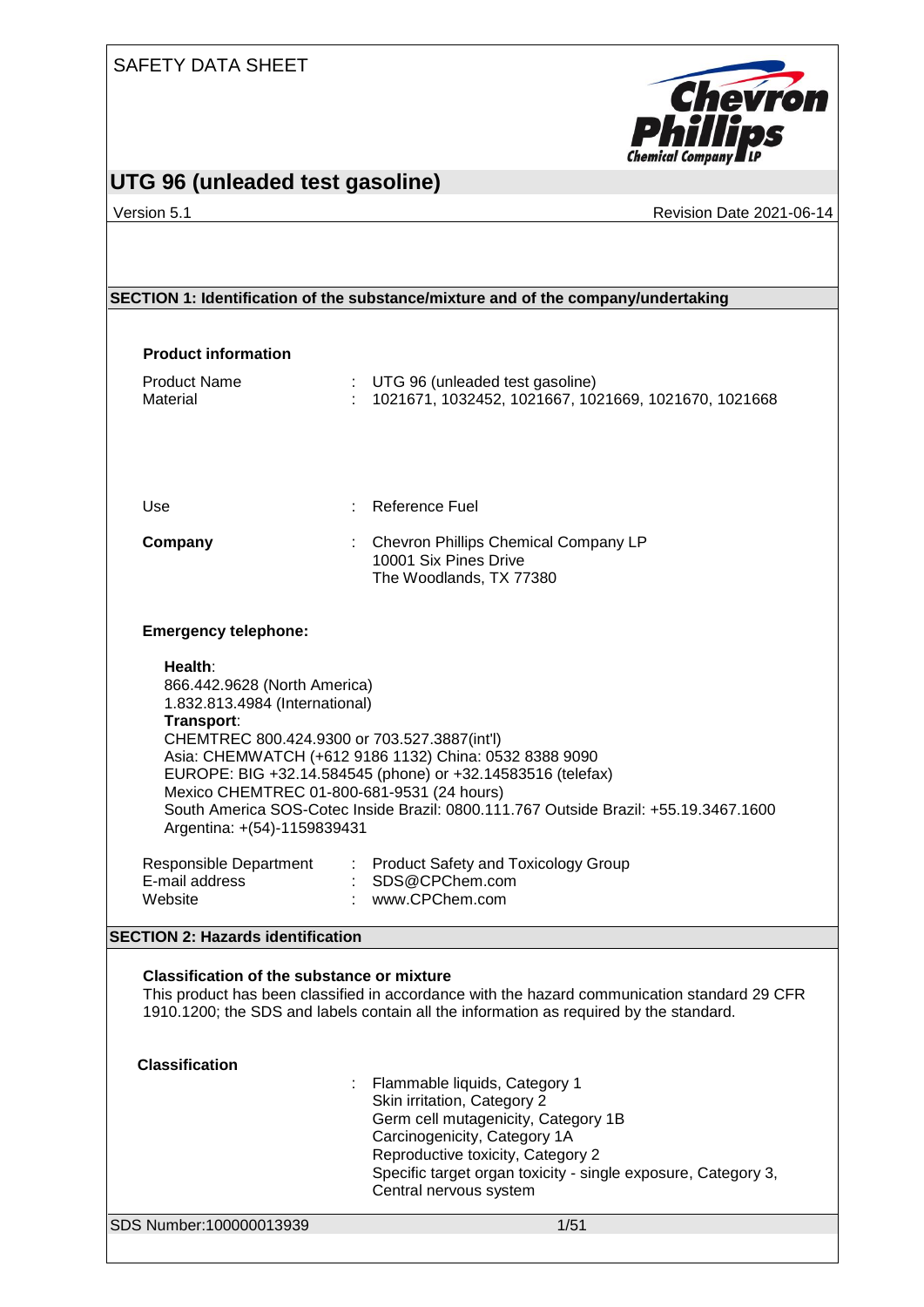SAFETY DATA SHEET

# UTG 96 (unleaded test gasoline)

Version 5.1 | Revision Date 2021-06-14

## SECTION 1: Identification of the substance/mixture and of the company/undertaking

### Product information

| | | |
|---|---|---|
| Product Name | : | UTG 96 (unleaded test gasoline) |
| Material | : | 1021671, 1032452, 1021667, 1021669, 1021670, 1021668 |
| Use | : | Reference Fuel |
| **Company** | : | Chevron Phillips Chemical Company LP<br>10001 Six Pines Drive<br>The Woodlands, TX 77380 |

### Emergency telephone:

**Health**:
866.442.9628 (North America)
1.832.813.4984 (International)
**Transport**:
CHEMTREC 800.424.9300 or 703.527.3887(int'l)
Asia: CHEMWATCH (+612 9186 1132) China: 0532 8388 9090
EUROPE: BIG +32.14.584545 (phone) or +32.14583516 (telefax)
Mexico CHEMTREC 01-800-681-9531 (24 hours)
South America SOS-Cotec Inside Brazil: 0800.111.767 Outside Brazil: +55.19.3467.1600
Argentina: +(54)-1159839431

| | | |
|---|---|---|
| Responsible Department | : | Product Safety and Toxicology Group |
| E-mail address | : | SDS@CPChem.com |
| Website | : | www.CPChem.com |

## SECTION 2: Hazards identification

### Classification of the substance or mixture

This product has been classified in accordance with the hazard communication standard 29 CFR 1910.1200; the SDS and labels contain all the information as required by the standard.

### Classification

: Flammable liquids, Category 1
Skin irritation, Category 2
Germ cell mutagenicity, Category 1B
Carcinogenicity, Category 1A
Reproductive toxicity, Category 2
Specific target organ toxicity - single exposure, Category 3, Central nervous system

SDS Number:100000013939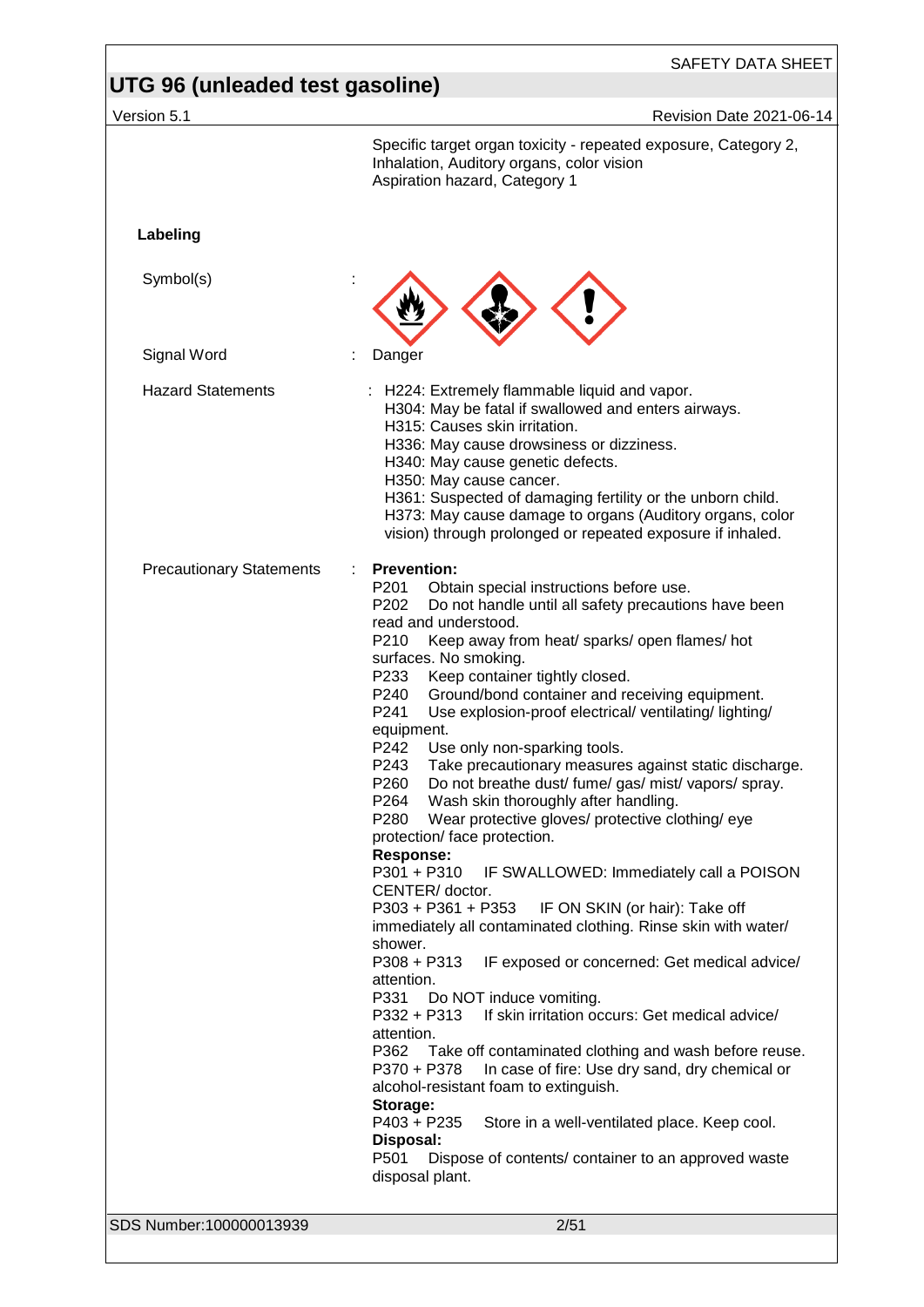Specific target organ toxicity - repeated exposure, Category 2, Inhalation, Auditory organs, color vision
Aspiration hazard, Category 1

**Labeling**

Symbol(s) :

Signal Word : Danger

Hazard Statements :
H224: Extremely flammable liquid and vapor.
H304: May be fatal if swallowed and enters airways.
H315: Causes skin irritation.
H336: May cause drowsiness or dizziness.
H340: May cause genetic defects.
H350: May cause cancer.
H361: Suspected of damaging fertility or the unborn child.
H373: May cause damage to organs (Auditory organs, color vision) through prolonged or repeated exposure if inhaled.

Precautionary Statements :

**Prevention:**
P201 Obtain special instructions before use.
P202 Do not handle until all safety precautions have been read and understood.
P210 Keep away from heat/ sparks/ open flames/ hot surfaces. No smoking.
P233 Keep container tightly closed.
P240 Ground/bond container and receiving equipment.
P241 Use explosion-proof electrical/ ventilating/ lighting/ equipment.
P242 Use only non-sparking tools.
P243 Take precautionary measures against static discharge.
P260 Do not breathe dust/ fume/ gas/ mist/ vapors/ spray.
P264 Wash skin thoroughly after handling.
P280 Wear protective gloves/ protective clothing/ eye protection/ face protection.

**Response:**
P301 + P310 IF SWALLOWED: Immediately call a POISON CENTER/ doctor.
P303 + P361 + P353 IF ON SKIN (or hair): Take off immediately all contaminated clothing. Rinse skin with water/ shower.
P308 + P313 IF exposed or concerned: Get medical advice/ attention.
P331 Do NOT induce vomiting.
P332 + P313 If skin irritation occurs: Get medical advice/ attention.
P362 Take off contaminated clothing and wash before reuse.
P370 + P378 In case of fire: Use dry sand, dry chemical or alcohol-resistant foam to extinguish.

**Storage:**
P403 + P235 Store in a well-ventilated place. Keep cool.

**Disposal:**
P501 Dispose of contents/ container to an approved waste disposal plant.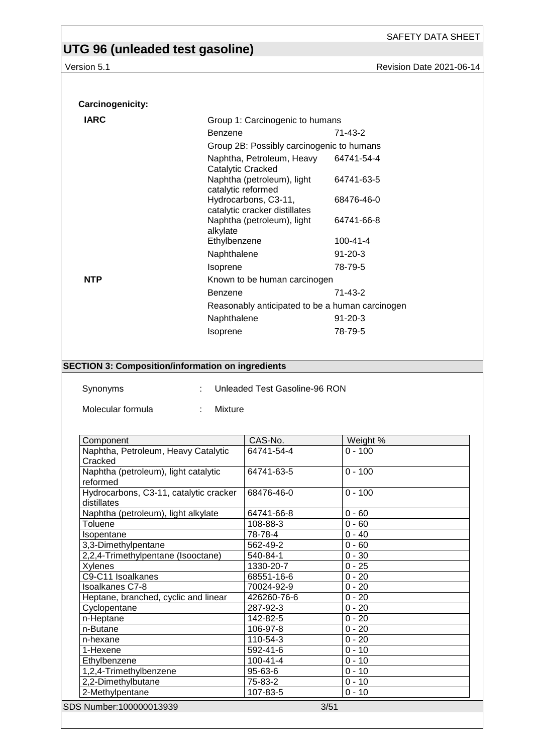**Carcinogenicity:**

| | | |
|---|---|---|
| **IARC** | Group 1: Carcinogenic to humans | |
| | Benzene | 71-43-2 |
| | Group 2B: Possibly carcinogenic to humans | |
| | Naphtha, Petroleum, Heavy Catalytic Cracked | 64741-54-4 |
| | Naphtha (petroleum), light catalytic reformed | 64741-63-5 |
| | Hydrocarbons, C3-11, catalytic cracker distillates | 68476-46-0 |
| | Naphtha (petroleum), light alkylate | 64741-66-8 |
| | Ethylbenzene | 100-41-4 |
| | Naphthalene | 91-20-3 |
| | Isoprene | 78-79-5 |
| **NTP** | Known to be human carcinogen | |
| | Benzene | 71-43-2 |
| | Reasonably anticipated to be a human carcinogen | |
| | Naphthalene | 91-20-3 |
| | Isoprene | 78-79-5 |

## SECTION 3: Composition/information on ingredients

Synonyms : Unleaded Test Gasoline-96 RON

Molecular formula : Mixture

| Component | CAS-No. | Weight % |
|---|---|---|
| Naphtha, Petroleum, Heavy Catalytic Cracked | 64741-54-4 | 0 - 100 |
| Naphtha (petroleum), light catalytic reformed | 64741-63-5 | 0 - 100 |
| Hydrocarbons, C3-11, catalytic cracker distillates | 68476-46-0 | 0 - 100 |
| Naphtha (petroleum), light alkylate | 64741-66-8 | 0 - 60 |
| Toluene | 108-88-3 | 0 - 60 |
| Isopentane | 78-78-4 | 0 - 40 |
| 3,3-Dimethylpentane | 562-49-2 | 0 - 60 |
| 2,2,4-Trimethylpentane (Isooctane) | 540-84-1 | 0 - 30 |
| Xylenes | 1330-20-7 | 0 - 25 |
| C9-C11 Isoalkanes | 68551-16-6 | 0 - 20 |
| Isoalkanes C7-8 | 70024-92-9 | 0 - 20 |
| Heptane, branched, cyclic and linear | 426260-76-6 | 0 - 20 |
| Cyclopentane | 287-92-3 | 0 - 20 |
| n-Heptane | 142-82-5 | 0 - 20 |
| n-Butane | 106-97-8 | 0 - 20 |
| n-hexane | 110-54-3 | 0 - 20 |
| 1-Hexene | 592-41-6 | 0 - 10 |
| Ethylbenzene | 100-41-4 | 0 - 10 |
| 1,2,4-Trimethylbenzene | 95-63-6 | 0 - 10 |
| 2,2-Dimethylbutane | 75-83-2 | 0 - 10 |
| 2-Methylpentane | 107-83-5 | 0 - 10 |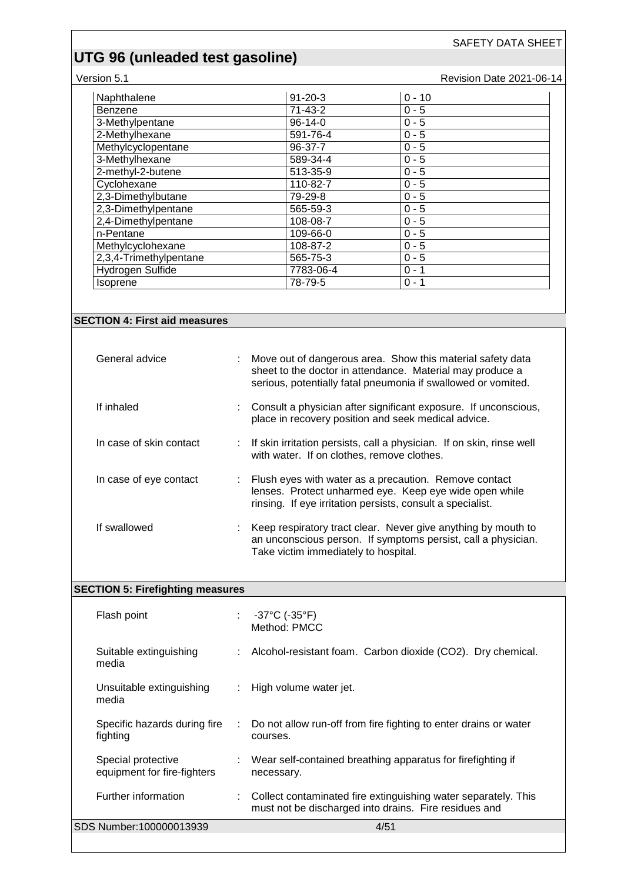| Naphthalene | 91-20-3 | 0 - 10 |
|---|---|---|
| Benzene | 71-43-2 | 0 - 5 |
| 3-Methylpentane | 96-14-0 | 0 - 5 |
| 2-Methylhexane | 591-76-4 | 0 - 5 |
| Methylcyclopentane | 96-37-7 | 0 - 5 |
| 3-Methylhexane | 589-34-4 | 0 - 5 |
| 2-methyl-2-butene | 513-35-9 | 0 - 5 |
| Cyclohexane | 110-82-7 | 0 - 5 |
| 2,3-Dimethylbutane | 79-29-8 | 0 - 5 |
| 2,3-Dimethylpentane | 565-59-3 | 0 - 5 |
| 2,4-Dimethylpentane | 108-08-7 | 0 - 5 |
| n-Pentane | 109-66-0 | 0 - 5 |
| Methylcyclohexane | 108-87-2 | 0 - 5 |
| 2,3,4-Trimethylpentane | 565-75-3 | 0 - 5 |
| Hydrogen Sulfide | 7783-06-4 | 0 - 1 |
| Isoprene | 78-79-5 | 0 - 1 |

## SECTION 4: First aid measures

General advice : Move out of dangerous area. Show this material safety data sheet to the doctor in attendance. Material may produce a serious, potentially fatal pneumonia if swallowed or vomited.

If inhaled : Consult a physician after significant exposure. If unconscious, place in recovery position and seek medical advice.

In case of skin contact : If skin irritation persists, call a physician. If on skin, rinse well with water. If on clothes, remove clothes.

In case of eye contact : Flush eyes with water as a precaution. Remove contact lenses. Protect unharmed eye. Keep eye wide open while rinsing. If eye irritation persists, consult a specialist.

If swallowed : Keep respiratory tract clear. Never give anything by mouth to an unconscious person. If symptoms persist, call a physician. Take victim immediately to hospital.

## SECTION 5: Firefighting measures

Flash point : -37°C (-35°F)
Method: PMCC

Suitable extinguishing media : Alcohol-resistant foam. Carbon dioxide ($CO_2$). Dry chemical.

Unsuitable extinguishing media : High volume water jet.

Specific hazards during fire fighting : Do not allow run-off from fire fighting to enter drains or water courses.

Special protective equipment for fire-fighters : Wear self-contained breathing apparatus for firefighting if necessary.

Further information : Collect contaminated fire extinguishing water separately. This must not be discharged into drains. Fire residues and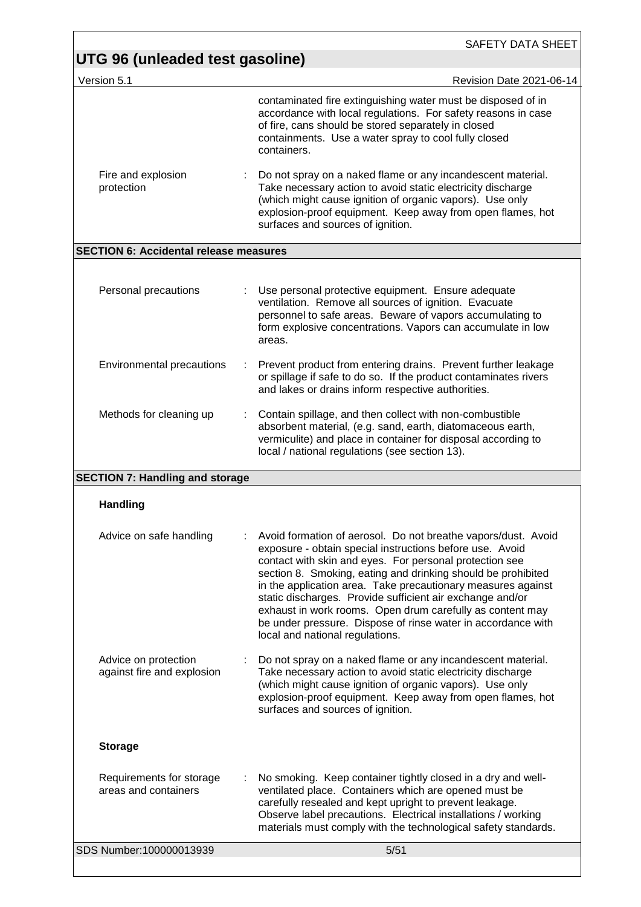contaminated fire extinguishing water must be disposed of in accordance with local regulations. For safety reasons in case of fire, cans should be stored separately in closed containments. Use a water spray to cool fully closed containers.

Fire and explosion protection : Do not spray on a naked flame or any incandescent material. Take necessary action to avoid static electricity discharge (which might cause ignition of organic vapors). Use only explosion-proof equipment. Keep away from open flames, hot surfaces and sources of ignition.

## SECTION 6: Accidental release measures

Personal precautions : Use personal protective equipment. Ensure adequate ventilation. Remove all sources of ignition. Evacuate personnel to safe areas. Beware of vapors accumulating to form explosive concentrations. Vapors can accumulate in low areas.

Environmental precautions : Prevent product from entering drains. Prevent further leakage or spillage if safe to do so. If the product contaminates rivers and lakes or drains inform respective authorities.

Methods for cleaning up : Contain spillage, and then collect with non-combustible absorbent material, (e.g. sand, earth, diatomaceous earth, vermiculite) and place in container for disposal according to local / national regulations (see section 13).

## SECTION 7: Handling and storage

### Handling

Advice on safe handling : Avoid formation of aerosol. Do not breathe vapors/dust. Avoid exposure - obtain special instructions before use. Avoid contact with skin and eyes. For personal protection see section 8. Smoking, eating and drinking should be prohibited in the application area. Take precautionary measures against static discharges. Provide sufficient air exchange and/or exhaust in work rooms. Open drum carefully as content may be under pressure. Dispose of rinse water in accordance with local and national regulations.

Advice on protection against fire and explosion : Do not spray on a naked flame or any incandescent material. Take necessary action to avoid static electricity discharge (which might cause ignition of organic vapors). Use only explosion-proof equipment. Keep away from open flames, hot surfaces and sources of ignition.

### Storage

Requirements for storage areas and containers : No smoking. Keep container tightly closed in a dry and well-ventilated place. Containers which are opened must be carefully resealed and kept upright to prevent leakage. Observe label precautions. Electrical installations / working materials must comply with the technological safety standards.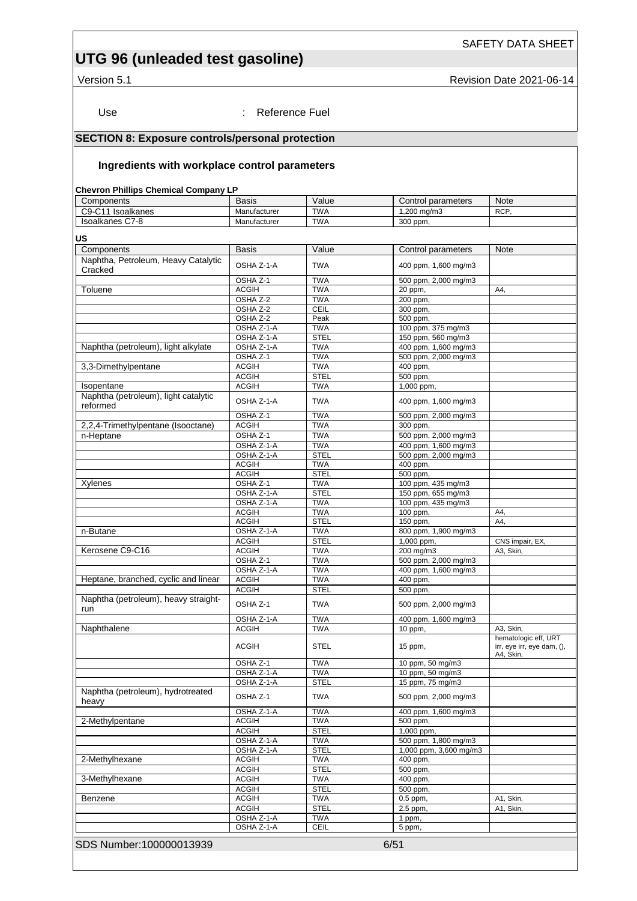## UTG 96 (unleaded test gasoline)

Version 5.1 Revision Date 2021-06-14

Use : Reference Fuel

## SECTION 8: Exposure controls/personal protection

### Ingredients with workplace control parameters

**Chevron Phillips Chemical Company LP**

| Components | Basis | Value | Control parameters | Note |
|---|---|---|---|---|
| C9-C11 Isoalkanes | Manufacturer | TWA | 1,200 mg/m3 | RCP, |
| Isoalkanes C7-8 | Manufacturer | TWA | 300 ppm, | |

**US**

| Components | Basis | Value | Control parameters | Note |
|---|---|---|---|---|
| Naphtha, Petroleum, Heavy Catalytic Cracked | OSHA Z-1-A | TWA | 400 ppm, 1,600 mg/m3 | |
| | OSHA Z-1 | TWA | 500 ppm, 2,000 mg/m3 | |
| Toluene | ACGIH | TWA | 20 ppm, | A4, |
| | OSHA Z-2 | TWA | 200 ppm, | |
| | OSHA Z-2 | CEIL | 300 ppm, | |
| | OSHA Z-2 | Peak | 500 ppm, | |
| | OSHA Z-1-A | TWA | 100 ppm, 375 mg/m3 | |
| | OSHA Z-1-A | STEL | 150 ppm, 560 mg/m3 | |
| Naphtha (petroleum), light alkylate | OSHA Z-1-A | TWA | 400 ppm, 1,600 mg/m3 | |
| | OSHA Z-1 | TWA | 500 ppm, 2,000 mg/m3 | |
| 3,3-Dimethylpentane | ACGIH | TWA | 400 ppm, | |
| | ACGIH | STEL | 500 ppm, | |
| Isopentane | ACGIH | TWA | 1,000 ppm, | |
| Naphtha (petroleum), light catalytic reformed | OSHA Z-1-A | TWA | 400 ppm, 1,600 mg/m3 | |
| | OSHA Z-1 | TWA | 500 ppm, 2,000 mg/m3 | |
| 2,2,4-Trimethylpentane (Isooctane) | ACGIH | TWA | 300 ppm, | |
| n-Heptane | OSHA Z-1 | TWA | 500 ppm, 2,000 mg/m3 | |
| | OSHA Z-1-A | TWA | 400 ppm, 1,600 mg/m3 | |
| | OSHA Z-1-A | STEL | 500 ppm, 2,000 mg/m3 | |
| | ACGIH | TWA | 400 ppm, | |
| | ACGIH | STEL | 500 ppm, | |
| Xylenes | OSHA Z-1 | TWA | 100 ppm, 435 mg/m3 | |
| | OSHA Z-1-A | STEL | 150 ppm, 655 mg/m3 | |
| | OSHA Z-1-A | TWA | 100 ppm, 435 mg/m3 | |
| | ACGIH | TWA | 100 ppm, | A4, |
| | ACGIH | STEL | 150 ppm, | A4, |
| n-Butane | OSHA Z-1-A | TWA | 800 ppm, 1,900 mg/m3 | |
| | ACGIH | STEL | 1,000 ppm, | CNS impair, EX, |
| Kerosene C9-C16 | ACGIH | TWA | 200 mg/m3 | A3, Skin, |
| | OSHA Z-1 | TWA | 500 ppm, 2,000 mg/m3 | |
| | OSHA Z-1-A | TWA | 400 ppm, 1,600 mg/m3 | |
| Heptane, branched, cyclic and linear | ACGIH | TWA | 400 ppm, | |
| | ACGIH | STEL | 500 ppm, | |
| Naphtha (petroleum), heavy straight-run | OSHA Z-1 | TWA | 500 ppm, 2,000 mg/m3 | |
| | OSHA Z-1-A | TWA | 400 ppm, 1,600 mg/m3 | |
| Naphthalene | ACGIH | TWA | 10 ppm, | A3, Skin, |
| | ACGIH | STEL | 15 ppm, | hematologic eff, URT irr, eye irr, eye dam, (), A4, Skin, |
| | OSHA Z-1 | TWA | 10 ppm, 50 mg/m3 | |
| | OSHA Z-1-A | TWA | 10 ppm, 50 mg/m3 | |
| | OSHA Z-1-A | STEL | 15 ppm, 75 mg/m3 | |
| Naphtha (petroleum), hydrotreated heavy | OSHA Z-1 | TWA | 500 ppm, 2,000 mg/m3 | |
| | OSHA Z-1-A | TWA | 400 ppm, 1,600 mg/m3 | |
| 2-Methylpentane | ACGIH | TWA | 500 ppm, | |
| | ACGIH | STEL | 1,000 ppm, | |
| | OSHA Z-1-A | TWA | 500 ppm, 1,800 mg/m3 | |
| | OSHA Z-1-A | STEL | 1,000 ppm, 3,600 mg/m3 | |
| 2-Methylhexane | ACGIH | TWA | 400 ppm, | |
| | ACGIH | STEL | 500 ppm, | |
| 3-Methylhexane | ACGIH | TWA | 400 ppm, | |
| | ACGIH | STEL | 500 ppm, | |
| Benzene | ACGIH | TWA | 0.5 ppm, | A1, Skin, |
| | ACGIH | STEL | 2.5 ppm, | A1, Skin, |
| | OSHA Z-1-A | TWA | 1 ppm, | |
| | OSHA Z-1-A | CEIL | 5 ppm, | |

SDS Number:100000013939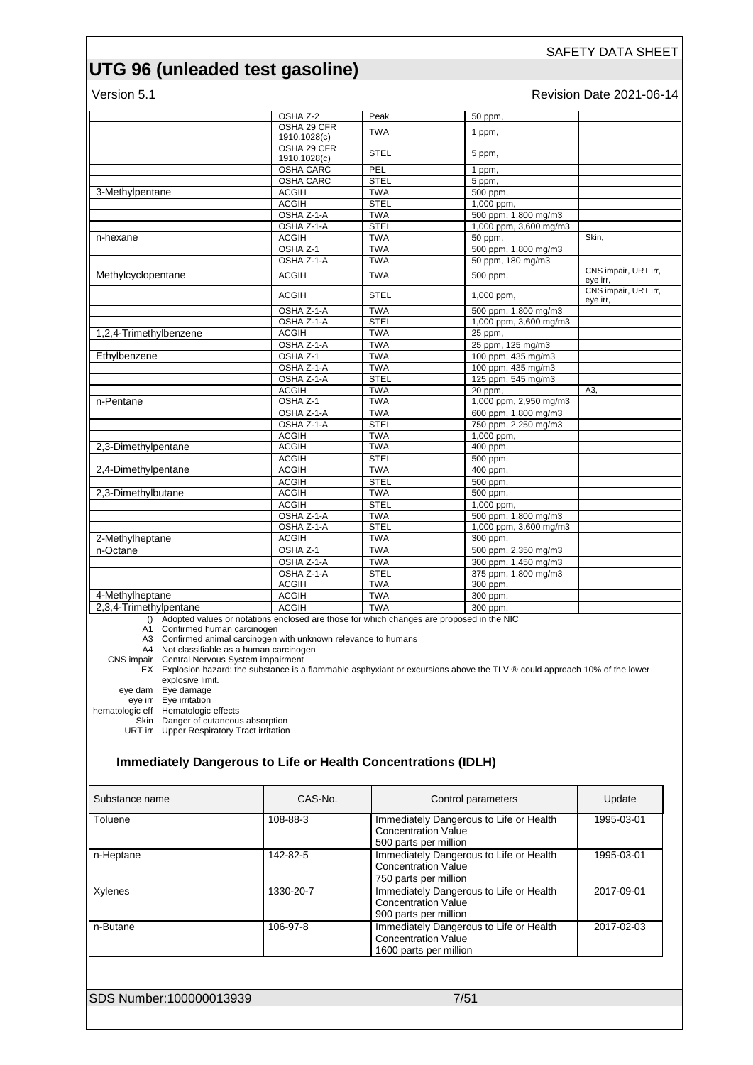| | | | | |
|---|---|---|---|---|
| | OSHA Z-2 | Peak | 50 ppm, | |
| | OSHA 29 CFR 1910.1028(c) | TWA | 1 ppm, | |
| | OSHA 29 CFR 1910.1028(c) | STEL | 5 ppm, | |
| | OSHA CARC | PEL | 1 ppm, | |
| | OSHA CARC | STEL | 5 ppm, | |
| 3-Methylpentane | ACGIH | TWA | 500 ppm, | |
| | ACGIH | STEL | 1,000 ppm, | |
| | OSHA Z-1-A | TWA | 500 ppm, 1,800 mg/m3 | |
| | OSHA Z-1-A | STEL | 1,000 ppm, 3,600 mg/m3 | |
| n-hexane | ACGIH | TWA | 50 ppm, | Skin, |
| | OSHA Z-1 | TWA | 500 ppm, 1,800 mg/m3 | |
| | OSHA Z-1-A | TWA | 50 ppm, 180 mg/m3 | |
| Methylcyclopentane | ACGIH | TWA | 500 ppm, | CNS impair, URT irr, eye irr, |
| | ACGIH | STEL | 1,000 ppm, | CNS impair, URT irr, eye irr, |
| | OSHA Z-1-A | TWA | 500 ppm, 1,800 mg/m3 | |
| | OSHA Z-1-A | STEL | 1,000 ppm, 3,600 mg/m3 | |
| 1,2,4-Trimethylbenzene | ACGIH | TWA | 25 ppm, | |
| | OSHA Z-1-A | TWA | 25 ppm, 125 mg/m3 | |
| Ethylbenzene | OSHA Z-1 | TWA | 100 ppm, 435 mg/m3 | |
| | OSHA Z-1-A | TWA | 100 ppm, 435 mg/m3 | |
| | OSHA Z-1-A | STEL | 125 ppm, 545 mg/m3 | |
| | ACGIH | TWA | 20 ppm, | A3, |
| n-Pentane | OSHA Z-1 | TWA | 1,000 ppm, 2,950 mg/m3 | |
| | OSHA Z-1-A | TWA | 600 ppm, 1,800 mg/m3 | |
| | OSHA Z-1-A | STEL | 750 ppm, 2,250 mg/m3 | |
| | ACGIH | TWA | 1,000 ppm, | |
| 2,3-Dimethylpentane | ACGIH | TWA | 400 ppm, | |
| | ACGIH | STEL | 500 ppm, | |
| 2,4-Dimethylpentane | ACGIH | TWA | 400 ppm, | |
| | ACGIH | STEL | 500 ppm, | |
| 2,3-Dimethylbutane | ACGIH | TWA | 500 ppm, | |
| | ACGIH | STEL | 1,000 ppm, | |
| | OSHA Z-1-A | TWA | 500 ppm, 1,800 mg/m3 | |
| | OSHA Z-1-A | STEL | 1,000 ppm, 3,600 mg/m3 | |
| 2-Methylheptane | ACGIH | TWA | 300 ppm, | |
| n-Octane | OSHA Z-1 | TWA | 500 ppm, 2,350 mg/m3 | |
| | OSHA Z-1-A | TWA | 300 ppm, 1,450 mg/m3 | |
| | OSHA Z-1-A | STEL | 375 ppm, 1,800 mg/m3 | |
| | ACGIH | TWA | 300 ppm, | |
| 4-Methylheptane | ACGIH | TWA | 300 ppm, | |
| 2,3,4-Trimethylpentane | ACGIH | TWA | 300 ppm, | |

() Adopted values or notations enclosed are those for which changes are proposed in the NIC
A1 Confirmed human carcinogen
A3 Confirmed animal carcinogen with unknown relevance to humans
A4 Not classifiable as a human carcinogen
CNS impair Central Nervous System impairment
EX Explosion hazard: the substance is a flammable asphyxiant or excursions above the TLV ® could approach 10% of the lower explosive limit.
eye dam Eye damage
eye irr Eye irritation
hematologic eff Hematologic effects
Skin Danger of cutaneous absorption
URT irr Upper Respiratory Tract irritation

### Immediately Dangerous to Life or Health Concentrations (IDLH)

| Substance name | CAS-No. | Control parameters | Update |
|---|---|---|---|
| Toluene | 108-88-3 | Immediately Dangerous to Life or Health Concentration Value 500 parts per million | 1995-03-01 |
| n-Heptane | 142-82-5 | Immediately Dangerous to Life or Health Concentration Value 750 parts per million | 1995-03-01 |
| Xylenes | 1330-20-7 | Immediately Dangerous to Life or Health Concentration Value 900 parts per million | 2017-09-01 |
| n-Butane | 106-97-8 | Immediately Dangerous to Life or Health Concentration Value 1600 parts per million | 2017-02-03 |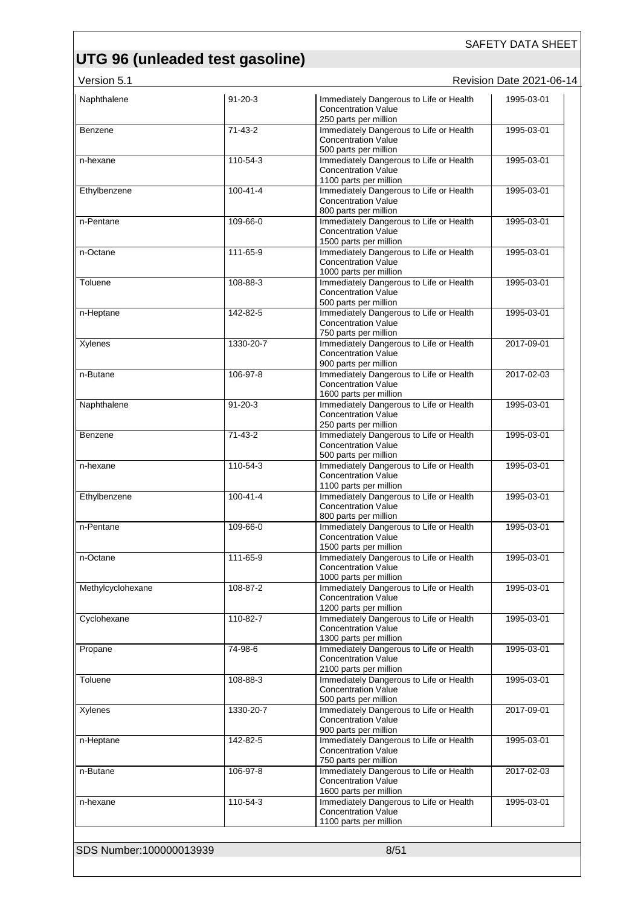| | | | |
|---|---|---|---|
| Naphthalene | 91-20-3 | Immediately Dangerous to Life or Health Concentration Value 250 parts per million | 1995-03-01 |
| Benzene | 71-43-2 | Immediately Dangerous to Life or Health Concentration Value 500 parts per million | 1995-03-01 |
| n-hexane | 110-54-3 | Immediately Dangerous to Life or Health Concentration Value 1100 parts per million | 1995-03-01 |
| Ethylbenzene | 100-41-4 | Immediately Dangerous to Life or Health Concentration Value 800 parts per million | 1995-03-01 |
| n-Pentane | 109-66-0 | Immediately Dangerous to Life or Health Concentration Value 1500 parts per million | 1995-03-01 |
| n-Octane | 111-65-9 | Immediately Dangerous to Life or Health Concentration Value 1000 parts per million | 1995-03-01 |
| Toluene | 108-88-3 | Immediately Dangerous to Life or Health Concentration Value 500 parts per million | 1995-03-01 |
| n-Heptane | 142-82-5 | Immediately Dangerous to Life or Health Concentration Value 750 parts per million | 1995-03-01 |
| Xylenes | 1330-20-7 | Immediately Dangerous to Life or Health Concentration Value 900 parts per million | 2017-09-01 |
| n-Butane | 106-97-8 | Immediately Dangerous to Life or Health Concentration Value 1600 parts per million | 2017-02-03 |
| Naphthalene | 91-20-3 | Immediately Dangerous to Life or Health Concentration Value 250 parts per million | 1995-03-01 |
| Benzene | 71-43-2 | Immediately Dangerous to Life or Health Concentration Value 500 parts per million | 1995-03-01 |
| n-hexane | 110-54-3 | Immediately Dangerous to Life or Health Concentration Value 1100 parts per million | 1995-03-01 |
| Ethylbenzene | 100-41-4 | Immediately Dangerous to Life or Health Concentration Value 800 parts per million | 1995-03-01 |
| n-Pentane | 109-66-0 | Immediately Dangerous to Life or Health Concentration Value 1500 parts per million | 1995-03-01 |
| n-Octane | 111-65-9 | Immediately Dangerous to Life or Health Concentration Value 1000 parts per million | 1995-03-01 |
| Methylcyclohexane | 108-87-2 | Immediately Dangerous to Life or Health Concentration Value 1200 parts per million | 1995-03-01 |
| Cyclohexane | 110-82-7 | Immediately Dangerous to Life or Health Concentration Value 1300 parts per million | 1995-03-01 |
| Propane | 74-98-6 | Immediately Dangerous to Life or Health Concentration Value 2100 parts per million | 1995-03-01 |
| Toluene | 108-88-3 | Immediately Dangerous to Life or Health Concentration Value 500 parts per million | 1995-03-01 |
| Xylenes | 1330-20-7 | Immediately Dangerous to Life or Health Concentration Value 900 parts per million | 2017-09-01 |
| n-Heptane | 142-82-5 | Immediately Dangerous to Life or Health Concentration Value 750 parts per million | 1995-03-01 |
| n-Butane | 106-97-8 | Immediately Dangerous to Life or Health Concentration Value 1600 parts per million | 2017-02-03 |
| n-hexane | 110-54-3 | Immediately Dangerous to Life or Health Concentration Value 1100 parts per million | 1995-03-01 |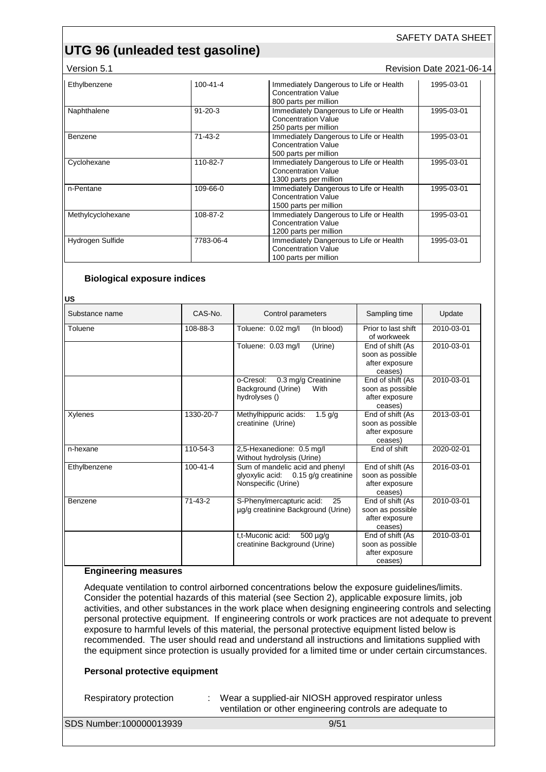| Ethylbenzene | 100-41-4 | Immediately Dangerous to Life or Health Concentration Value 800 parts per million | 1995-03-01 |
|---|---|---|---|
| Naphthalene | 91-20-3 | Immediately Dangerous to Life or Health Concentration Value 250 parts per million | 1995-03-01 |
| Benzene | 71-43-2 | Immediately Dangerous to Life or Health Concentration Value 500 parts per million | 1995-03-01 |
| Cyclohexane | 110-82-7 | Immediately Dangerous to Life or Health Concentration Value 1300 parts per million | 1995-03-01 |
| n-Pentane | 109-66-0 | Immediately Dangerous to Life or Health Concentration Value 1500 parts per million | 1995-03-01 |
| Methylcyclohexane | 108-87-2 | Immediately Dangerous to Life or Health Concentration Value 1200 parts per million | 1995-03-01 |
| Hydrogen Sulfide | 7783-06-4 | Immediately Dangerous to Life or Health Concentration Value 100 parts per million | 1995-03-01 |

### Biological exposure indices

**US**

| Substance name | CAS-No. | Control parameters | Sampling time | Update |
|---|---|---|---|---|
| Toluene | 108-88-3 | Toluene: 0.02 mg/l (In blood) | Prior to last shift of workweek | 2010-03-01 |
| | | Toluene: 0.03 mg/l (Urine) | End of shift (As soon as possible after exposure ceases) | 2010-03-01 |
| | | o-Cresol: 0.3 mg/g Creatinine Background (Urine) With hydrolyses () | End of shift (As soon as possible after exposure ceases) | 2010-03-01 |
| Xylenes | 1330-20-7 | Methylhippuric acids: 1.5 g/g creatinine (Urine) | End of shift (As soon as possible after exposure ceases) | 2013-03-01 |
| n-hexane | 110-54-3 | 2,5-Hexanedione: 0.5 mg/l Without hydrolysis (Urine) | End of shift | 2020-02-01 |
| Ethylbenzene | 100-41-4 | Sum of mandelic acid and phenyl glyoxylic acid: 0.15 g/g creatinine Nonspecific (Urine) | End of shift (As soon as possible after exposure ceases) | 2016-03-01 |
| Benzene | 71-43-2 | S-Phenylmercapturic acid: 25 µg/g creatinine Background (Urine) | End of shift (As soon as possible after exposure ceases) | 2010-03-01 |
| | | t,t-Muconic acid: 500 µg/g creatinine Background (Urine) | End of shift (As soon as possible after exposure ceases) | 2010-03-01 |

### Engineering measures

Adequate ventilation to control airborned concentrations below the exposure guidelines/limits. Consider the potential hazards of this material (see Section 2), applicable exposure limits, job activities, and other substances in the work place when designing engineering controls and selecting personal protective equipment. If engineering controls or work practices are not adequate to prevent exposure to harmful levels of this material, the personal protective equipment listed below is recommended. The user should read and understand all instructions and limitations supplied with the equipment since protection is usually provided for a limited time or under certain circumstances.

### Personal protective equipment

Respiratory protection : Wear a supplied-air NIOSH approved respirator unless ventilation or other engineering controls are adequate to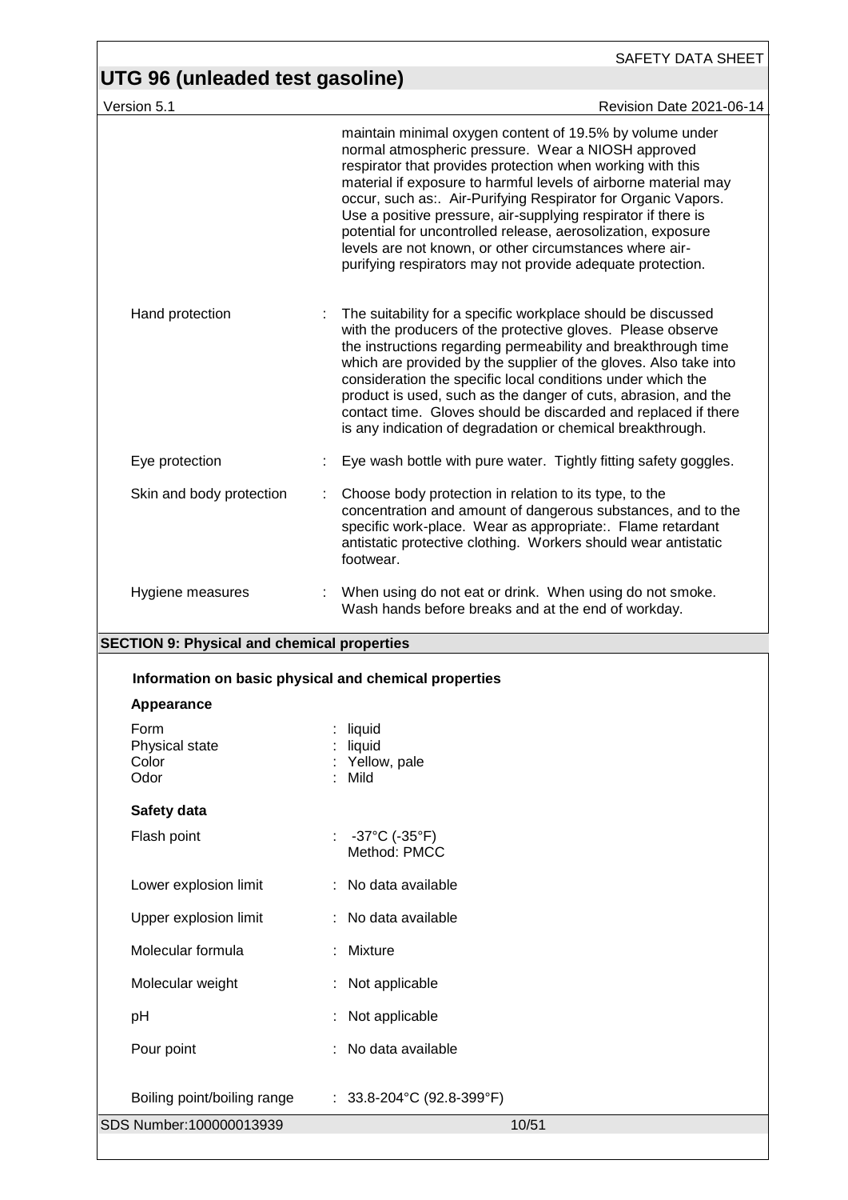| | | |
|---|---|---|
| | | maintain minimal oxygen content of 19.5% by volume under normal atmospheric pressure. Wear a NIOSH approved respirator that provides protection when working with this material if exposure to harmful levels of airborne material may occur, such as:. Air-Purifying Respirator for Organic Vapors. Use a positive pressure, air-supplying respirator if there is potential for uncontrolled release, aerosolization, exposure levels are not known, or other circumstances where air-purifying respirators may not provide adequate protection. |
| Hand protection | : | The suitability for a specific workplace should be discussed with the producers of the protective gloves. Please observe the instructions regarding permeability and breakthrough time which are provided by the supplier of the gloves. Also take into consideration the specific local conditions under which the product is used, such as the danger of cuts, abrasion, and the contact time. Gloves should be discarded and replaced if there is any indication of degradation or chemical breakthrough. |
| Eye protection | : | Eye wash bottle with pure water. Tightly fitting safety goggles. |
| Skin and body protection | : | Choose body protection in relation to its type, to the concentration and amount of dangerous substances, and to the specific work-place. Wear as appropriate:. Flame retardant antistatic protective clothing. Workers should wear antistatic footwear. |
| Hygiene measures | : | When using do not eat or drink. When using do not smoke. Wash hands before breaks and at the end of workday. |

## SECTION 9: Physical and chemical properties

### Information on basic physical and chemical properties

**Appearance**

| | | |
|---|---|---|
| Form | : | liquid |
| Physical state | : | liquid |
| Color | : | Yellow, pale |
| Odor | : | Mild |

**Safety data**

| | | |
|---|---|---|
| Flash point | : | -37°C (-35°F)<br>Method: PMCC |
| Lower explosion limit | : | No data available |
| Upper explosion limit | : | No data available |
| Molecular formula | : | Mixture |
| Molecular weight | : | Not applicable |
| pH | : | Not applicable |
| Pour point | : | No data available |
| Boiling point/boiling range | : | 33.8-204°C (92.8-399°F) |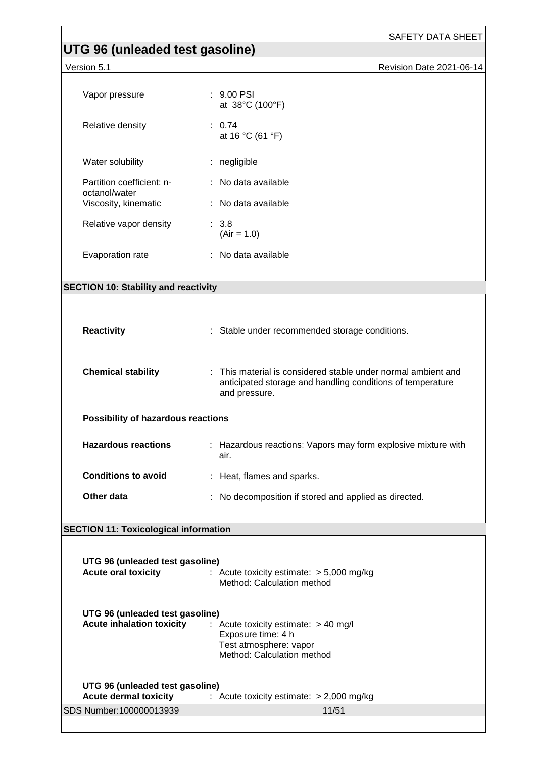| Property | Value |
| --- | --- |
| Vapor pressure | : 9.00 PSI at 38°C (100°F) |
| Relative density | : 0.74 at 16 °C (61 °F) |
| Water solubility | : negligible |
| Partition coefficient: n-octanol/water | : No data available |
| Viscosity, kinematic | : No data available |
| Relative vapor density | : 3.8 (Air = 1.0) |
| Evaporation rate | : No data available |

## SECTION 10: Stability and reactivity

**Reactivity** : Stable under recommended storage conditions.

**Chemical stability** : This material is considered stable under normal ambient and anticipated storage and handling conditions of temperature and pressure.

**Possibility of hazardous reactions**

**Hazardous reactions** : Hazardous reactions: Vapors may form explosive mixture with air.

**Conditions to avoid** : Heat, flames and sparks.

**Other data** : No decomposition if stored and applied as directed.

## SECTION 11: Toxicological information

**UTG 96 (unleaded test gasoline)**
**Acute oral toxicity** : Acute toxicity estimate: > 5,000 mg/kg
Method: Calculation method

**UTG 96 (unleaded test gasoline)**
**Acute inhalation toxicity** : Acute toxicity estimate: > 40 mg/l
Exposure time: 4 h
Test atmosphere: vapor
Method: Calculation method

**UTG 96 (unleaded test gasoline)**
**Acute dermal toxicity** : Acute toxicity estimate: > 2,000 mg/kg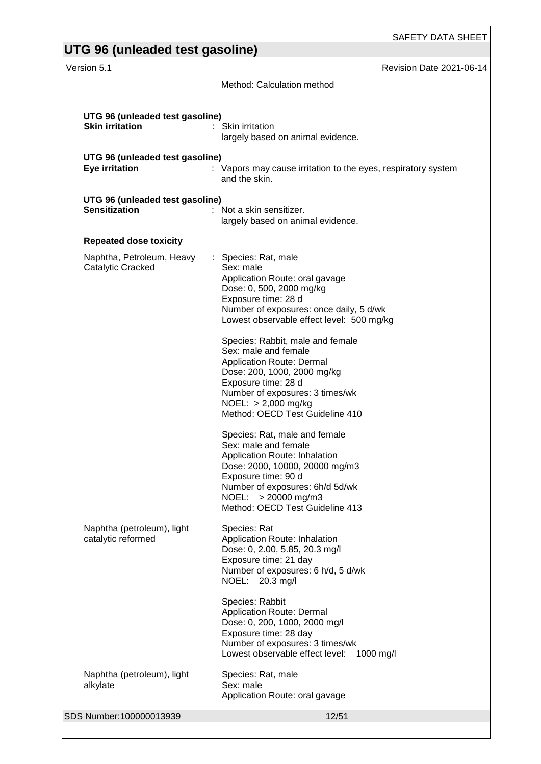Method: Calculation method

**UTG 96 (unleaded test gasoline)**

**Skin irritation** : Skin irritation
largely based on animal evidence.

**UTG 96 (unleaded test gasoline)**

**Eye irritation** : Vapors may cause irritation to the eyes, respiratory system and the skin.

**UTG 96 (unleaded test gasoline)**

**Sensitization** : Not a skin sensitizer.
largely based on animal evidence.

**Repeated dose toxicity**

Naphtha, Petroleum, Heavy Catalytic Cracked :
Species: Rat, male
Sex: male
Application Route: oral gavage
Dose: 0, 500, 2000 mg/kg
Exposure time: 28 d
Number of exposures: once daily, 5 d/wk
Lowest observable effect level: 500 mg/kg

Species: Rabbit, male and female
Sex: male and female
Application Route: Dermal
Dose: 200, 1000, 2000 mg/kg
Exposure time: 28 d
Number of exposures: 3 times/wk
NOEL: > 2,000 mg/kg
Method: OECD Test Guideline 410

Species: Rat, male and female
Sex: male and female
Application Route: Inhalation
Dose: 2000, 10000, 20000 mg/m3
Exposure time: 90 d
Number of exposures: 6h/d 5d/wk
NOEL: > 20000 mg/m3
Method: OECD Test Guideline 413

Naphtha (petroleum), light catalytic reformed
Species: Rat
Application Route: Inhalation
Dose: 0, 2.00, 5.85, 20.3 mg/l
Exposure time: 21 day
Number of exposures: 6 h/d, 5 d/wk
NOEL: 20.3 mg/l

Species: Rabbit
Application Route: Dermal
Dose: 0, 200, 1000, 2000 mg/l
Exposure time: 28 day
Number of exposures: 3 times/wk
Lowest observable effect level: 1000 mg/l

Naphtha (petroleum), light alkylate
Species: Rat, male
Sex: male
Application Route: oral gavage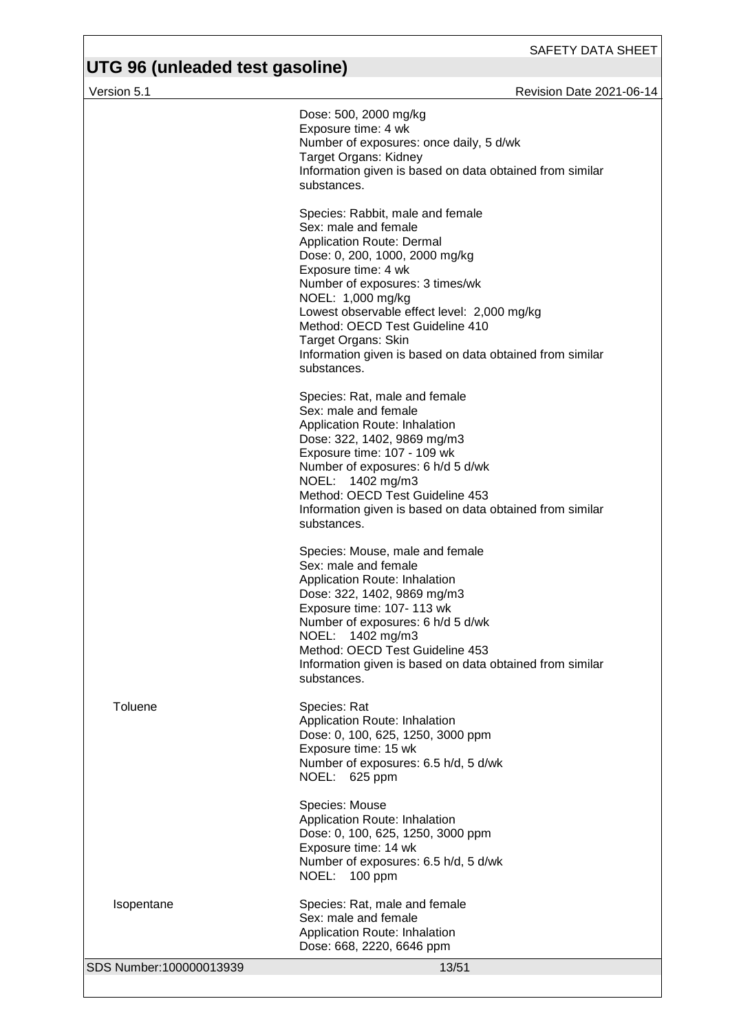| | |
|---|---|
| | Dose: 500, 2000 mg/kg<br>Exposure time: 4 wk<br>Number of exposures: once daily, 5 d/wk<br>Target Organs: Kidney<br>Information given is based on data obtained from similar substances. |
| | Species: Rabbit, male and female<br>Sex: male and female<br>Application Route: Dermal<br>Dose: 0, 200, 1000, 2000 mg/kg<br>Exposure time: 4 wk<br>Number of exposures: 3 times/wk<br>NOEL: 1,000 mg/kg<br>Lowest observable effect level: 2,000 mg/kg<br>Method: OECD Test Guideline 410<br>Target Organs: Skin<br>Information given is based on data obtained from similar substances. |
| | Species: Rat, male and female<br>Sex: male and female<br>Application Route: Inhalation<br>Dose: 322, 1402, 9869 mg/m3<br>Exposure time: 107 - 109 wk<br>Number of exposures: 6 h/d 5 d/wk<br>NOEL: 1402 mg/m3<br>Method: OECD Test Guideline 453<br>Information given is based on data obtained from similar substances. |
| | Species: Mouse, male and female<br>Sex: male and female<br>Application Route: Inhalation<br>Dose: 322, 1402, 9869 mg/m3<br>Exposure time: 107- 113 wk<br>Number of exposures: 6 h/d 5 d/wk<br>NOEL: 1402 mg/m3<br>Method: OECD Test Guideline 453<br>Information given is based on data obtained from similar substances. |
| Toluene | Species: Rat<br>Application Route: Inhalation<br>Dose: 0, 100, 625, 1250, 3000 ppm<br>Exposure time: 15 wk<br>Number of exposures: 6.5 h/d, 5 d/wk<br>NOEL: 625 ppm |
| | Species: Mouse<br>Application Route: Inhalation<br>Dose: 0, 100, 625, 1250, 3000 ppm<br>Exposure time: 14 wk<br>Number of exposures: 6.5 h/d, 5 d/wk<br>NOEL: 100 ppm |
| Isopentane | Species: Rat, male and female<br>Sex: male and female<br>Application Route: Inhalation<br>Dose: 668, 2220, 6646 ppm |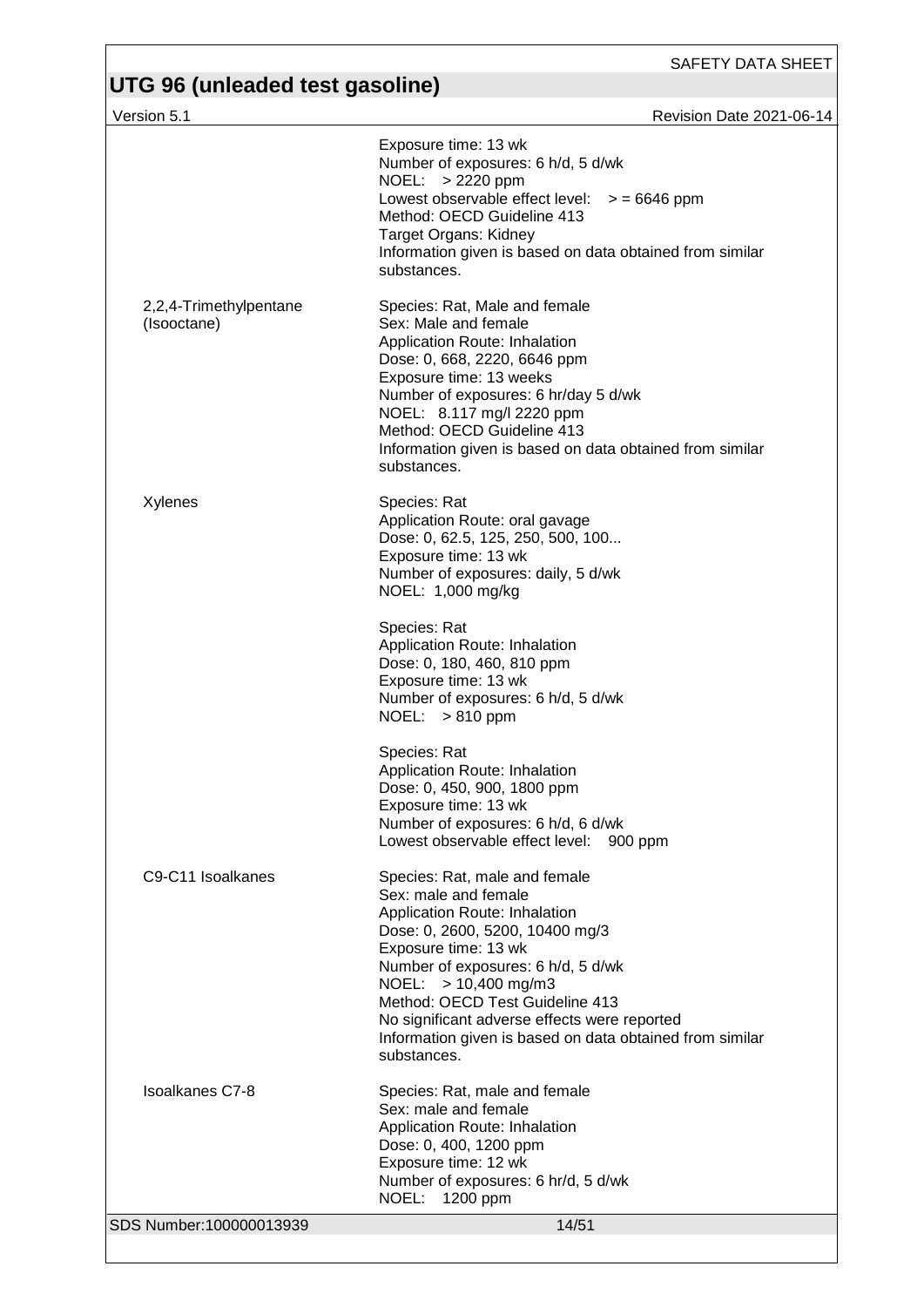| | |
|---|---|
| | Exposure time: 13 wk<br>Number of exposures: 6 h/d, 5 d/wk<br>NOEL: > 2220 ppm<br>Lowest observable effect level: > = 6646 ppm<br>Method: OECD Guideline 413<br>Target Organs: Kidney<br>Information given is based on data obtained from similar substances. |
| 2,2,4-Trimethylpentane (Isooctane) | Species: Rat, Male and female<br>Sex: Male and female<br>Application Route: Inhalation<br>Dose: 0, 668, 2220, 6646 ppm<br>Exposure time: 13 weeks<br>Number of exposures: 6 hr/day 5 d/wk<br>NOEL: 8.117 mg/l 2220 ppm<br>Method: OECD Guideline 413<br>Information given is based on data obtained from similar substances. |
| Xylenes | Species: Rat<br>Application Route: oral gavage<br>Dose: 0, 62.5, 125, 250, 500, 100...<br>Exposure time: 13 wk<br>Number of exposures: daily, 5 d/wk<br>NOEL: 1,000 mg/kg |
| | Species: Rat<br>Application Route: Inhalation<br>Dose: 0, 180, 460, 810 ppm<br>Exposure time: 13 wk<br>Number of exposures: 6 h/d, 5 d/wk<br>NOEL: > 810 ppm |
| | Species: Rat<br>Application Route: Inhalation<br>Dose: 0, 450, 900, 1800 ppm<br>Exposure time: 13 wk<br>Number of exposures: 6 h/d, 6 d/wk<br>Lowest observable effect level: 900 ppm |
| C9-C11 Isoalkanes | Species: Rat, male and female<br>Sex: male and female<br>Application Route: Inhalation<br>Dose: 0, 2600, 5200, 10400 mg/3<br>Exposure time: 13 wk<br>Number of exposures: 6 h/d, 5 d/wk<br>NOEL: > 10,400 mg/m3<br>Method: OECD Test Guideline 413<br>No significant adverse effects were reported<br>Information given is based on data obtained from similar substances. |
| Isoalkanes C7-8 | Species: Rat, male and female<br>Sex: male and female<br>Application Route: Inhalation<br>Dose: 0, 400, 1200 ppm<br>Exposure time: 12 wk<br>Number of exposures: 6 hr/d, 5 d/wk<br>NOEL: 1200 ppm |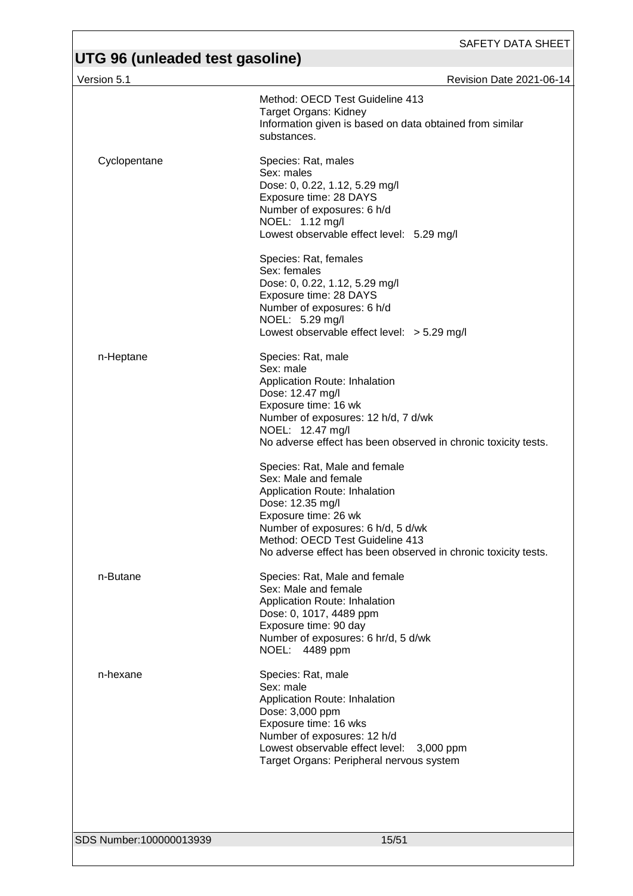|  |  |
|---|---|
|  | Method: OECD Test Guideline 413<br>Target Organs: Kidney<br>Information given is based on data obtained from similar substances. |
| Cyclopentane | Species: Rat, males<br>Sex: males<br>Dose: 0, 0.22, 1.12, 5.29 mg/l<br>Exposure time: 28 DAYS<br>Number of exposures: 6 h/d<br>NOEL: 1.12 mg/l<br>Lowest observable effect level: 5.29 mg/l |
|  | Species: Rat, females<br>Sex: females<br>Dose: 0, 0.22, 1.12, 5.29 mg/l<br>Exposure time: 28 DAYS<br>Number of exposures: 6 h/d<br>NOEL: 5.29 mg/l<br>Lowest observable effect level: > 5.29 mg/l |
| n-Heptane | Species: Rat, male<br>Sex: male<br>Application Route: Inhalation<br>Dose: 12.47 mg/l<br>Exposure time: 16 wk<br>Number of exposures: 12 h/d, 7 d/wk<br>NOEL: 12.47 mg/l<br>No adverse effect has been observed in chronic toxicity tests. |
|  | Species: Rat, Male and female<br>Sex: Male and female<br>Application Route: Inhalation<br>Dose: 12.35 mg/l<br>Exposure time: 26 wk<br>Number of exposures: 6 h/d, 5 d/wk<br>Method: OECD Test Guideline 413<br>No adverse effect has been observed in chronic toxicity tests. |
| n-Butane | Species: Rat, Male and female<br>Sex: Male and female<br>Application Route: Inhalation<br>Dose: 0, 1017, 4489 ppm<br>Exposure time: 90 day<br>Number of exposures: 6 hr/d, 5 d/wk<br>NOEL: 4489 ppm |
| n-hexane | Species: Rat, male<br>Sex: male<br>Application Route: Inhalation<br>Dose: 3,000 ppm<br>Exposure time: 16 wks<br>Number of exposures: 12 h/d<br>Lowest observable effect level: 3,000 ppm<br>Target Organs: Peripheral nervous system |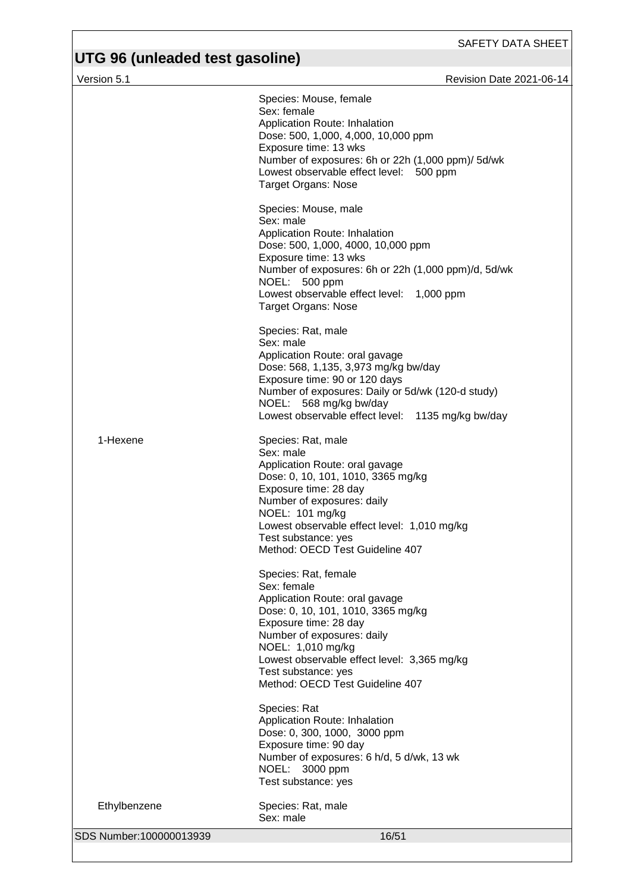| | |
|---|---|
| | Species: Mouse, female<br>Sex: female<br>Application Route: Inhalation<br>Dose: 500, 1,000, 4,000, 10,000 ppm<br>Exposure time: 13 wks<br>Number of exposures: 6h or 22h (1,000 ppm)/ 5d/wk<br>Lowest observable effect level: 500 ppm<br>Target Organs: Nose |
| | Species: Mouse, male<br>Sex: male<br>Application Route: Inhalation<br>Dose: 500, 1,000, 4000, 10,000 ppm<br>Exposure time: 13 wks<br>Number of exposures: 6h or 22h (1,000 ppm)/d, 5d/wk<br>NOEL: 500 ppm<br>Lowest observable effect level: 1,000 ppm<br>Target Organs: Nose |
| | Species: Rat, male<br>Sex: male<br>Application Route: oral gavage<br>Dose: 568, 1,135, 3,973 mg/kg bw/day<br>Exposure time: 90 or 120 days<br>Number of exposures: Daily or 5d/wk (120-d study)<br>NOEL: 568 mg/kg bw/day<br>Lowest observable effect level: 1135 mg/kg bw/day |
| 1-Hexene | Species: Rat, male<br>Sex: male<br>Application Route: oral gavage<br>Dose: 0, 10, 101, 1010, 3365 mg/kg<br>Exposure time: 28 day<br>Number of exposures: daily<br>NOEL: 101 mg/kg<br>Lowest observable effect level: 1,010 mg/kg<br>Test substance: yes<br>Method: OECD Test Guideline 407 |
| | Species: Rat, female<br>Sex: female<br>Application Route: oral gavage<br>Dose: 0, 10, 101, 1010, 3365 mg/kg<br>Exposure time: 28 day<br>Number of exposures: daily<br>NOEL: 1,010 mg/kg<br>Lowest observable effect level: 3,365 mg/kg<br>Test substance: yes<br>Method: OECD Test Guideline 407 |
| | Species: Rat<br>Application Route: Inhalation<br>Dose: 0, 300, 1000, 3000 ppm<br>Exposure time: 90 day<br>Number of exposures: 6 h/d, 5 d/wk, 13 wk<br>NOEL: 3000 ppm<br>Test substance: yes |
| Ethylbenzene | Species: Rat, male<br>Sex: male |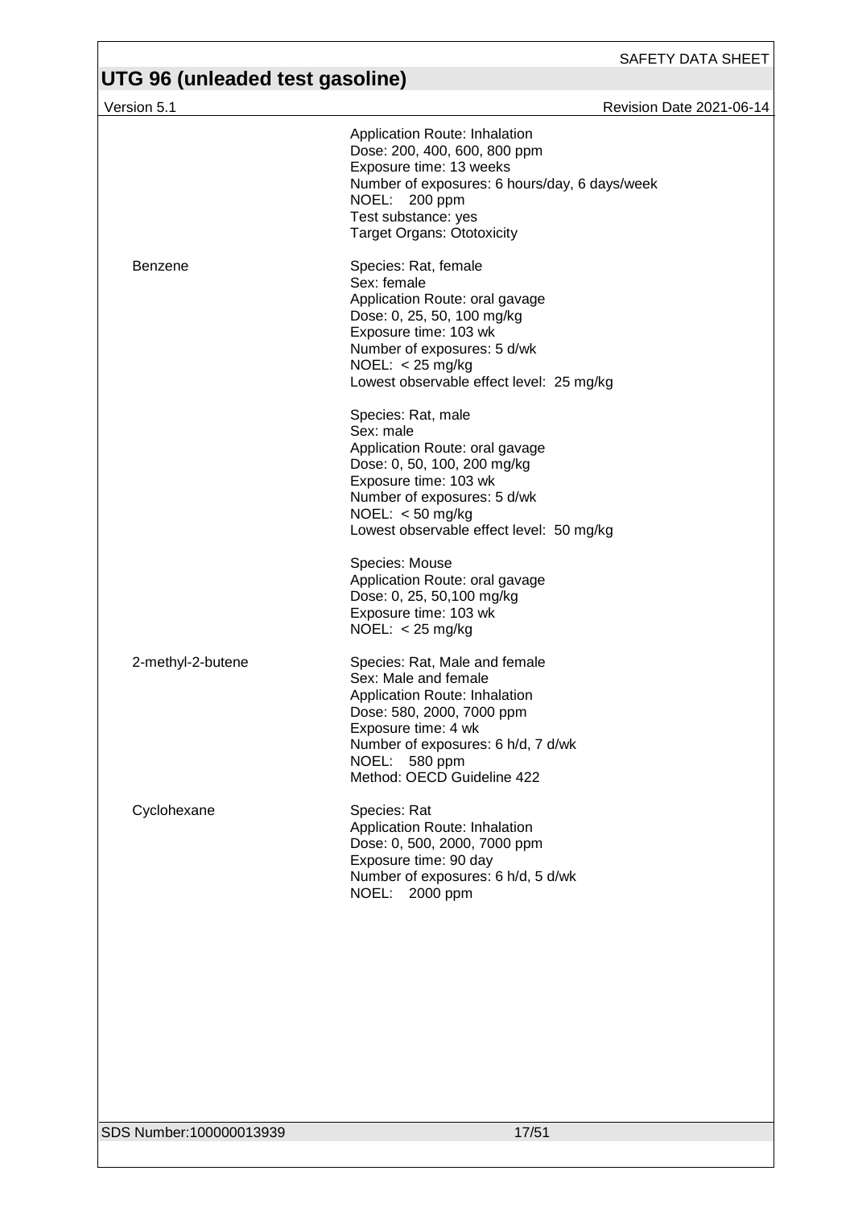| | |
|---|---|
| | Application Route: Inhalation<br>Dose: 200, 400, 600, 800 ppm<br>Exposure time: 13 weeks<br>Number of exposures: 6 hours/day, 6 days/week<br>NOEL: 200 ppm<br>Test substance: yes<br>Target Organs: Ototoxicity |
| Benzene | Species: Rat, female<br>Sex: female<br>Application Route: oral gavage<br>Dose: 0, 25, 50, 100 mg/kg<br>Exposure time: 103 wk<br>Number of exposures: 5 d/wk<br>NOEL: < 25 mg/kg<br>Lowest observable effect level: 25 mg/kg |
| | Species: Rat, male<br>Sex: male<br>Application Route: oral gavage<br>Dose: 0, 50, 100, 200 mg/kg<br>Exposure time: 103 wk<br>Number of exposures: 5 d/wk<br>NOEL: < 50 mg/kg<br>Lowest observable effect level: 50 mg/kg |
| | Species: Mouse<br>Application Route: oral gavage<br>Dose: 0, 25, 50,100 mg/kg<br>Exposure time: 103 wk<br>NOEL: < 25 mg/kg |
| 2-methyl-2-butene | Species: Rat, Male and female<br>Sex: Male and female<br>Application Route: Inhalation<br>Dose: 580, 2000, 7000 ppm<br>Exposure time: 4 wk<br>Number of exposures: 6 h/d, 7 d/wk<br>NOEL: 580 ppm<br>Method: OECD Guideline 422 |
| Cyclohexane | Species: Rat<br>Application Route: Inhalation<br>Dose: 0, 500, 2000, 7000 ppm<br>Exposure time: 90 day<br>Number of exposures: 6 h/d, 5 d/wk<br>NOEL: 2000 ppm |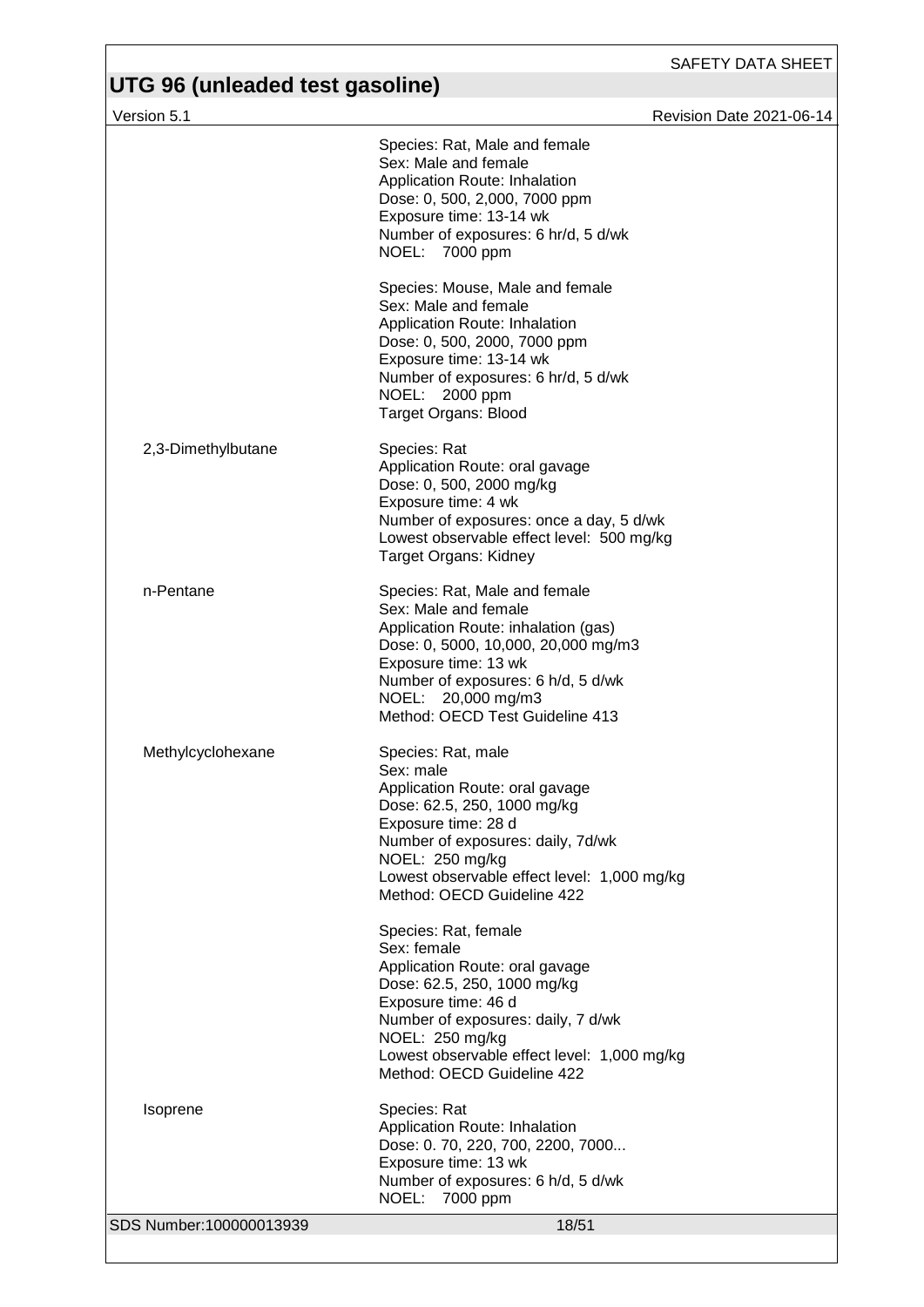| | |
|---|---|
| | Species: Rat, Male and female<br>Sex: Male and female<br>Application Route: Inhalation<br>Dose: 0, 500, 2,000, 7000 ppm<br>Exposure time: 13-14 wk<br>Number of exposures: 6 hr/d, 5 d/wk<br>NOEL: 7000 ppm |
| | Species: Mouse, Male and female<br>Sex: Male and female<br>Application Route: Inhalation<br>Dose: 0, 500, 2000, 7000 ppm<br>Exposure time: 13-14 wk<br>Number of exposures: 6 hr/d, 5 d/wk<br>NOEL: 2000 ppm<br>Target Organs: Blood |
| 2,3-Dimethylbutane | Species: Rat<br>Application Route: oral gavage<br>Dose: 0, 500, 2000 mg/kg<br>Exposure time: 4 wk<br>Number of exposures: once a day, 5 d/wk<br>Lowest observable effect level: 500 mg/kg<br>Target Organs: Kidney |
| n-Pentane | Species: Rat, Male and female<br>Sex: Male and female<br>Application Route: inhalation (gas)<br>Dose: 0, 5000, 10,000, 20,000 mg/m3<br>Exposure time: 13 wk<br>Number of exposures: 6 h/d, 5 d/wk<br>NOEL: 20,000 mg/m3<br>Method: OECD Test Guideline 413 |
| Methylcyclohexane | Species: Rat, male<br>Sex: male<br>Application Route: oral gavage<br>Dose: 62.5, 250, 1000 mg/kg<br>Exposure time: 28 d<br>Number of exposures: daily, 7d/wk<br>NOEL: 250 mg/kg<br>Lowest observable effect level: 1,000 mg/kg<br>Method: OECD Guideline 422 |
| | Species: Rat, female<br>Sex: female<br>Application Route: oral gavage<br>Dose: 62.5, 250, 1000 mg/kg<br>Exposure time: 46 d<br>Number of exposures: daily, 7 d/wk<br>NOEL: 250 mg/kg<br>Lowest observable effect level: 1,000 mg/kg<br>Method: OECD Guideline 422 |
| Isoprene | Species: Rat<br>Application Route: Inhalation<br>Dose: 0. 70, 220, 700, 2200, 7000...<br>Exposure time: 13 wk<br>Number of exposures: 6 h/d, 5 d/wk<br>NOEL: 7000 ppm |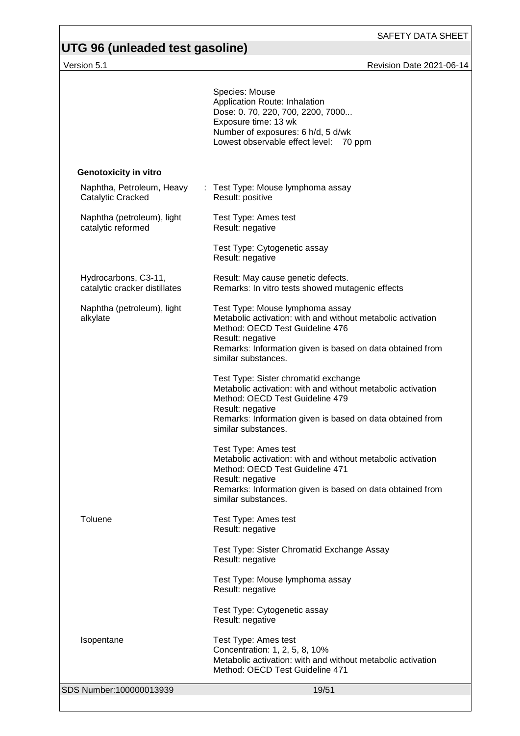Species: Mouse
Application Route: Inhalation
Dose: 0. 70, 220, 700, 2200, 7000...
Exposure time: 13 wk
Number of exposures: 6 h/d, 5 d/wk
Lowest observable effect level: 70 ppm

**Genotoxicity in vitro**

| | |
|---|---|
| Naphtha, Petroleum, Heavy Catalytic Cracked | : Test Type: Mouse lymphoma assay<br>Result: positive |
| Naphtha (petroleum), light catalytic reformed | Test Type: Ames test<br>Result: negative |
| | Test Type: Cytogenetic assay<br>Result: negative |
| Hydrocarbons, C3-11, catalytic cracker distillates | Result: May cause genetic defects.<br>Remarks: In vitro tests showed mutagenic effects |
| Naphtha (petroleum), light alkylate | Test Type: Mouse lymphoma assay<br>Metabolic activation: with and without metabolic activation<br>Method: OECD Test Guideline 476<br>Result: negative<br>Remarks: Information given is based on data obtained from similar substances. |
| | Test Type: Sister chromatid exchange<br>Metabolic activation: with and without metabolic activation<br>Method: OECD Test Guideline 479<br>Result: negative<br>Remarks: Information given is based on data obtained from similar substances. |
| | Test Type: Ames test<br>Metabolic activation: with and without metabolic activation<br>Method: OECD Test Guideline 471<br>Result: negative<br>Remarks: Information given is based on data obtained from similar substances. |
| Toluene | Test Type: Ames test<br>Result: negative |
| | Test Type: Sister Chromatid Exchange Assay<br>Result: negative |
| | Test Type: Mouse lymphoma assay<br>Result: negative |
| | Test Type: Cytogenetic assay<br>Result: negative |
| Isopentane | Test Type: Ames test<br>Concentration: 1, 2, 5, 8, 10%<br>Metabolic activation: with and without metabolic activation<br>Method: OECD Test Guideline 471 |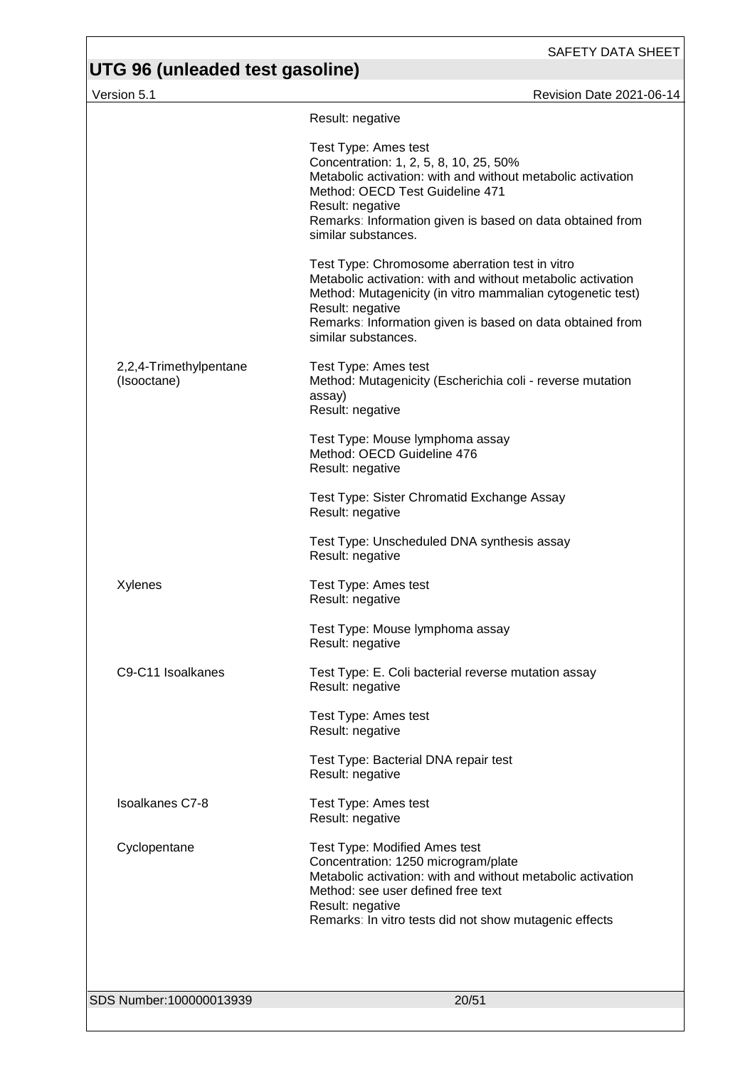| | |
|---|---|
| | Result: negative |
| | Test Type: Ames test<br>Concentration: 1, 2, 5, 8, 10, 25, 50%<br>Metabolic activation: with and without metabolic activation<br>Method: OECD Test Guideline 471<br>Result: negative<br>Remarks: Information given is based on data obtained from similar substances. |
| | Test Type: Chromosome aberration test in vitro<br>Metabolic activation: with and without metabolic activation<br>Method: Mutagenicity (in vitro mammalian cytogenetic test)<br>Result: negative<br>Remarks: Information given is based on data obtained from similar substances. |
| 2,2,4-Trimethylpentane (Isooctane) | Test Type: Ames test<br>Method: Mutagenicity (Escherichia coli - reverse mutation assay)<br>Result: negative |
| | Test Type: Mouse lymphoma assay<br>Method: OECD Guideline 476<br>Result: negative |
| | Test Type: Sister Chromatid Exchange Assay<br>Result: negative |
| | Test Type: Unscheduled DNA synthesis assay<br>Result: negative |
| Xylenes | Test Type: Ames test<br>Result: negative |
| | Test Type: Mouse lymphoma assay<br>Result: negative |
| C9-C11 Isoalkanes | Test Type: E. Coli bacterial reverse mutation assay<br>Result: negative |
| | Test Type: Ames test<br>Result: negative |
| | Test Type: Bacterial DNA repair test<br>Result: negative |
| Isoalkanes C7-8 | Test Type: Ames test<br>Result: negative |
| Cyclopentane | Test Type: Modified Ames test<br>Concentration: 1250 microgram/plate<br>Metabolic activation: with and without metabolic activation<br>Method: see user defined free text<br>Result: negative<br>Remarks: In vitro tests did not show mutagenic effects |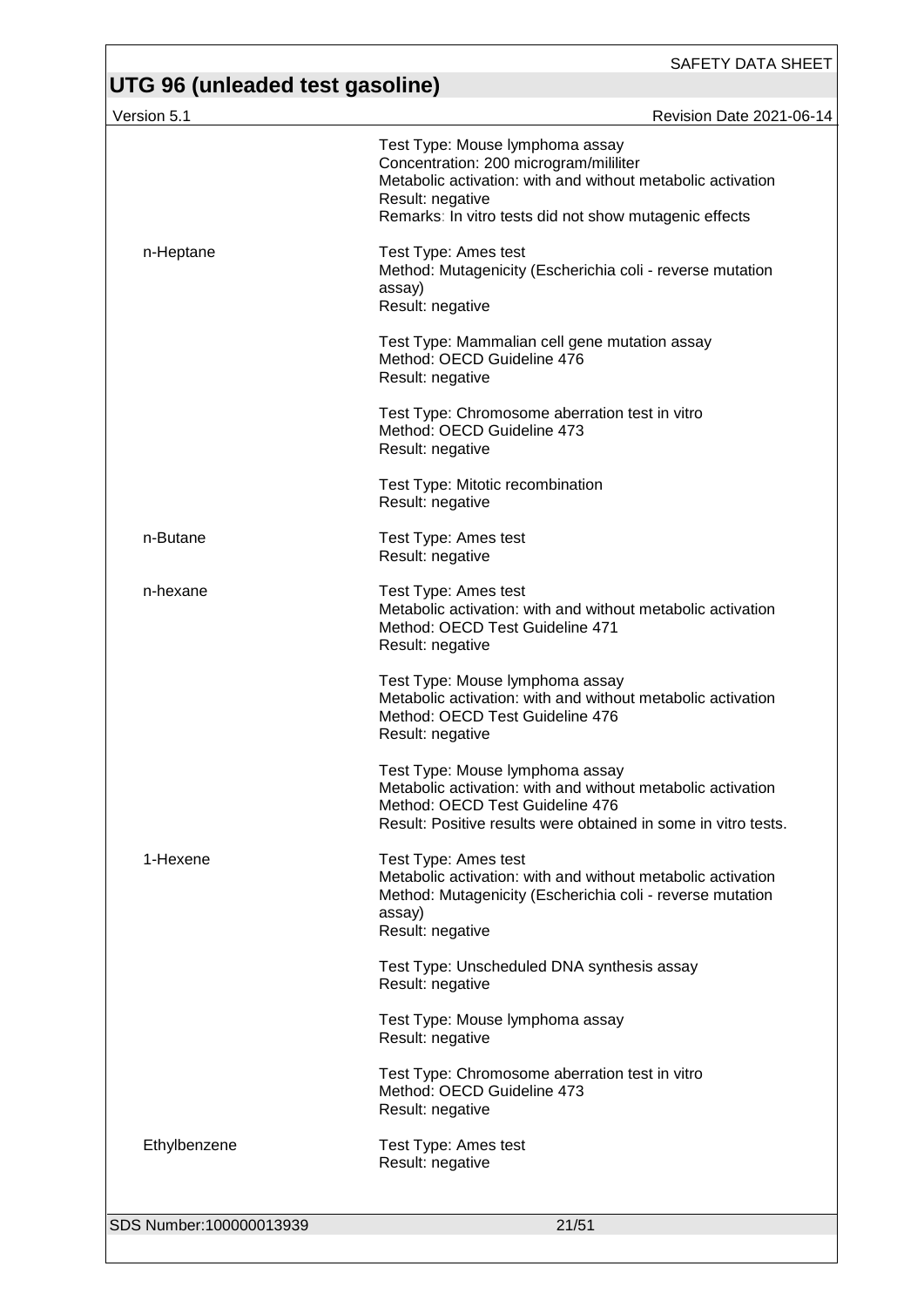| | |
|---|---|
| | Test Type: Mouse lymphoma assay<br>Concentration: 200 microgram/mililiter<br>Metabolic activation: with and without metabolic activation<br>Result: negative<br>Remarks: In vitro tests did not show mutagenic effects |
| n-Heptane | Test Type: Ames test<br>Method: Mutagenicity (Escherichia coli - reverse mutation assay)<br>Result: negative |
| | Test Type: Mammalian cell gene mutation assay<br>Method: OECD Guideline 476<br>Result: negative |
| | Test Type: Chromosome aberration test in vitro<br>Method: OECD Guideline 473<br>Result: negative |
| | Test Type: Mitotic recombination<br>Result: negative |
| n-Butane | Test Type: Ames test<br>Result: negative |
| n-hexane | Test Type: Ames test<br>Metabolic activation: with and without metabolic activation<br>Method: OECD Test Guideline 471<br>Result: negative |
| | Test Type: Mouse lymphoma assay<br>Metabolic activation: with and without metabolic activation<br>Method: OECD Test Guideline 476<br>Result: negative |
| | Test Type: Mouse lymphoma assay<br>Metabolic activation: with and without metabolic activation<br>Method: OECD Test Guideline 476<br>Result: Positive results were obtained in some in vitro tests. |
| 1-Hexene | Test Type: Ames test<br>Metabolic activation: with and without metabolic activation<br>Method: Mutagenicity (Escherichia coli - reverse mutation assay)<br>Result: negative |
| | Test Type: Unscheduled DNA synthesis assay<br>Result: negative |
| | Test Type: Mouse lymphoma assay<br>Result: negative |
| | Test Type: Chromosome aberration test in vitro<br>Method: OECD Guideline 473<br>Result: negative |
| Ethylbenzene | Test Type: Ames test<br>Result: negative |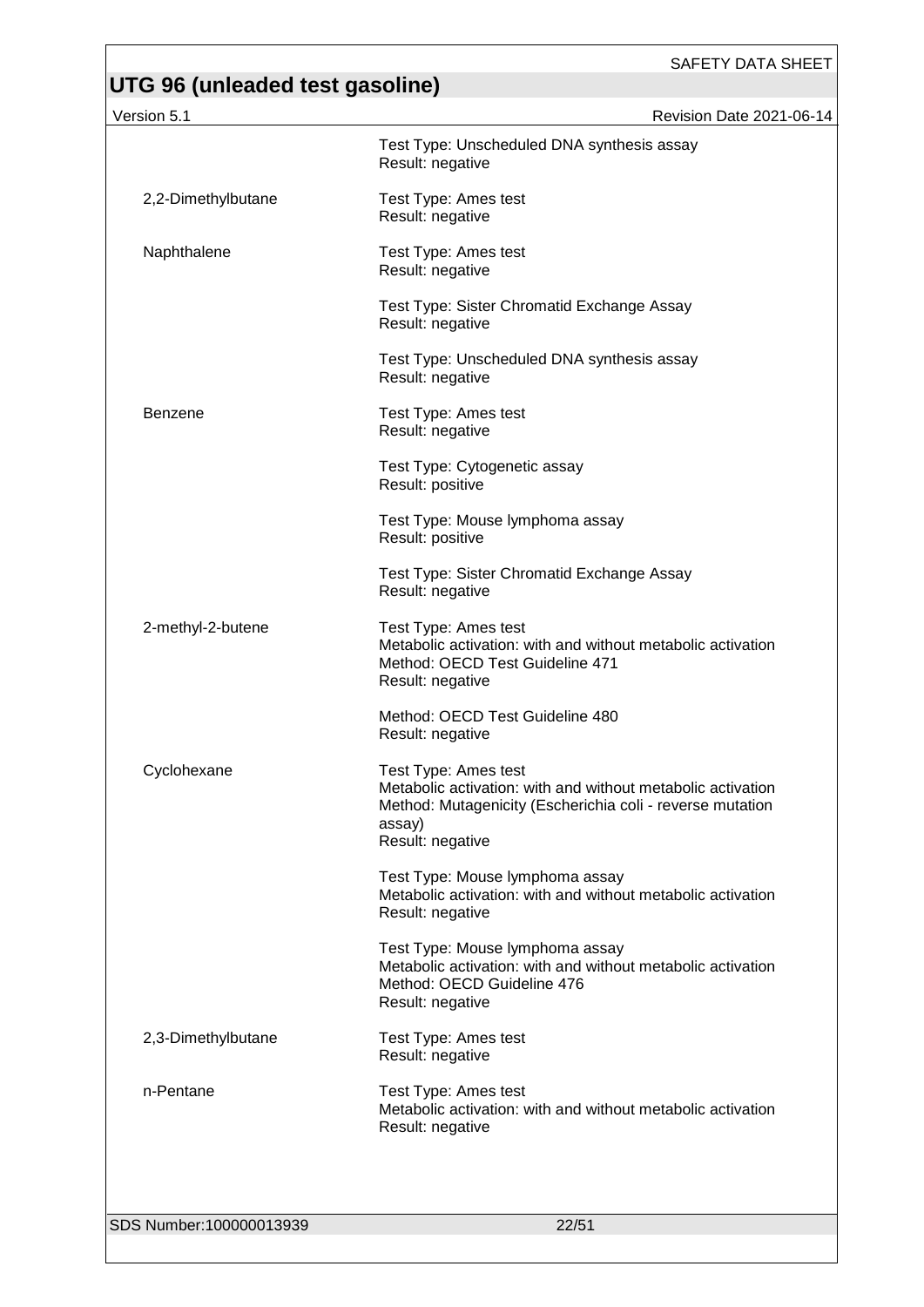| | |
|---|---|
| | Test Type: Unscheduled DNA synthesis assay<br>Result: negative |
| 2,2-Dimethylbutane | Test Type: Ames test<br>Result: negative |
| Naphthalene | Test Type: Ames test<br>Result: negative |
| | Test Type: Sister Chromatid Exchange Assay<br>Result: negative |
| | Test Type: Unscheduled DNA synthesis assay<br>Result: negative |
| Benzene | Test Type: Ames test<br>Result: negative |
| | Test Type: Cytogenetic assay<br>Result: positive |
| | Test Type: Mouse lymphoma assay<br>Result: positive |
| | Test Type: Sister Chromatid Exchange Assay<br>Result: negative |
| 2-methyl-2-butene | Test Type: Ames test<br>Metabolic activation: with and without metabolic activation<br>Method: OECD Test Guideline 471<br>Result: negative |
| | Method: OECD Test Guideline 480<br>Result: negative |
| Cyclohexane | Test Type: Ames test<br>Metabolic activation: with and without metabolic activation<br>Method: Mutagenicity (Escherichia coli - reverse mutation assay)<br>Result: negative |
| | Test Type: Mouse lymphoma assay<br>Metabolic activation: with and without metabolic activation<br>Result: negative |
| | Test Type: Mouse lymphoma assay<br>Metabolic activation: with and without metabolic activation<br>Method: OECD Guideline 476<br>Result: negative |
| 2,3-Dimethylbutane | Test Type: Ames test<br>Result: negative |
| n-Pentane | Test Type: Ames test<br>Metabolic activation: with and without metabolic activation<br>Result: negative |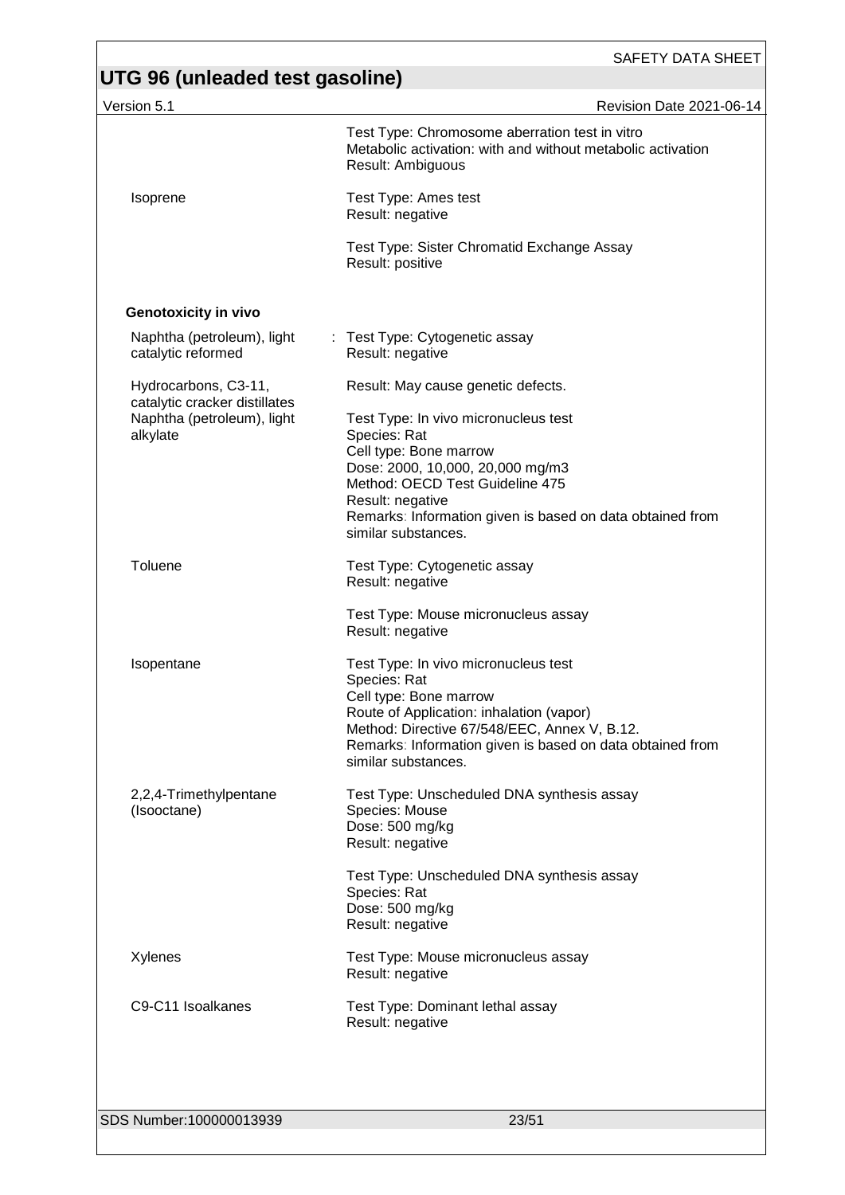Test Type: Chromosome aberration test in vitro
Metabolic activation: with and without metabolic activation
Result: Ambiguous

| | |
|---|---|
| Isoprene | Test Type: Ames test<br>Result: negative |
| | Test Type: Sister Chromatid Exchange Assay<br>Result: positive |

**Genotoxicity in vivo**

| | |
|---|---|
| Naphtha (petroleum), light catalytic reformed | : Test Type: Cytogenetic assay<br>Result: negative |
| Hydrocarbons, C3-11, catalytic cracker distillates | Result: May cause genetic defects. |
| Naphtha (petroleum), light alkylate | Test Type: In vivo micronucleus test<br>Species: Rat<br>Cell type: Bone marrow<br>Dose: 2000, 10,000, 20,000 mg/m3<br>Method: OECD Test Guideline 475<br>Result: negative<br>Remarks: Information given is based on data obtained from similar substances. |
| Toluene | Test Type: Cytogenetic assay<br>Result: negative |
| | Test Type: Mouse micronucleus assay<br>Result: negative |
| Isopentane | Test Type: In vivo micronucleus test<br>Species: Rat<br>Cell type: Bone marrow<br>Route of Application: inhalation (vapor)<br>Method: Directive 67/548/EEC, Annex V, B.12.<br>Remarks: Information given is based on data obtained from similar substances. |
| 2,2,4-Trimethylpentane (Isooctane) | Test Type: Unscheduled DNA synthesis assay<br>Species: Mouse<br>Dose: 500 mg/kg<br>Result: negative |
| | Test Type: Unscheduled DNA synthesis assay<br>Species: Rat<br>Dose: 500 mg/kg<br>Result: negative |
| Xylenes | Test Type: Mouse micronucleus assay<br>Result: negative |
| C9-C11 Isoalkanes | Test Type: Dominant lethal assay<br>Result: negative |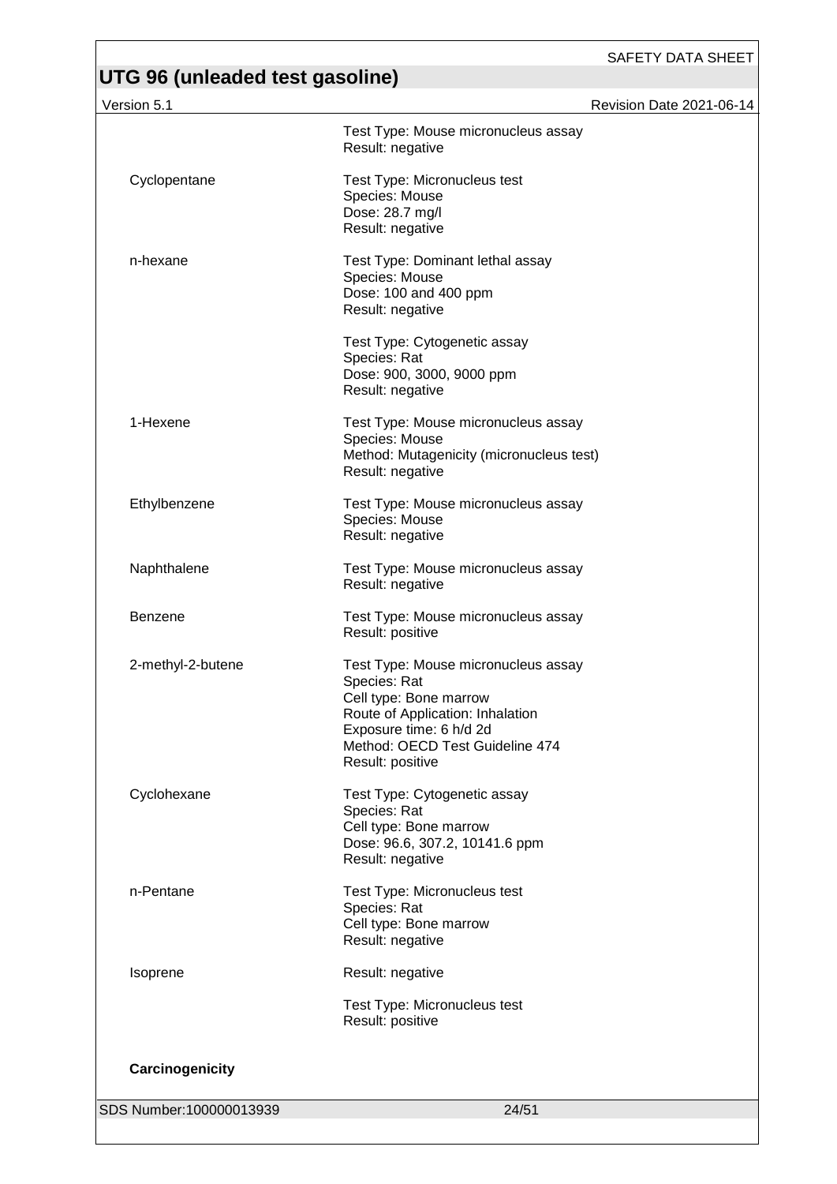| | |
|---|---|
| | Test Type: Mouse micronucleus assay<br>Result: negative |
| Cyclopentane | Test Type: Micronucleus test<br>Species: Mouse<br>Dose: 28.7 mg/l<br>Result: negative |
| n-hexane | Test Type: Dominant lethal assay<br>Species: Mouse<br>Dose: 100 and 400 ppm<br>Result: negative |
| | Test Type: Cytogenetic assay<br>Species: Rat<br>Dose: 900, 3000, 9000 ppm<br>Result: negative |
| 1-Hexene | Test Type: Mouse micronucleus assay<br>Species: Mouse<br>Method: Mutagenicity (micronucleus test)<br>Result: negative |
| Ethylbenzene | Test Type: Mouse micronucleus assay<br>Species: Mouse<br>Result: negative |
| Naphthalene | Test Type: Mouse micronucleus assay<br>Result: negative |
| Benzene | Test Type: Mouse micronucleus assay<br>Result: positive |
| 2-methyl-2-butene | Test Type: Mouse micronucleus assay<br>Species: Rat<br>Cell type: Bone marrow<br>Route of Application: Inhalation<br>Exposure time: 6 h/d 2d<br>Method: OECD Test Guideline 474<br>Result: positive |
| Cyclohexane | Test Type: Cytogenetic assay<br>Species: Rat<br>Cell type: Bone marrow<br>Dose: 96.6, 307.2, 10141.6 ppm<br>Result: negative |
| n-Pentane | Test Type: Micronucleus test<br>Species: Rat<br>Cell type: Bone marrow<br>Result: negative |
| Isoprene | Result: negative |
| | Test Type: Micronucleus test<br>Result: positive |

**Carcinogenicity**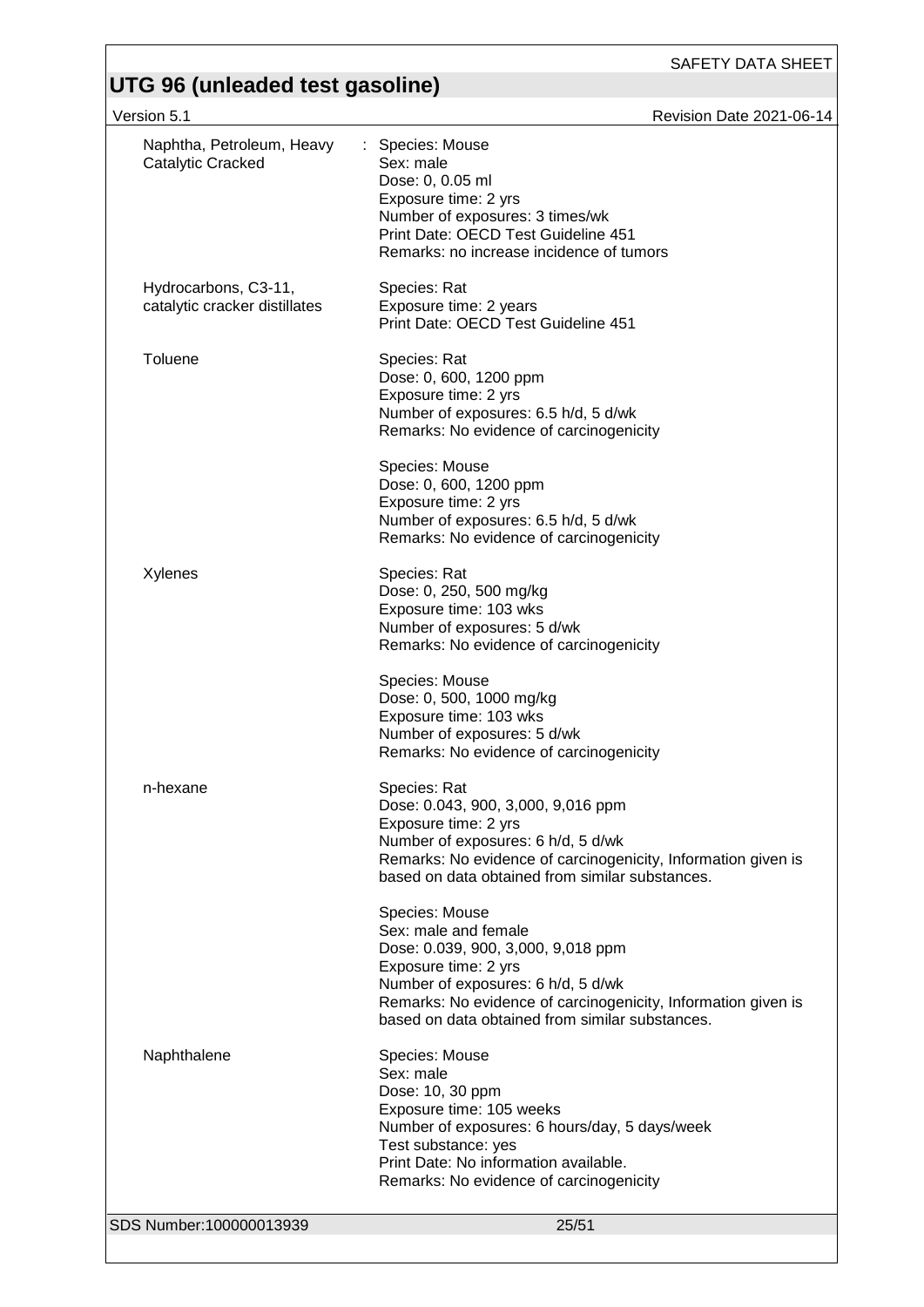| | |
|---|---|
| Naphtha, Petroleum, Heavy Catalytic Cracked | : Species: Mouse<br>Sex: male<br>Dose: 0, 0.05 ml<br>Exposure time: 2 yrs<br>Number of exposures: 3 times/wk<br>Print Date: OECD Test Guideline 451<br>Remarks: no increase incidence of tumors |
| Hydrocarbons, C3-11, catalytic cracker distillates | Species: Rat<br>Exposure time: 2 years<br>Print Date: OECD Test Guideline 451 |
| Toluene | Species: Rat<br>Dose: 0, 600, 1200 ppm<br>Exposure time: 2 yrs<br>Number of exposures: 6.5 h/d, 5 d/wk<br>Remarks: No evidence of carcinogenicity |
| | Species: Mouse<br>Dose: 0, 600, 1200 ppm<br>Exposure time: 2 yrs<br>Number of exposures: 6.5 h/d, 5 d/wk<br>Remarks: No evidence of carcinogenicity |
| Xylenes | Species: Rat<br>Dose: 0, 250, 500 mg/kg<br>Exposure time: 103 wks<br>Number of exposures: 5 d/wk<br>Remarks: No evidence of carcinogenicity |
| | Species: Mouse<br>Dose: 0, 500, 1000 mg/kg<br>Exposure time: 103 wks<br>Number of exposures: 5 d/wk<br>Remarks: No evidence of carcinogenicity |
| n-hexane | Species: Rat<br>Dose: 0.043, 900, 3,000, 9,016 ppm<br>Exposure time: 2 yrs<br>Number of exposures: 6 h/d, 5 d/wk<br>Remarks: No evidence of carcinogenicity, Information given is based on data obtained from similar substances. |
| | Species: Mouse<br>Sex: male and female<br>Dose: 0.039, 900, 3,000, 9,018 ppm<br>Exposure time: 2 yrs<br>Number of exposures: 6 h/d, 5 d/wk<br>Remarks: No evidence of carcinogenicity, Information given is based on data obtained from similar substances. |
| Naphthalene | Species: Mouse<br>Sex: male<br>Dose: 10, 30 ppm<br>Exposure time: 105 weeks<br>Number of exposures: 6 hours/day, 5 days/week<br>Test substance: yes<br>Print Date: No information available.<br>Remarks: No evidence of carcinogenicity |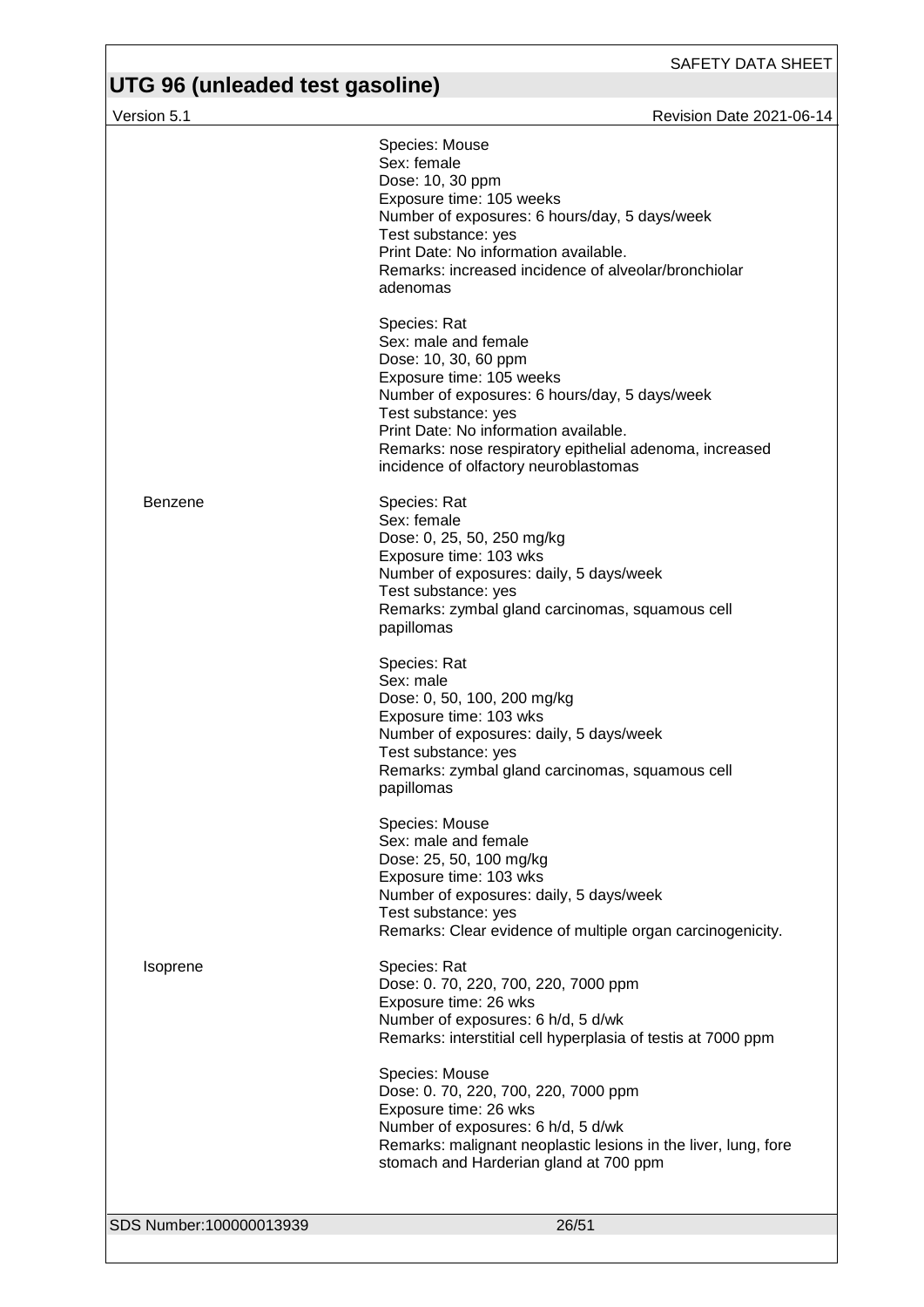| | |
|---|---|
| | Species: Mouse<br>Sex: female<br>Dose: 10, 30 ppm<br>Exposure time: 105 weeks<br>Number of exposures: 6 hours/day, 5 days/week<br>Test substance: yes<br>Print Date: No information available.<br>Remarks: increased incidence of alveolar/bronchiolar adenomas |
| | Species: Rat<br>Sex: male and female<br>Dose: 10, 30, 60 ppm<br>Exposure time: 105 weeks<br>Number of exposures: 6 hours/day, 5 days/week<br>Test substance: yes<br>Print Date: No information available.<br>Remarks: nose respiratory epithelial adenoma, increased incidence of olfactory neuroblastomas |
| Benzene | Species: Rat<br>Sex: female<br>Dose: 0, 25, 50, 250 mg/kg<br>Exposure time: 103 wks<br>Number of exposures: daily, 5 days/week<br>Test substance: yes<br>Remarks: zymbal gland carcinomas, squamous cell papillomas |
| | Species: Rat<br>Sex: male<br>Dose: 0, 50, 100, 200 mg/kg<br>Exposure time: 103 wks<br>Number of exposures: daily, 5 days/week<br>Test substance: yes<br>Remarks: zymbal gland carcinomas, squamous cell papillomas |
| | Species: Mouse<br>Sex: male and female<br>Dose: 25, 50, 100 mg/kg<br>Exposure time: 103 wks<br>Number of exposures: daily, 5 days/week<br>Test substance: yes<br>Remarks: Clear evidence of multiple organ carcinogenicity. |
| Isoprene | Species: Rat<br>Dose: 0. 70, 220, 700, 220, 7000 ppm<br>Exposure time: 26 wks<br>Number of exposures: 6 h/d, 5 d/wk<br>Remarks: interstitial cell hyperplasia of testis at 7000 ppm |
| | Species: Mouse<br>Dose: 0. 70, 220, 700, 220, 7000 ppm<br>Exposure time: 26 wks<br>Number of exposures: 6 h/d, 5 d/wk<br>Remarks: malignant neoplastic lesions in the liver, lung, fore stomach and Harderian gland at 700 ppm |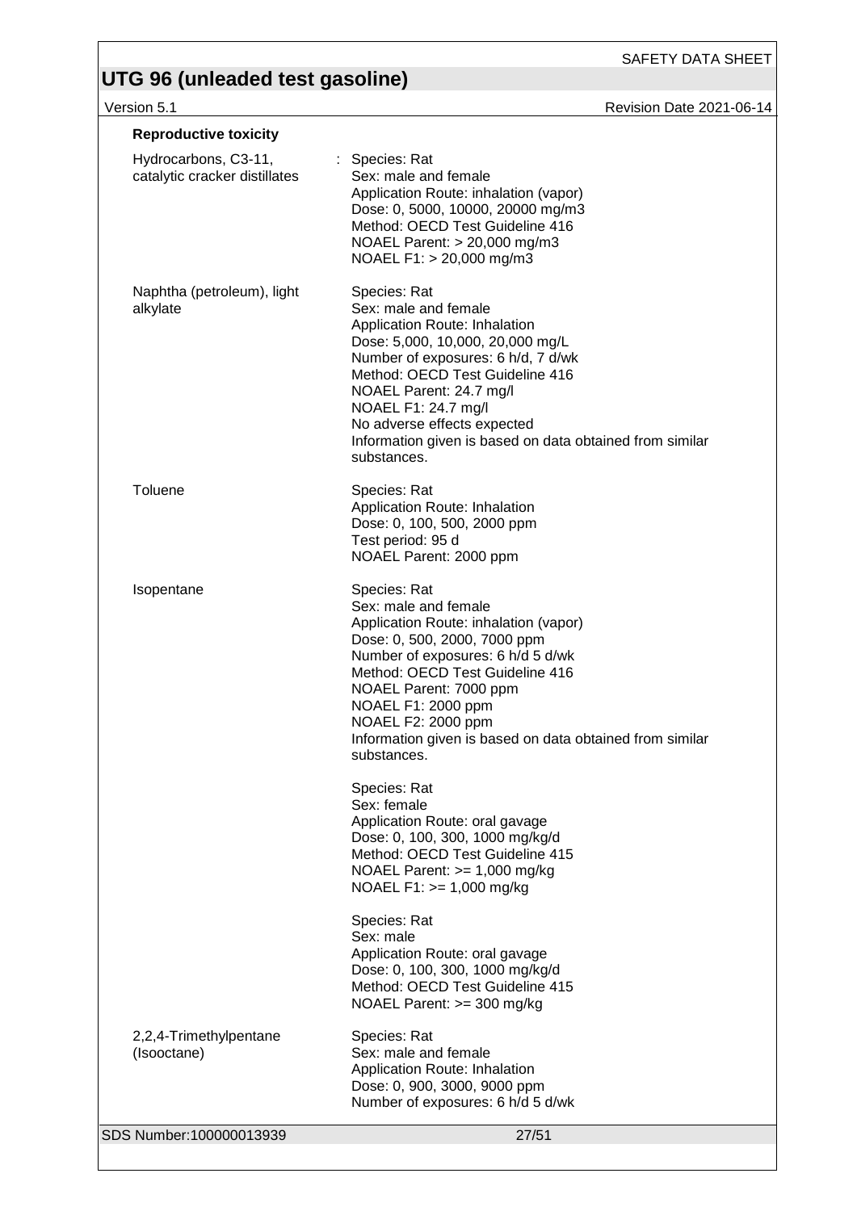**Reproductive toxicity**

Hydrocarbons, C3-11, catalytic cracker distillates : Species: Rat
Sex: male and female
Application Route: inhalation (vapor)
Dose: 0, 5000, 10000, 20000 mg/m3
Method: OECD Test Guideline 416
NOAEL Parent: > 20,000 mg/m3
NOAEL F1: > 20,000 mg/m3

Naphtha (petroleum), light alkylate
Species: Rat
Sex: male and female
Application Route: Inhalation
Dose: 5,000, 10,000, 20,000 mg/L
Number of exposures: 6 h/d, 7 d/wk
Method: OECD Test Guideline 416
NOAEL Parent: 24.7 mg/l
NOAEL F1: 24.7 mg/l
No adverse effects expected
Information given is based on data obtained from similar substances.

Toluene
Species: Rat
Application Route: Inhalation
Dose: 0, 100, 500, 2000 ppm
Test period: 95 d
NOAEL Parent: 2000 ppm

Isopentane
Species: Rat
Sex: male and female
Application Route: inhalation (vapor)
Dose: 0, 500, 2000, 7000 ppm
Number of exposures: 6 h/d 5 d/wk
Method: OECD Test Guideline 416
NOAEL Parent: 7000 ppm
NOAEL F1: 2000 ppm
NOAEL F2: 2000 ppm
Information given is based on data obtained from similar substances.

Species: Rat
Sex: female
Application Route: oral gavage
Dose: 0, 100, 300, 1000 mg/kg/d
Method: OECD Test Guideline 415
NOAEL Parent: >= 1,000 mg/kg
NOAEL F1: >= 1,000 mg/kg

Species: Rat
Sex: male
Application Route: oral gavage
Dose: 0, 100, 300, 1000 mg/kg/d
Method: OECD Test Guideline 415
NOAEL Parent: >= 300 mg/kg

2,2,4-Trimethylpentane (Isooctane)
Species: Rat
Sex: male and female
Application Route: Inhalation
Dose: 0, 900, 3000, 9000 ppm
Number of exposures: 6 h/d 5 d/wk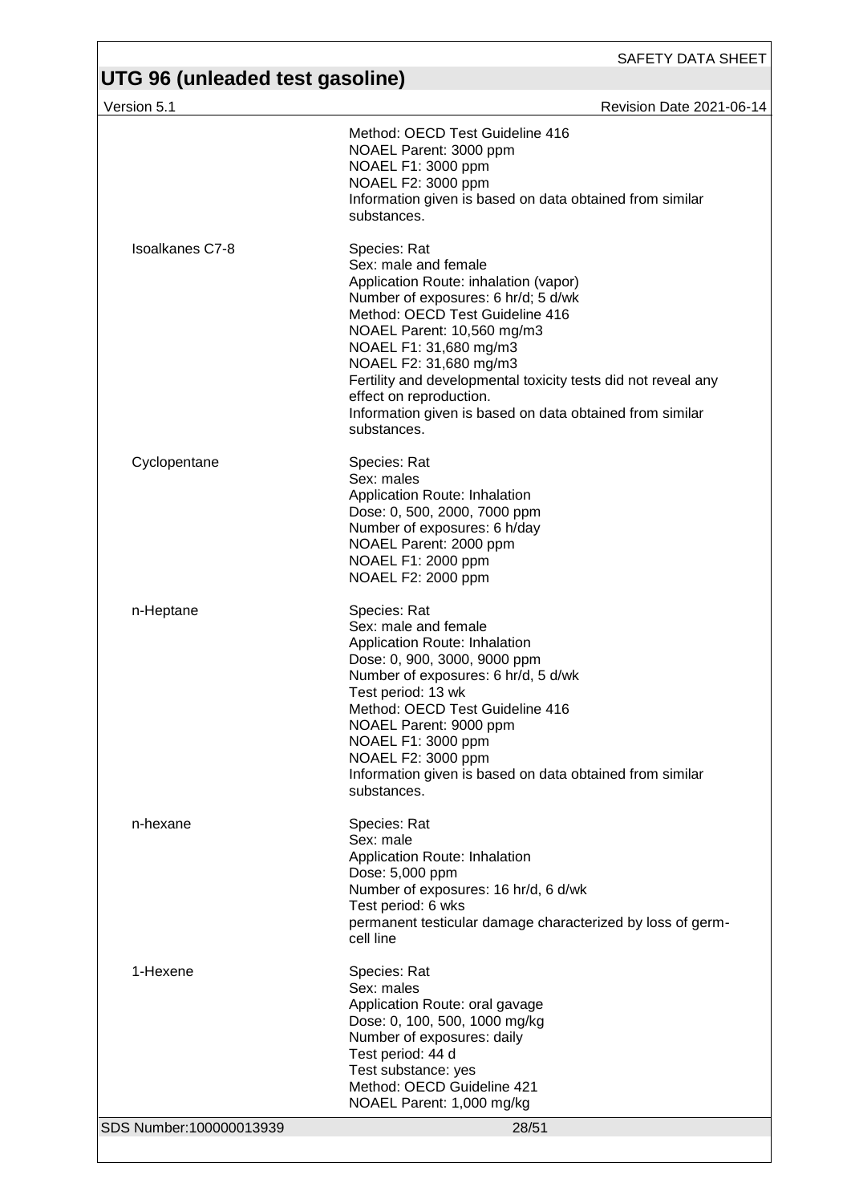| | |
|---|---|
| | Method: OECD Test Guideline 416<br>NOAEL Parent: 3000 ppm<br>NOAEL F1: 3000 ppm<br>NOAEL F2: 3000 ppm<br>Information given is based on data obtained from similar substances. |
| Isoalkanes C7-8 | Species: Rat<br>Sex: male and female<br>Application Route: inhalation (vapor)<br>Number of exposures: 6 hr/d; 5 d/wk<br>Method: OECD Test Guideline 416<br>NOAEL Parent: 10,560 mg/m3<br>NOAEL F1: 31,680 mg/m3<br>NOAEL F2: 31,680 mg/m3<br>Fertility and developmental toxicity tests did not reveal any effect on reproduction.<br>Information given is based on data obtained from similar substances. |
| Cyclopentane | Species: Rat<br>Sex: males<br>Application Route: Inhalation<br>Dose: 0, 500, 2000, 7000 ppm<br>Number of exposures: 6 h/day<br>NOAEL Parent: 2000 ppm<br>NOAEL F1: 2000 ppm<br>NOAEL F2: 2000 ppm |
| n-Heptane | Species: Rat<br>Sex: male and female<br>Application Route: Inhalation<br>Dose: 0, 900, 3000, 9000 ppm<br>Number of exposures: 6 hr/d, 5 d/wk<br>Test period: 13 wk<br>Method: OECD Test Guideline 416<br>NOAEL Parent: 9000 ppm<br>NOAEL F1: 3000 ppm<br>NOAEL F2: 3000 ppm<br>Information given is based on data obtained from similar substances. |
| n-hexane | Species: Rat<br>Sex: male<br>Application Route: Inhalation<br>Dose: 5,000 ppm<br>Number of exposures: 16 hr/d, 6 d/wk<br>Test period: 6 wks<br>permanent testicular damage characterized by loss of germ-cell line |
| 1-Hexene | Species: Rat<br>Sex: males<br>Application Route: oral gavage<br>Dose: 0, 100, 500, 1000 mg/kg<br>Number of exposures: daily<br>Test period: 44 d<br>Test substance: yes<br>Method: OECD Guideline 421<br>NOAEL Parent: 1,000 mg/kg |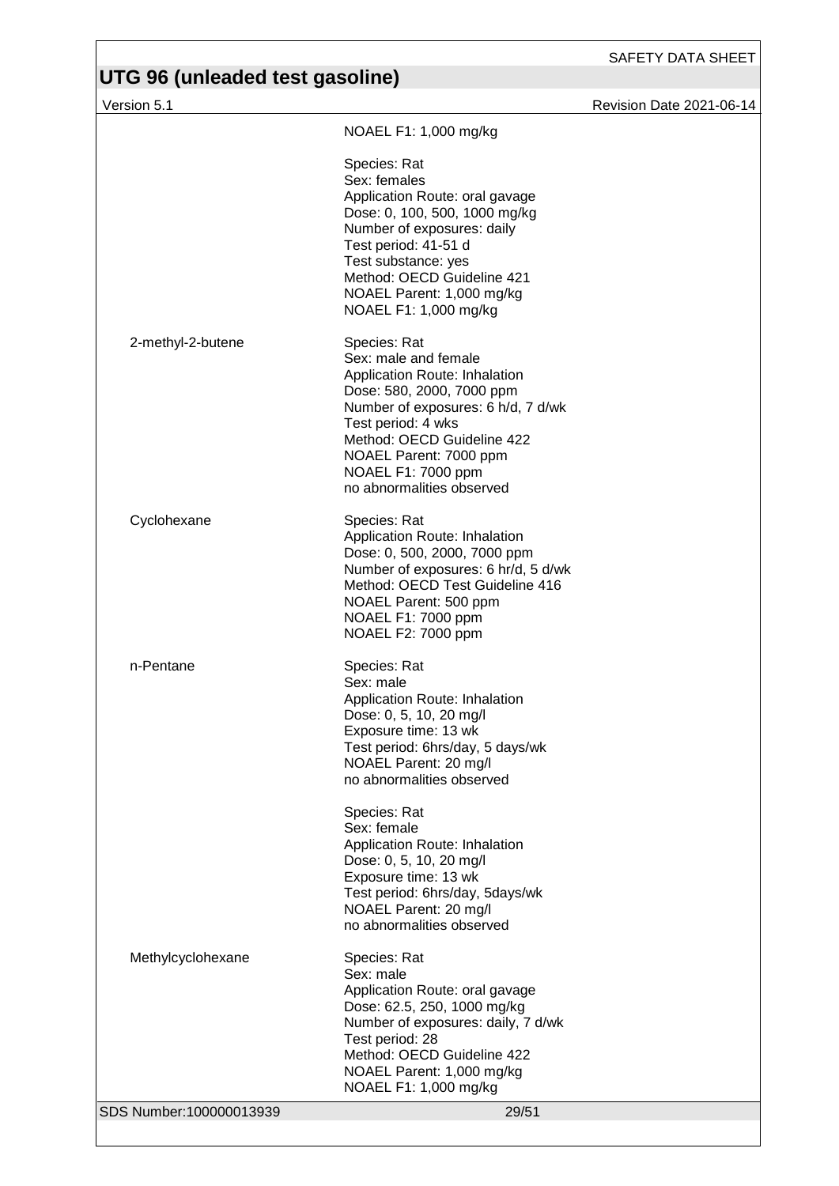| | |
|---|---|
| | NOAEL F1: 1,000 mg/kg |
| | Species: Rat<br>Sex: females<br>Application Route: oral gavage<br>Dose: 0, 100, 500, 1000 mg/kg<br>Number of exposures: daily<br>Test period: 41-51 d<br>Test substance: yes<br>Method: OECD Guideline 421<br>NOAEL Parent: 1,000 mg/kg<br>NOAEL F1: 1,000 mg/kg |
| 2-methyl-2-butene | Species: Rat<br>Sex: male and female<br>Application Route: Inhalation<br>Dose: 580, 2000, 7000 ppm<br>Number of exposures: 6 h/d, 7 d/wk<br>Test period: 4 wks<br>Method: OECD Guideline 422<br>NOAEL Parent: 7000 ppm<br>NOAEL F1: 7000 ppm<br>no abnormalities observed |
| Cyclohexane | Species: Rat<br>Application Route: Inhalation<br>Dose: 0, 500, 2000, 7000 ppm<br>Number of exposures: 6 hr/d, 5 d/wk<br>Method: OECD Test Guideline 416<br>NOAEL Parent: 500 ppm<br>NOAEL F1: 7000 ppm<br>NOAEL F2: 7000 ppm |
| n-Pentane | Species: Rat<br>Sex: male<br>Application Route: Inhalation<br>Dose: 0, 5, 10, 20 mg/l<br>Exposure time: 13 wk<br>Test period: 6hrs/day, 5 days/wk<br>NOAEL Parent: 20 mg/l<br>no abnormalities observed |
| | Species: Rat<br>Sex: female<br>Application Route: Inhalation<br>Dose: 0, 5, 10, 20 mg/l<br>Exposure time: 13 wk<br>Test period: 6hrs/day, 5days/wk<br>NOAEL Parent: 20 mg/l<br>no abnormalities observed |
| Methylcyclohexane | Species: Rat<br>Sex: male<br>Application Route: oral gavage<br>Dose: 62.5, 250, 1000 mg/kg<br>Number of exposures: daily, 7 d/wk<br>Test period: 28<br>Method: OECD Guideline 422<br>NOAEL Parent: 1,000 mg/kg<br>NOAEL F1: 1,000 mg/kg |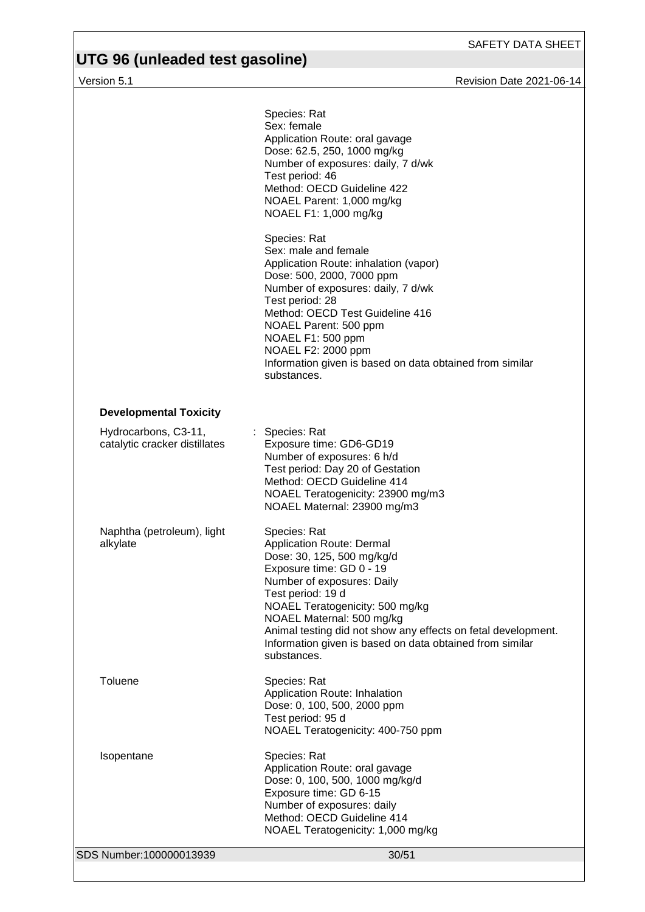Species: Rat
Sex: female
Application Route: oral gavage
Dose: 62.5, 250, 1000 mg/kg
Number of exposures: daily, 7 d/wk
Test period: 46
Method: OECD Guideline 422
NOAEL Parent: 1,000 mg/kg
NOAEL F1: 1,000 mg/kg

Species: Rat
Sex: male and female
Application Route: inhalation (vapor)
Dose: 500, 2000, 7000 ppm
Number of exposures: daily, 7 d/wk
Test period: 28
Method: OECD Test Guideline 416
NOAEL Parent: 500 ppm
NOAEL F1: 500 ppm
NOAEL F2: 2000 ppm
Information given is based on data obtained from similar substances.

**Developmental Toxicity**

Hydrocarbons, C3-11, catalytic cracker distillates :
Species: Rat
Exposure time: GD6-GD19
Number of exposures: 6 h/d
Test period: Day 20 of Gestation
Method: OECD Guideline 414
NOAEL Teratogenicity: 23900 mg/m3
NOAEL Maternal: 23900 mg/m3

Naphtha (petroleum), light alkylate
Species: Rat
Application Route: Dermal
Dose: 30, 125, 500 mg/kg/d
Exposure time: GD 0 - 19
Number of exposures: Daily
Test period: 19 d
NOAEL Teratogenicity: 500 mg/kg
NOAEL Maternal: 500 mg/kg
Animal testing did not show any effects on fetal development.
Information given is based on data obtained from similar substances.

Toluene
Species: Rat
Application Route: Inhalation
Dose: 0, 100, 500, 2000 ppm
Test period: 95 d
NOAEL Teratogenicity: 400-750 ppm

Isopentane
Species: Rat
Application Route: oral gavage
Dose: 0, 100, 500, 1000 mg/kg/d
Exposure time: GD 6-15
Number of exposures: daily
Method: OECD Guideline 414
NOAEL Teratogenicity: 1,000 mg/kg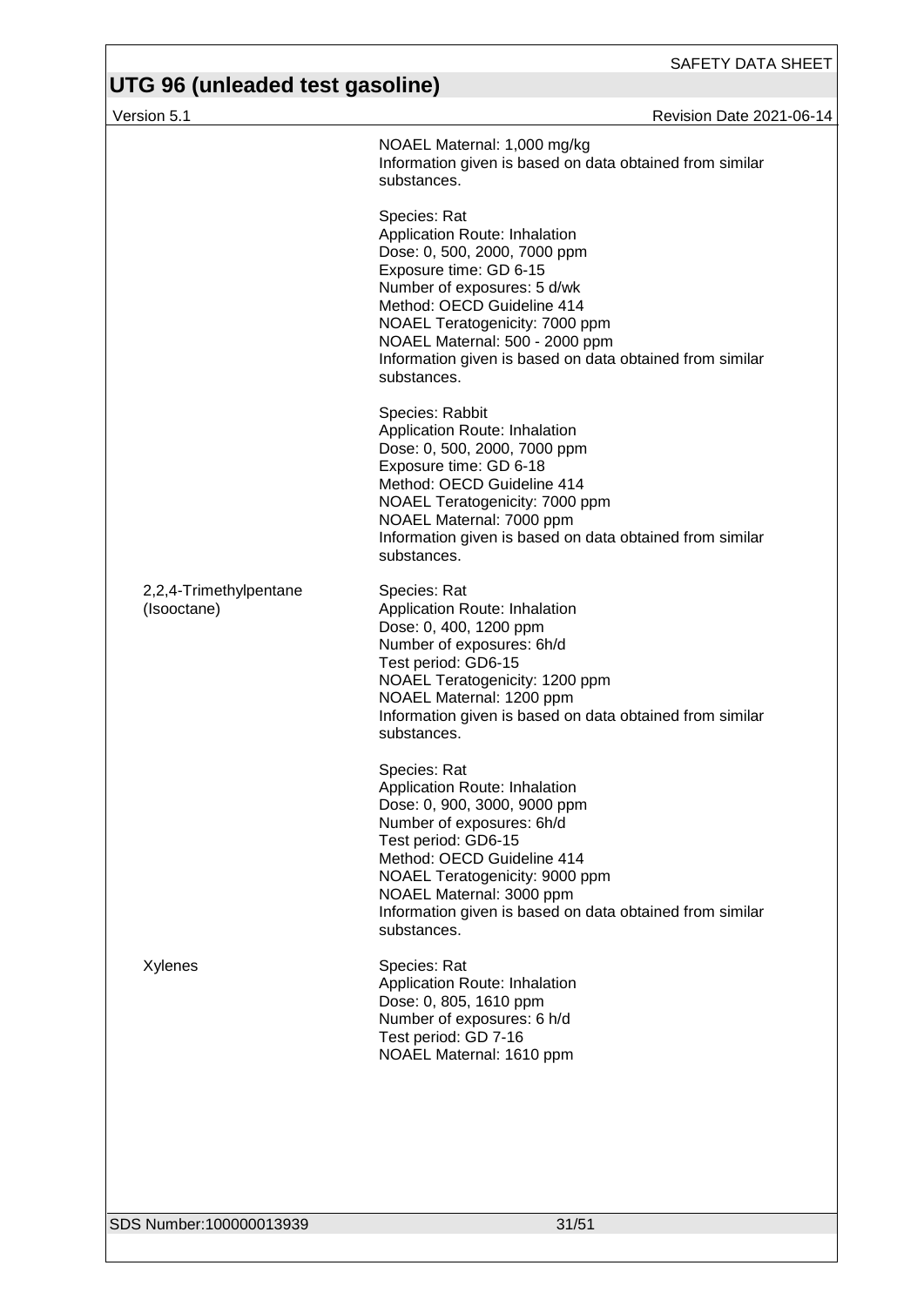| | |
|---|---|
| | NOAEL Maternal: 1,000 mg/kg<br>Information given is based on data obtained from similar substances. |
| | Species: Rat<br>Application Route: Inhalation<br>Dose: 0, 500, 2000, 7000 ppm<br>Exposure time: GD 6-15<br>Number of exposures: 5 d/wk<br>Method: OECD Guideline 414<br>NOAEL Teratogenicity: 7000 ppm<br>NOAEL Maternal: 500 - 2000 ppm<br>Information given is based on data obtained from similar substances. |
| | Species: Rabbit<br>Application Route: Inhalation<br>Dose: 0, 500, 2000, 7000 ppm<br>Exposure time: GD 6-18<br>Method: OECD Guideline 414<br>NOAEL Teratogenicity: 7000 ppm<br>NOAEL Maternal: 7000 ppm<br>Information given is based on data obtained from similar substances. |
| 2,2,4-Trimethylpentane (Isooctane) | Species: Rat<br>Application Route: Inhalation<br>Dose: 0, 400, 1200 ppm<br>Number of exposures: 6h/d<br>Test period: GD6-15<br>NOAEL Teratogenicity: 1200 ppm<br>NOAEL Maternal: 1200 ppm<br>Information given is based on data obtained from similar substances. |
| | Species: Rat<br>Application Route: Inhalation<br>Dose: 0, 900, 3000, 9000 ppm<br>Number of exposures: 6h/d<br>Test period: GD6-15<br>Method: OECD Guideline 414<br>NOAEL Teratogenicity: 9000 ppm<br>NOAEL Maternal: 3000 ppm<br>Information given is based on data obtained from similar substances. |
| Xylenes | Species: Rat<br>Application Route: Inhalation<br>Dose: 0, 805, 1610 ppm<br>Number of exposures: 6 h/d<br>Test period: GD 7-16<br>NOAEL Maternal: 1610 ppm |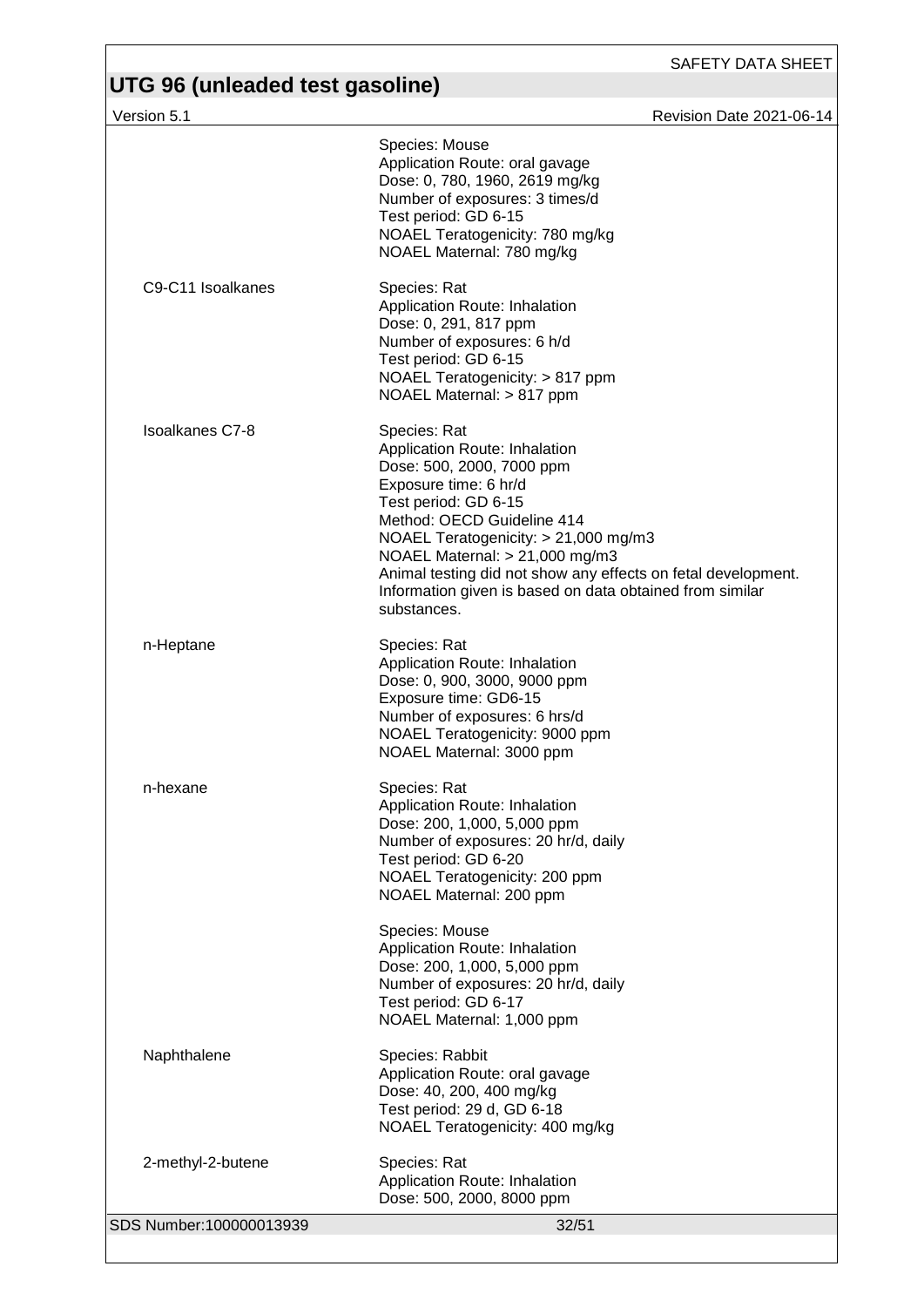| | |
|---|---|
| | Species: Mouse<br>Application Route: oral gavage<br>Dose: 0, 780, 1960, 2619 mg/kg<br>Number of exposures: 3 times/d<br>Test period: GD 6-15<br>NOAEL Teratogenicity: 780 mg/kg<br>NOAEL Maternal: 780 mg/kg |
| C9-C11 Isoalkanes | Species: Rat<br>Application Route: Inhalation<br>Dose: 0, 291, 817 ppm<br>Number of exposures: 6 h/d<br>Test period: GD 6-15<br>NOAEL Teratogenicity: > 817 ppm<br>NOAEL Maternal: > 817 ppm |
| Isoalkanes C7-8 | Species: Rat<br>Application Route: Inhalation<br>Dose: 500, 2000, 7000 ppm<br>Exposure time: 6 hr/d<br>Test period: GD 6-15<br>Method: OECD Guideline 414<br>NOAEL Teratogenicity: > 21,000 mg/m3<br>NOAEL Maternal: > 21,000 mg/m3<br>Animal testing did not show any effects on fetal development.<br>Information given is based on data obtained from similar substances. |
| n-Heptane | Species: Rat<br>Application Route: Inhalation<br>Dose: 0, 900, 3000, 9000 ppm<br>Exposure time: GD6-15<br>Number of exposures: 6 hrs/d<br>NOAEL Teratogenicity: 9000 ppm<br>NOAEL Maternal: 3000 ppm |
| n-hexane | Species: Rat<br>Application Route: Inhalation<br>Dose: 200, 1,000, 5,000 ppm<br>Number of exposures: 20 hr/d, daily<br>Test period: GD 6-20<br>NOAEL Teratogenicity: 200 ppm<br>NOAEL Maternal: 200 ppm |
| | Species: Mouse<br>Application Route: Inhalation<br>Dose: 200, 1,000, 5,000 ppm<br>Number of exposures: 20 hr/d, daily<br>Test period: GD 6-17<br>NOAEL Maternal: 1,000 ppm |
| Naphthalene | Species: Rabbit<br>Application Route: oral gavage<br>Dose: 40, 200, 400 mg/kg<br>Test period: 29 d, GD 6-18<br>NOAEL Teratogenicity: 400 mg/kg |
| 2-methyl-2-butene | Species: Rat<br>Application Route: Inhalation<br>Dose: 500, 2000, 8000 ppm |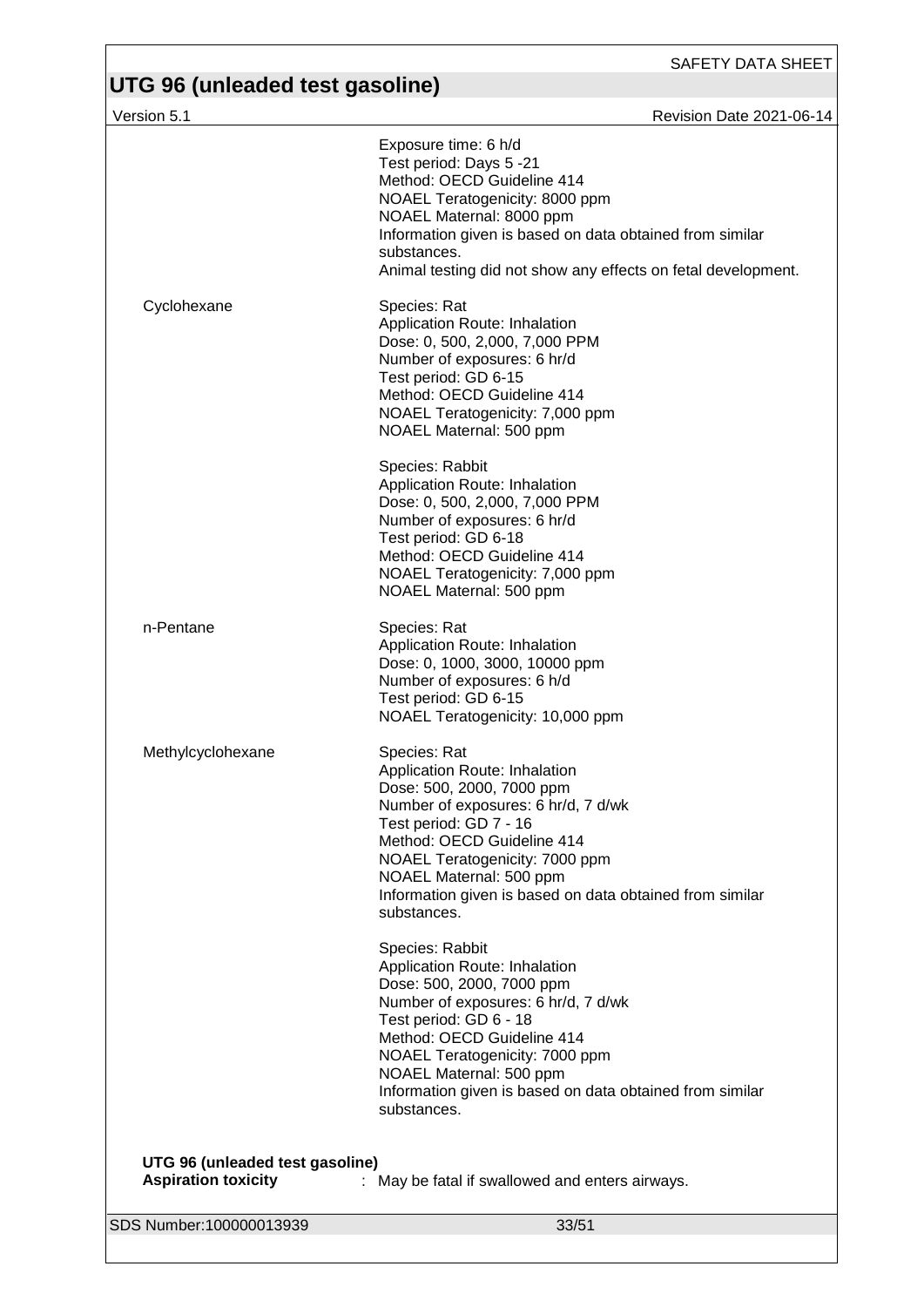| | |
|---|---|
| | Exposure time: 6 h/d<br>Test period: Days 5 -21<br>Method: OECD Guideline 414<br>NOAEL Teratogenicity: 8000 ppm<br>NOAEL Maternal: 8000 ppm<br>Information given is based on data obtained from similar substances.<br>Animal testing did not show any effects on fetal development. |
| Cyclohexane | Species: Rat<br>Application Route: Inhalation<br>Dose: 0, 500, 2,000, 7,000 PPM<br>Number of exposures: 6 hr/d<br>Test period: GD 6-15<br>Method: OECD Guideline 414<br>NOAEL Teratogenicity: 7,000 ppm<br>NOAEL Maternal: 500 ppm |
| | Species: Rabbit<br>Application Route: Inhalation<br>Dose: 0, 500, 2,000, 7,000 PPM<br>Number of exposures: 6 hr/d<br>Test period: GD 6-18<br>Method: OECD Guideline 414<br>NOAEL Teratogenicity: 7,000 ppm<br>NOAEL Maternal: 500 ppm |
| n-Pentane | Species: Rat<br>Application Route: Inhalation<br>Dose: 0, 1000, 3000, 10000 ppm<br>Number of exposures: 6 h/d<br>Test period: GD 6-15<br>NOAEL Teratogenicity: 10,000 ppm |
| Methylcyclohexane | Species: Rat<br>Application Route: Inhalation<br>Dose: 500, 2000, 7000 ppm<br>Number of exposures: 6 hr/d, 7 d/wk<br>Test period: GD 7 - 16<br>Method: OECD Guideline 414<br>NOAEL Teratogenicity: 7000 ppm<br>NOAEL Maternal: 500 ppm<br>Information given is based on data obtained from similar substances. |
| | Species: Rabbit<br>Application Route: Inhalation<br>Dose: 500, 2000, 7000 ppm<br>Number of exposures: 6 hr/d, 7 d/wk<br>Test period: GD 6 - 18<br>Method: OECD Guideline 414<br>NOAEL Teratogenicity: 7000 ppm<br>NOAEL Maternal: 500 ppm<br>Information given is based on data obtained from similar substances. |

**UTG 96 (unleaded test gasoline)**

**Aspiration toxicity** : May be fatal if swallowed and enters airways.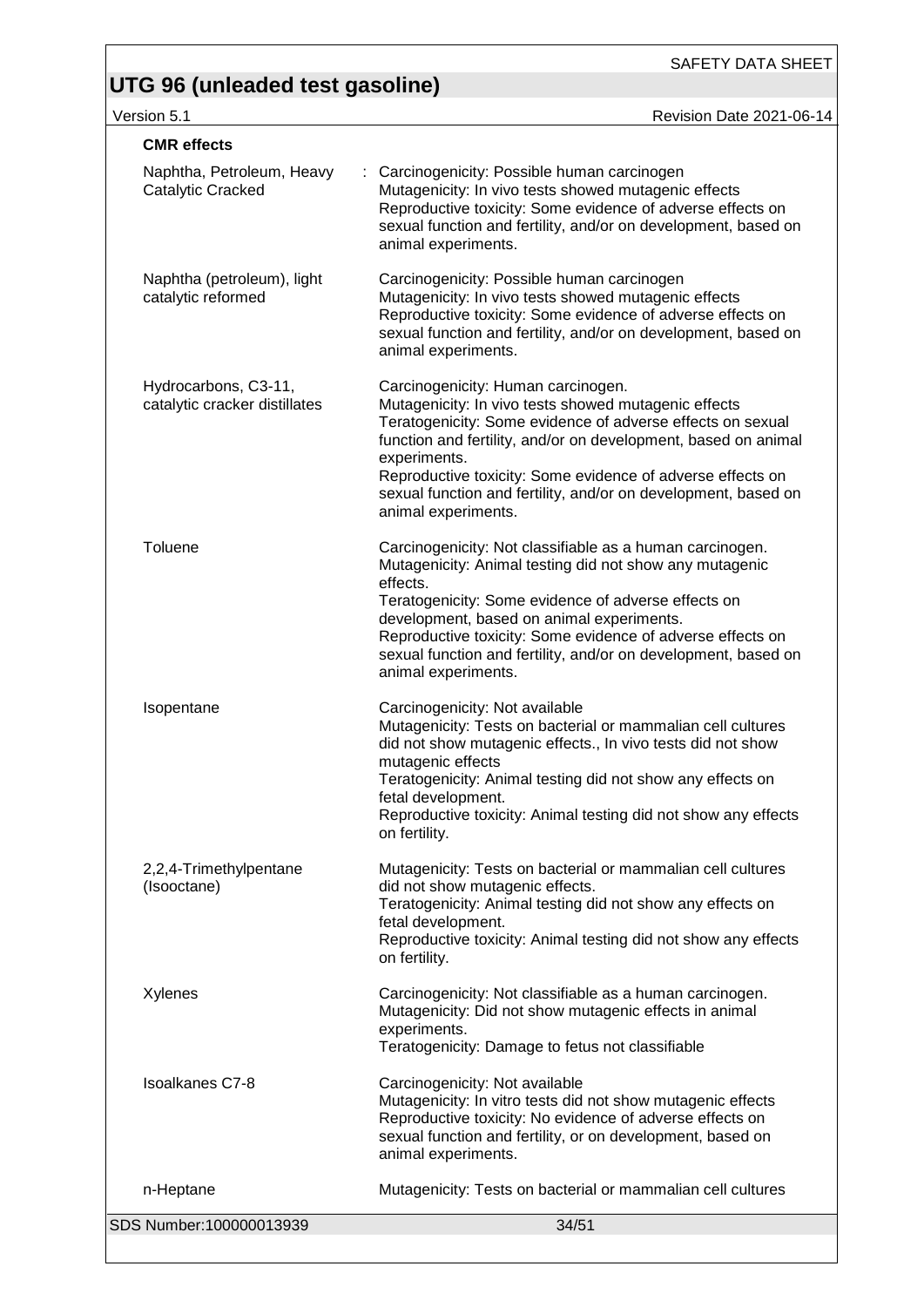**CMR effects**

| | |
|---|---|
| Naphtha, Petroleum, Heavy Catalytic Cracked | : Carcinogenicity: Possible human carcinogen<br>Mutagenicity: In vivo tests showed mutagenic effects<br>Reproductive toxicity: Some evidence of adverse effects on sexual function and fertility, and/or on development, based on animal experiments. |
| Naphtha (petroleum), light catalytic reformed | Carcinogenicity: Possible human carcinogen<br>Mutagenicity: In vivo tests showed mutagenic effects<br>Reproductive toxicity: Some evidence of adverse effects on sexual function and fertility, and/or on development, based on animal experiments. |
| Hydrocarbons, C3-11, catalytic cracker distillates | Carcinogenicity: Human carcinogen.<br>Mutagenicity: In vivo tests showed mutagenic effects<br>Teratogenicity: Some evidence of adverse effects on sexual function and fertility, and/or on development, based on animal experiments.<br>Reproductive toxicity: Some evidence of adverse effects on sexual function and fertility, and/or on development, based on animal experiments. |
| Toluene | Carcinogenicity: Not classifiable as a human carcinogen.<br>Mutagenicity: Animal testing did not show any mutagenic effects.<br>Teratogenicity: Some evidence of adverse effects on development, based on animal experiments.<br>Reproductive toxicity: Some evidence of adverse effects on sexual function and fertility, and/or on development, based on animal experiments. |
| Isopentane | Carcinogenicity: Not available<br>Mutagenicity: Tests on bacterial or mammalian cell cultures did not show mutagenic effects., In vivo tests did not show mutagenic effects<br>Teratogenicity: Animal testing did not show any effects on fetal development.<br>Reproductive toxicity: Animal testing did not show any effects on fertility. |
| 2,2,4-Trimethylpentane (Isooctane) | Mutagenicity: Tests on bacterial or mammalian cell cultures did not show mutagenic effects.<br>Teratogenicity: Animal testing did not show any effects on fetal development.<br>Reproductive toxicity: Animal testing did not show any effects on fertility. |
| Xylenes | Carcinogenicity: Not classifiable as a human carcinogen.<br>Mutagenicity: Did not show mutagenic effects in animal experiments.<br>Teratogenicity: Damage to fetus not classifiable |
| Isoalkanes C7-8 | Carcinogenicity: Not available<br>Mutagenicity: In vitro tests did not show mutagenic effects<br>Reproductive toxicity: No evidence of adverse effects on sexual function and fertility, or on development, based on animal experiments. |
| n-Heptane | Mutagenicity: Tests on bacterial or mammalian cell cultures |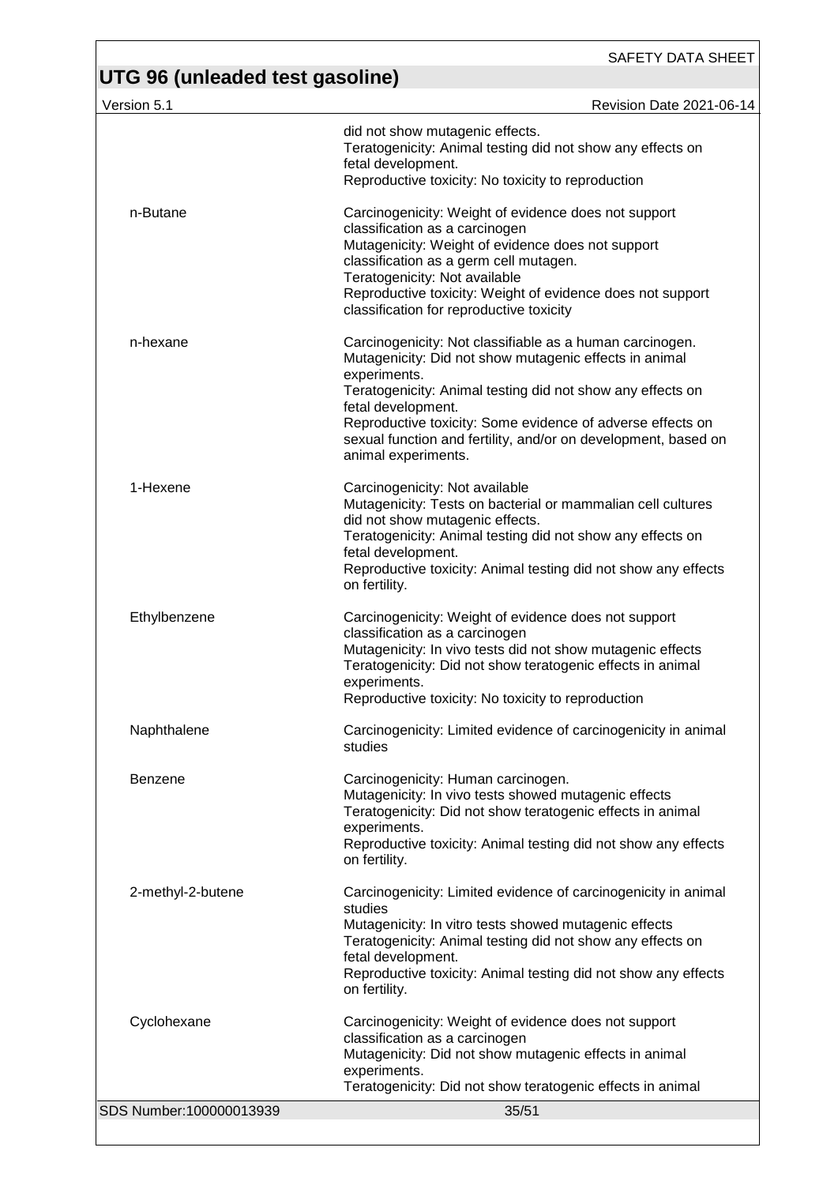|  |  |
|---|---|
|  | did not show mutagenic effects.<br>Teratogenicity: Animal testing did not show any effects on fetal development.<br>Reproductive toxicity: No toxicity to reproduction |
| n-Butane | Carcinogenicity: Weight of evidence does not support classification as a carcinogen<br>Mutagenicity: Weight of evidence does not support classification as a germ cell mutagen.<br>Teratogenicity: Not available<br>Reproductive toxicity: Weight of evidence does not support classification for reproductive toxicity |
| n-hexane | Carcinogenicity: Not classifiable as a human carcinogen.<br>Mutagenicity: Did not show mutagenic effects in animal experiments.<br>Teratogenicity: Animal testing did not show any effects on fetal development.<br>Reproductive toxicity: Some evidence of adverse effects on sexual function and fertility, and/or on development, based on animal experiments. |
| 1-Hexene | Carcinogenicity: Not available<br>Mutagenicity: Tests on bacterial or mammalian cell cultures did not show mutagenic effects.<br>Teratogenicity: Animal testing did not show any effects on fetal development.<br>Reproductive toxicity: Animal testing did not show any effects on fertility. |
| Ethylbenzene | Carcinogenicity: Weight of evidence does not support classification as a carcinogen<br>Mutagenicity: In vivo tests did not show mutagenic effects<br>Teratogenicity: Did not show teratogenic effects in animal experiments.<br>Reproductive toxicity: No toxicity to reproduction |
| Naphthalene | Carcinogenicity: Limited evidence of carcinogenicity in animal studies |
| Benzene | Carcinogenicity: Human carcinogen.<br>Mutagenicity: In vivo tests showed mutagenic effects<br>Teratogenicity: Did not show teratogenic effects in animal experiments.<br>Reproductive toxicity: Animal testing did not show any effects on fertility. |
| 2-methyl-2-butene | Carcinogenicity: Limited evidence of carcinogenicity in animal studies<br>Mutagenicity: In vitro tests showed mutagenic effects<br>Teratogenicity: Animal testing did not show any effects on fetal development.<br>Reproductive toxicity: Animal testing did not show any effects on fertility. |
| Cyclohexane | Carcinogenicity: Weight of evidence does not support classification as a carcinogen<br>Mutagenicity: Did not show mutagenic effects in animal experiments.<br>Teratogenicity: Did not show teratogenic effects in animal |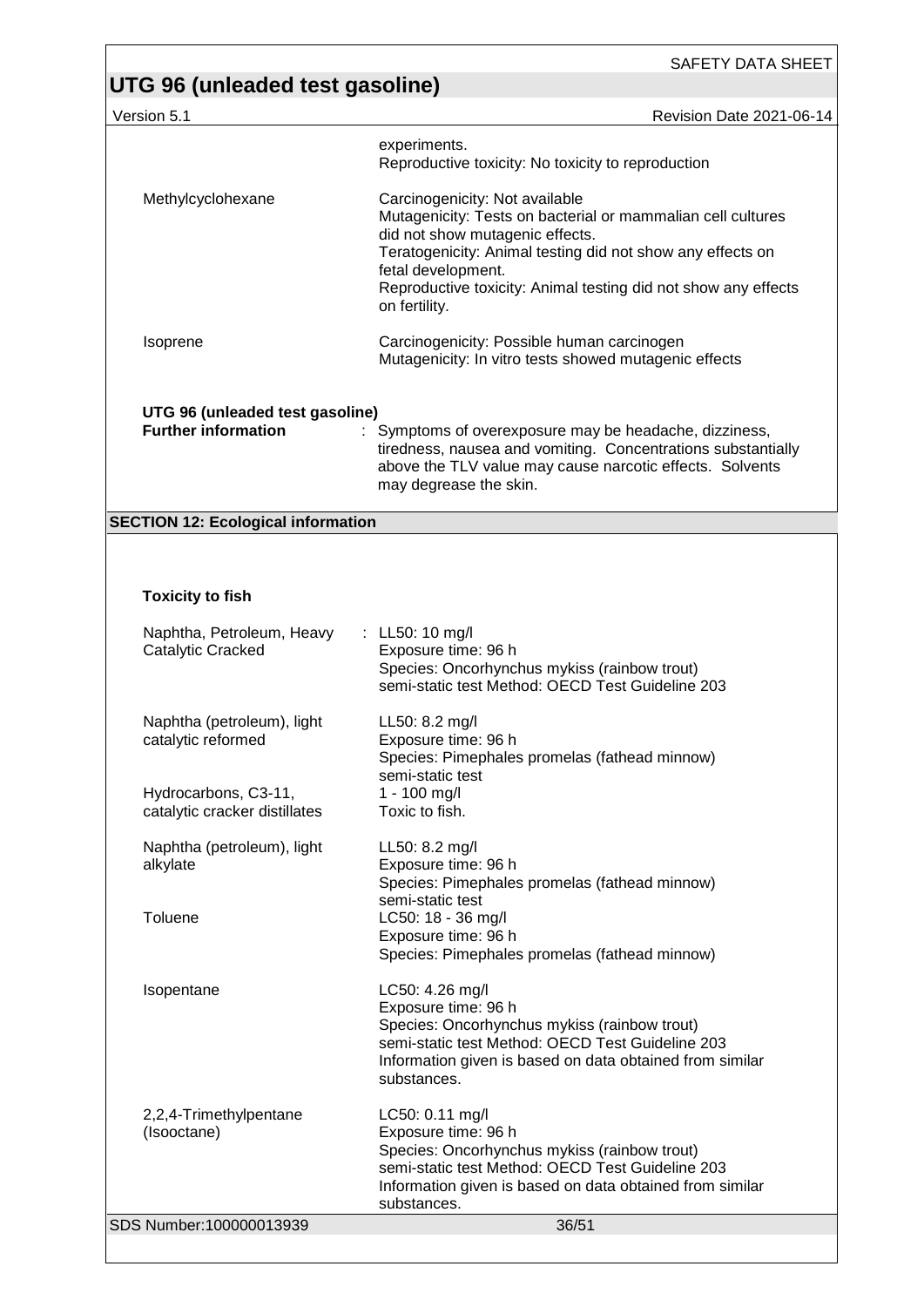| | |
|---|---|
| | experiments.<br>Reproductive toxicity: No toxicity to reproduction |
| Methylcyclohexane | Carcinogenicity: Not available<br>Mutagenicity: Tests on bacterial or mammalian cell cultures did not show mutagenic effects.<br>Teratogenicity: Animal testing did not show any effects on fetal development.<br>Reproductive toxicity: Animal testing did not show any effects on fertility. |
| Isoprene | Carcinogenicity: Possible human carcinogen<br>Mutagenicity: In vitro tests showed mutagenic effects |

**UTG 96 (unleaded test gasoline)**

| | |
|---|---|
| **Further information** | : Symptoms of overexposure may be headache, dizziness, tiredness, nausea and vomiting. Concentrations substantially above the TLV value may cause narcotic effects. Solvents may degrease the skin. |

## SECTION 12: Ecological information

### Toxicity to fish

| | |
|---|---|
| Naphtha, Petroleum, Heavy Catalytic Cracked | : LL50: 10 mg/l<br>Exposure time: 96 h<br>Species: Oncorhynchus mykiss (rainbow trout)<br>semi-static test Method: OECD Test Guideline 203 |
| Naphtha (petroleum), light catalytic reformed | LL50: 8.2 mg/l<br>Exposure time: 96 h<br>Species: Pimephales promelas (fathead minnow)<br>semi-static test |
| Hydrocarbons, C3-11, catalytic cracker distillates | 1 - 100 mg/l<br>Toxic to fish. |
| Naphtha (petroleum), light alkylate | LL50: 8.2 mg/l<br>Exposure time: 96 h<br>Species: Pimephales promelas (fathead minnow)<br>semi-static test |
| Toluene | LC50: 18 - 36 mg/l<br>Exposure time: 96 h<br>Species: Pimephales promelas (fathead minnow) |
| Isopentane | LC50: 4.26 mg/l<br>Exposure time: 96 h<br>Species: Oncorhynchus mykiss (rainbow trout)<br>semi-static test Method: OECD Test Guideline 203<br>Information given is based on data obtained from similar substances. |
| 2,2,4-Trimethylpentane (Isooctane) | LC50: 0.11 mg/l<br>Exposure time: 96 h<br>Species: Oncorhynchus mykiss (rainbow trout)<br>semi-static test Method: OECD Test Guideline 203<br>Information given is based on data obtained from similar substances. |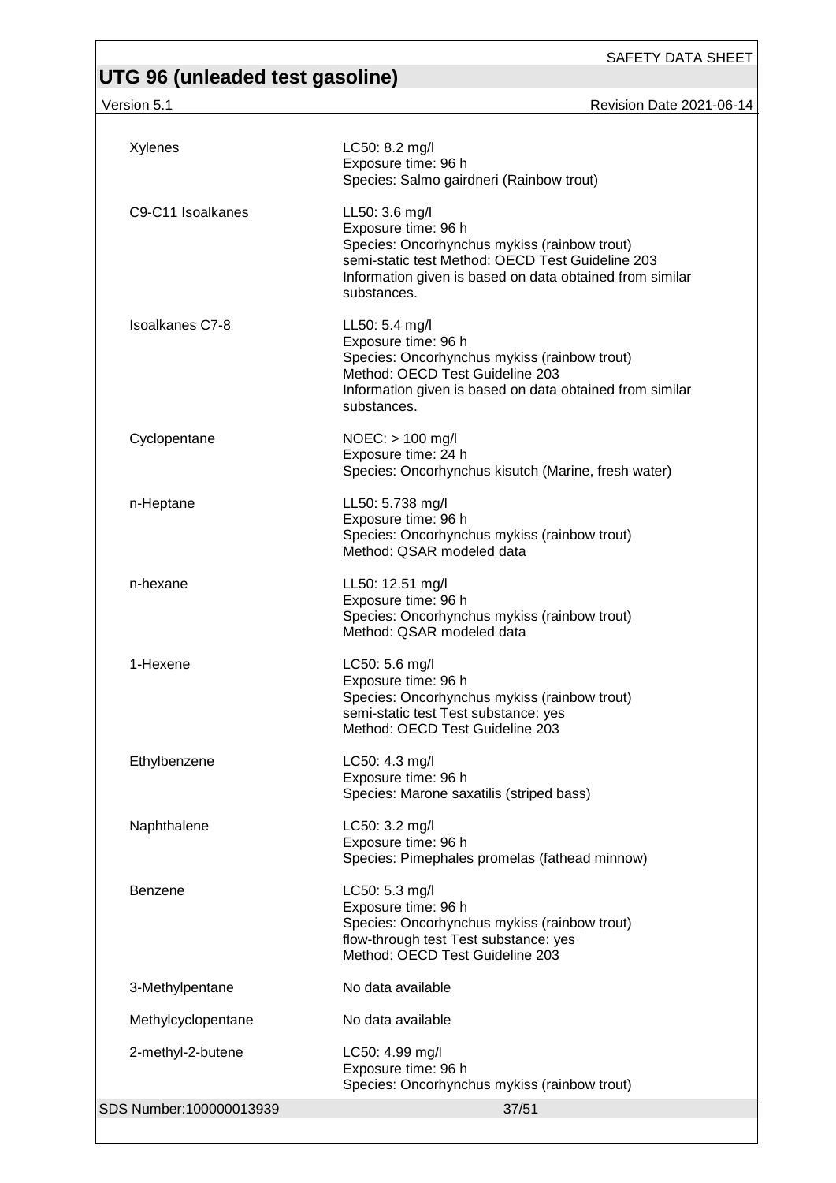| | |
|---|---|
| Xylenes | LC50: 8.2 mg/l<br>Exposure time: 96 h<br>Species: Salmo gairdneri (Rainbow trout) |
| C9-C11 Isoalkanes | LL50: 3.6 mg/l<br>Exposure time: 96 h<br>Species: Oncorhynchus mykiss (rainbow trout)<br>semi-static test Method: OECD Test Guideline 203<br>Information given is based on data obtained from similar substances. |
| Isoalkanes C7-8 | LL50: 5.4 mg/l<br>Exposure time: 96 h<br>Species: Oncorhynchus mykiss (rainbow trout)<br>Method: OECD Test Guideline 203<br>Information given is based on data obtained from similar substances. |
| Cyclopentane | NOEC: > 100 mg/l<br>Exposure time: 24 h<br>Species: Oncorhynchus kisutch (Marine, fresh water) |
| n-Heptane | LL50: 5.738 mg/l<br>Exposure time: 96 h<br>Species: Oncorhynchus mykiss (rainbow trout)<br>Method: QSAR modeled data |
| n-hexane | LL50: 12.51 mg/l<br>Exposure time: 96 h<br>Species: Oncorhynchus mykiss (rainbow trout)<br>Method: QSAR modeled data |
| 1-Hexene | LC50: 5.6 mg/l<br>Exposure time: 96 h<br>Species: Oncorhynchus mykiss (rainbow trout)<br>semi-static test Test substance: yes<br>Method: OECD Test Guideline 203 |
| Ethylbenzene | LC50: 4.3 mg/l<br>Exposure time: 96 h<br>Species: Marone saxatilis (striped bass) |
| Naphthalene | LC50: 3.2 mg/l<br>Exposure time: 96 h<br>Species: Pimephales promelas (fathead minnow) |
| Benzene | LC50: 5.3 mg/l<br>Exposure time: 96 h<br>Species: Oncorhynchus mykiss (rainbow trout)<br>flow-through test Test substance: yes<br>Method: OECD Test Guideline 203 |
| 3-Methylpentane | No data available |
| Methylcyclopentane | No data available |
| 2-methyl-2-butene | LC50: 4.99 mg/l<br>Exposure time: 96 h<br>Species: Oncorhynchus mykiss (rainbow trout) |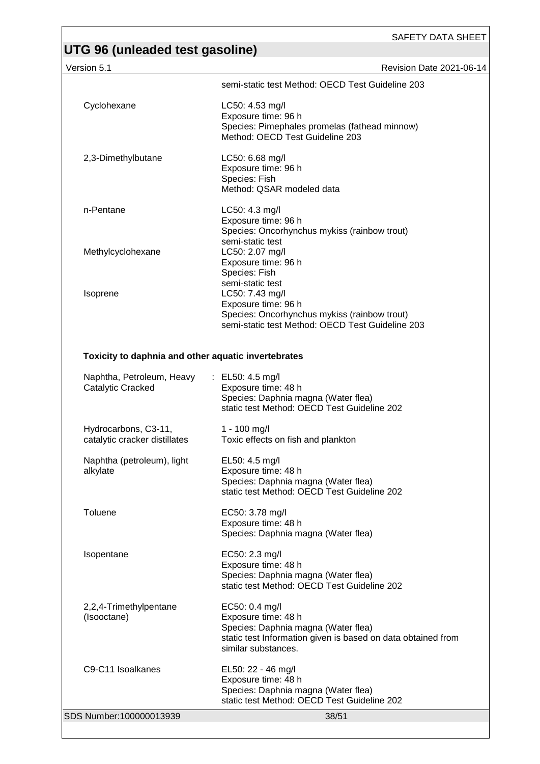semi-static test Method: OECD Test Guideline 203

| | |
|---|---|
| Cyclohexane | LC50: 4.53 mg/l<br>Exposure time: 96 h<br>Species: Pimephales promelas (fathead minnow)<br>Method: OECD Test Guideline 203 |
| 2,3-Dimethylbutane | LC50: 6.68 mg/l<br>Exposure time: 96 h<br>Species: Fish<br>Method: QSAR modeled data |
| n-Pentane | LC50: 4.3 mg/l<br>Exposure time: 96 h<br>Species: Oncorhynchus mykiss (rainbow trout)<br>semi-static test |
| Methylcyclohexane | LC50: 2.07 mg/l<br>Exposure time: 96 h<br>Species: Fish<br>semi-static test |
| Isoprene | LC50: 7.43 mg/l<br>Exposure time: 96 h<br>Species: Oncorhynchus mykiss (rainbow trout)<br>semi-static test Method: OECD Test Guideline 203 |

**Toxicity to daphnia and other aquatic invertebrates**

| | |
|---|---|
| Naphtha, Petroleum, Heavy Catalytic Cracked | : EL50: 4.5 mg/l<br>Exposure time: 48 h<br>Species: Daphnia magna (Water flea)<br>static test Method: OECD Test Guideline 202 |
| Hydrocarbons, C3-11, catalytic cracker distillates | 1 - 100 mg/l<br>Toxic effects on fish and plankton |
| Naphtha (petroleum), light alkylate | EL50: 4.5 mg/l<br>Exposure time: 48 h<br>Species: Daphnia magna (Water flea)<br>static test Method: OECD Test Guideline 202 |
| Toluene | EC50: 3.78 mg/l<br>Exposure time: 48 h<br>Species: Daphnia magna (Water flea) |
| Isopentane | EC50: 2.3 mg/l<br>Exposure time: 48 h<br>Species: Daphnia magna (Water flea)<br>static test Method: OECD Test Guideline 202 |
| 2,2,4-Trimethylpentane (Isooctane) | EC50: 0.4 mg/l<br>Exposure time: 48 h<br>Species: Daphnia magna (Water flea)<br>static test Information given is based on data obtained from similar substances. |
| C9-C11 Isoalkanes | EL50: 22 - 46 mg/l<br>Exposure time: 48 h<br>Species: Daphnia magna (Water flea)<br>static test Method: OECD Test Guideline 202 |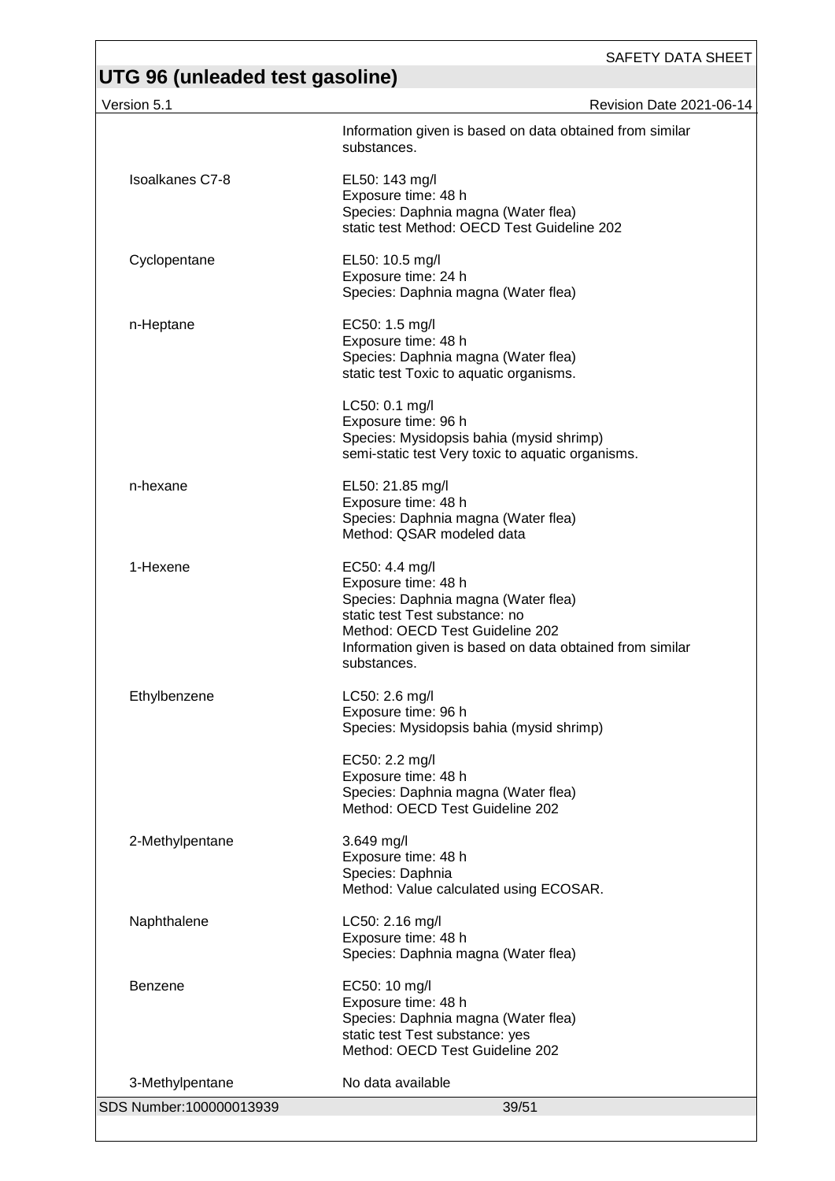| | |
|---|---|
| | Information given is based on data obtained from similar substances. |
| Isoalkanes C7-8 | EL50: 143 mg/l<br>Exposure time: 48 h<br>Species: Daphnia magna (Water flea)<br>static test Method: OECD Test Guideline 202 |
| Cyclopentane | EL50: 10.5 mg/l<br>Exposure time: 24 h<br>Species: Daphnia magna (Water flea) |
| n-Heptane | EC50: 1.5 mg/l<br>Exposure time: 48 h<br>Species: Daphnia magna (Water flea)<br>static test Toxic to aquatic organisms. |
| | LC50: 0.1 mg/l<br>Exposure time: 96 h<br>Species: Mysidopsis bahia (mysid shrimp)<br>semi-static test Very toxic to aquatic organisms. |
| n-hexane | EL50: 21.85 mg/l<br>Exposure time: 48 h<br>Species: Daphnia magna (Water flea)<br>Method: QSAR modeled data |
| 1-Hexene | EC50: 4.4 mg/l<br>Exposure time: 48 h<br>Species: Daphnia magna (Water flea)<br>static test Test substance: no<br>Method: OECD Test Guideline 202<br>Information given is based on data obtained from similar substances. |
| Ethylbenzene | LC50: 2.6 mg/l<br>Exposure time: 96 h<br>Species: Mysidopsis bahia (mysid shrimp) |
| | EC50: 2.2 mg/l<br>Exposure time: 48 h<br>Species: Daphnia magna (Water flea)<br>Method: OECD Test Guideline 202 |
| 2-Methylpentane | 3.649 mg/l<br>Exposure time: 48 h<br>Species: Daphnia<br>Method: Value calculated using ECOSAR. |
| Naphthalene | LC50: 2.16 mg/l<br>Exposure time: 48 h<br>Species: Daphnia magna (Water flea) |
| Benzene | EC50: 10 mg/l<br>Exposure time: 48 h<br>Species: Daphnia magna (Water flea)<br>static test Test substance: yes<br>Method: OECD Test Guideline 202 |
| 3-Methylpentane | No data available |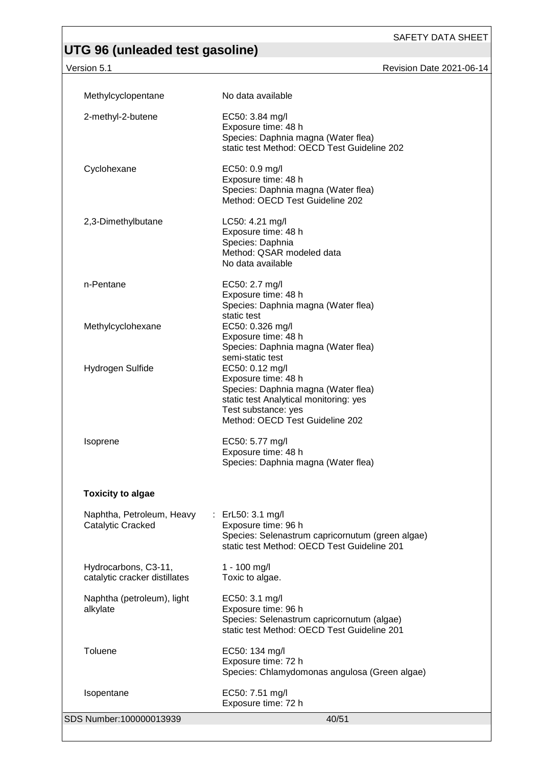| | |
|---|---|
| Methylcyclopentane | No data available |
| 2-methyl-2-butene | EC50: 3.84 mg/l<br>Exposure time: 48 h<br>Species: Daphnia magna (Water flea)<br>static test Method: OECD Test Guideline 202 |
| Cyclohexane | EC50: 0.9 mg/l<br>Exposure time: 48 h<br>Species: Daphnia magna (Water flea)<br>Method: OECD Test Guideline 202 |
| 2,3-Dimethylbutane | LC50: 4.21 mg/l<br>Exposure time: 48 h<br>Species: Daphnia<br>Method: QSAR modeled data<br>No data available |
| n-Pentane | EC50: 2.7 mg/l<br>Exposure time: 48 h<br>Species: Daphnia magna (Water flea)<br>static test |
| Methylcyclohexane | EC50: 0.326 mg/l<br>Exposure time: 48 h<br>Species: Daphnia magna (Water flea)<br>semi-static test |
| Hydrogen Sulfide | EC50: 0.12 mg/l<br>Exposure time: 48 h<br>Species: Daphnia magna (Water flea)<br>static test Analytical monitoring: yes<br>Test substance: yes<br>Method: OECD Test Guideline 202 |
| Isoprene | EC50: 5.77 mg/l<br>Exposure time: 48 h<br>Species: Daphnia magna (Water flea) |

**Toxicity to algae**

| | |
|---|---|
| Naphtha, Petroleum, Heavy Catalytic Cracked | : ErL50: 3.1 mg/l<br>Exposure time: 96 h<br>Species: Selenastrum capricornutum (green algae)<br>static test Method: OECD Test Guideline 201 |
| Hydrocarbons, C3-11, catalytic cracker distillates | 1 - 100 mg/l<br>Toxic to algae. |
| Naphtha (petroleum), light alkylate | EC50: 3.1 mg/l<br>Exposure time: 96 h<br>Species: Selenastrum capricornutum (algae)<br>static test Method: OECD Test Guideline 201 |
| Toluene | EC50: 134 mg/l<br>Exposure time: 72 h<br>Species: Chlamydomonas angulosa (Green algae) |
| Isopentane | EC50: 7.51 mg/l<br>Exposure time: 72 h |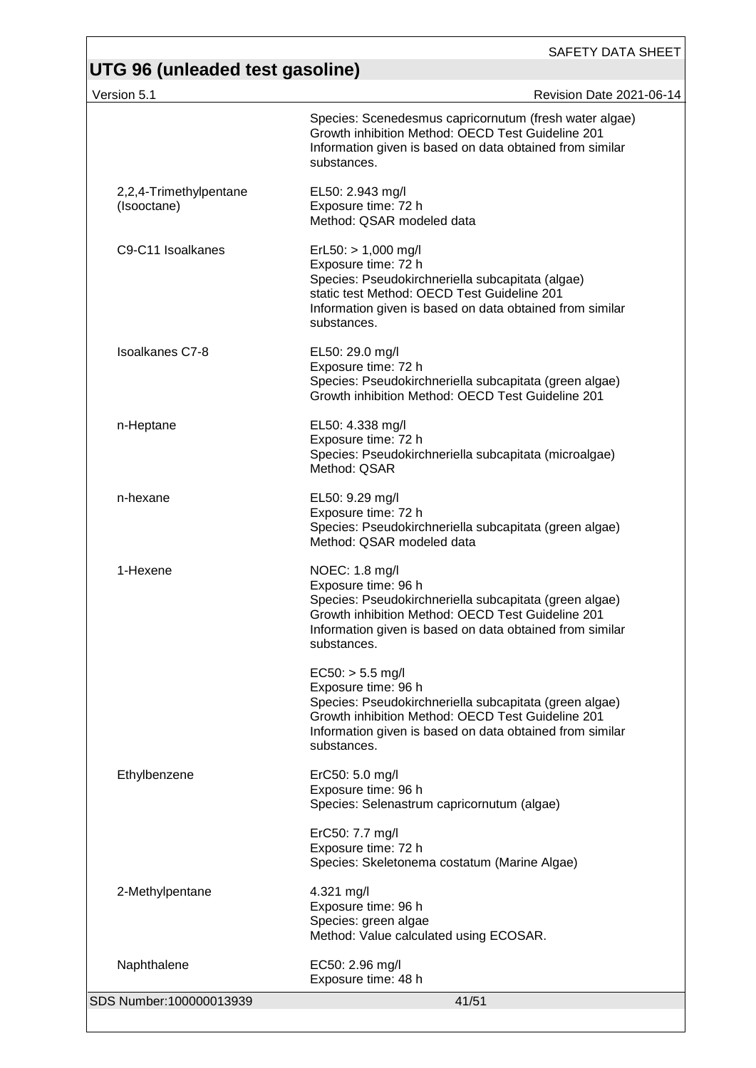| | |
|---|---|
| | Species: Scenedesmus capricornutum (fresh water algae)<br>Growth inhibition Method: OECD Test Guideline 201<br>Information given is based on data obtained from similar substances. |
| 2,2,4-Trimethylpentane (Isooctane) | EL50: 2.943 mg/l<br>Exposure time: 72 h<br>Method: QSAR modeled data |
| C9-C11 Isoalkanes | ErL50: > 1,000 mg/l<br>Exposure time: 72 h<br>Species: Pseudokirchneriella subcapitata (algae)<br>static test Method: OECD Test Guideline 201<br>Information given is based on data obtained from similar substances. |
| Isoalkanes C7-8 | EL50: 29.0 mg/l<br>Exposure time: 72 h<br>Species: Pseudokirchneriella subcapitata (green algae)<br>Growth inhibition Method: OECD Test Guideline 201 |
| n-Heptane | EL50: 4.338 mg/l<br>Exposure time: 72 h<br>Species: Pseudokirchneriella subcapitata (microalgae)<br>Method: QSAR |
| n-hexane | EL50: 9.29 mg/l<br>Exposure time: 72 h<br>Species: Pseudokirchneriella subcapitata (green algae)<br>Method: QSAR modeled data |
| 1-Hexene | NOEC: 1.8 mg/l<br>Exposure time: 96 h<br>Species: Pseudokirchneriella subcapitata (green algae)<br>Growth inhibition Method: OECD Test Guideline 201<br>Information given is based on data obtained from similar substances. |
| | EC50: > 5.5 mg/l<br>Exposure time: 96 h<br>Species: Pseudokirchneriella subcapitata (green algae)<br>Growth inhibition Method: OECD Test Guideline 201<br>Information given is based on data obtained from similar substances. |
| Ethylbenzene | ErC50: 5.0 mg/l<br>Exposure time: 96 h<br>Species: Selenastrum capricornutum (algae) |
| | ErC50: 7.7 mg/l<br>Exposure time: 72 h<br>Species: Skeletonema costatum (Marine Algae) |
| 2-Methylpentane | 4.321 mg/l<br>Exposure time: 96 h<br>Species: green algae<br>Method: Value calculated using ECOSAR. |
| Naphthalene | EC50: 2.96 mg/l<br>Exposure time: 48 h |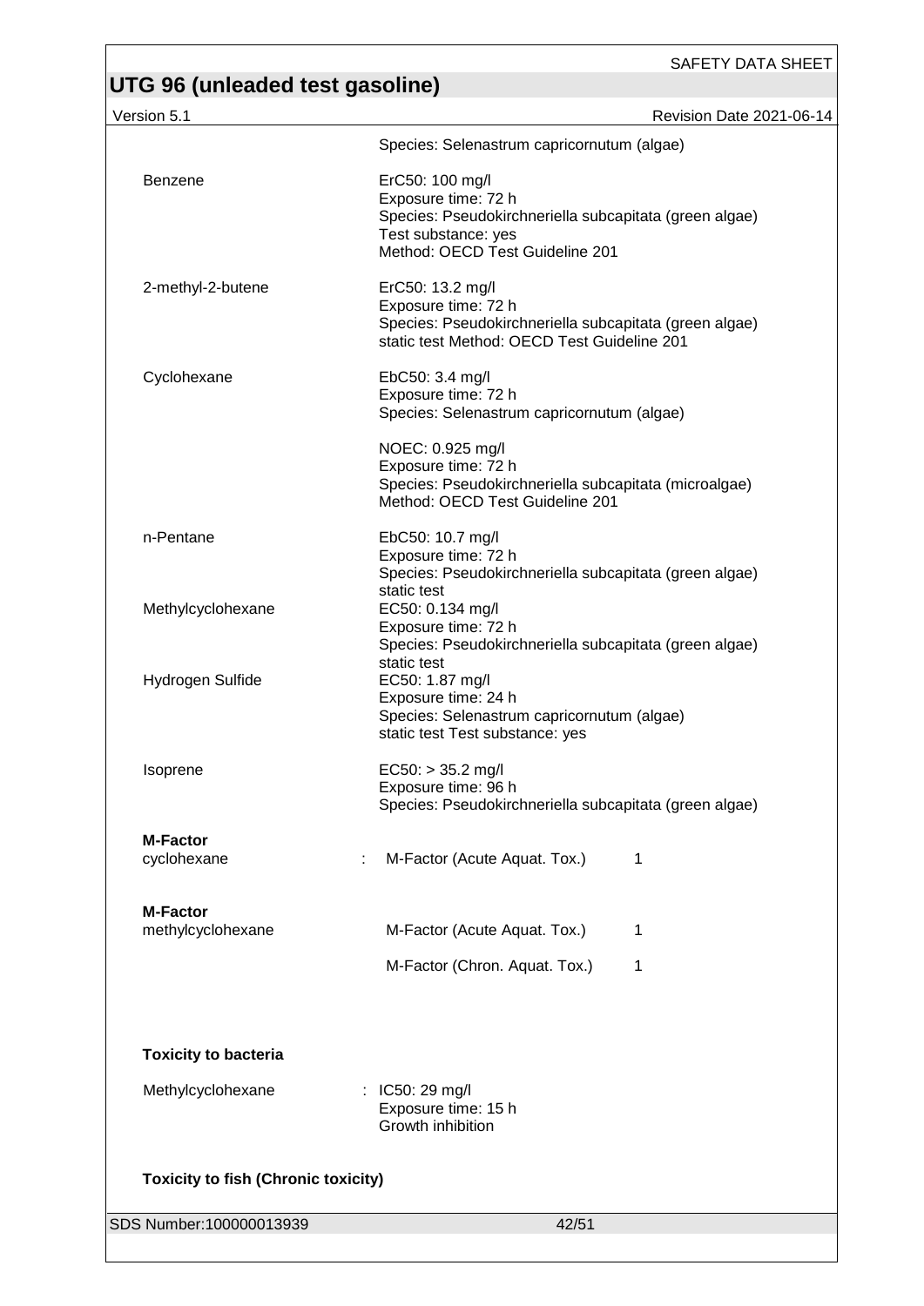Species: Selenastrum capricornutum (algae)

| | |
|---|---|
| Benzene | ErC50: 100 mg/l<br>Exposure time: 72 h<br>Species: Pseudokirchneriella subcapitata (green algae)<br>Test substance: yes<br>Method: OECD Test Guideline 201 |
| 2-methyl-2-butene | ErC50: 13.2 mg/l<br>Exposure time: 72 h<br>Species: Pseudokirchneriella subcapitata (green algae)<br>static test Method: OECD Test Guideline 201 |
| Cyclohexane | EbC50: 3.4 mg/l<br>Exposure time: 72 h<br>Species: Selenastrum capricornutum (algae)<br><br>NOEC: 0.925 mg/l<br>Exposure time: 72 h<br>Species: Pseudokirchneriella subcapitata (microalgae)<br>Method: OECD Test Guideline 201 |
| n-Pentane | EbC50: 10.7 mg/l<br>Exposure time: 72 h<br>Species: Pseudokirchneriella subcapitata (green algae)<br>static test |
| Methylcyclohexane | EC50: 0.134 mg/l<br>Exposure time: 72 h<br>Species: Pseudokirchneriella subcapitata (green algae)<br>static test |
| Hydrogen Sulfide | EC50: 1.87 mg/l<br>Exposure time: 24 h<br>Species: Selenastrum capricornutum (algae)<br>static test Test substance: yes |
| Isoprene | EC50: > 35.2 mg/l<br>Exposure time: 96 h<br>Species: Pseudokirchneriella subcapitata (green algae) |

**M-Factor**

| | | |
|---|---|---|
| cyclohexane | : M-Factor (Acute Aquat. Tox.) | 1 |

**M-Factor**

| | | |
|---|---|---|
| methylcyclohexane | M-Factor (Acute Aquat. Tox.) | 1 |
| | M-Factor (Chron. Aquat. Tox.) | 1 |

**Toxicity to bacteria**

| | |
|---|---|
| Methylcyclohexane | : IC50: 29 mg/l<br>Exposure time: 15 h<br>Growth inhibition |

**Toxicity to fish (Chronic toxicity)**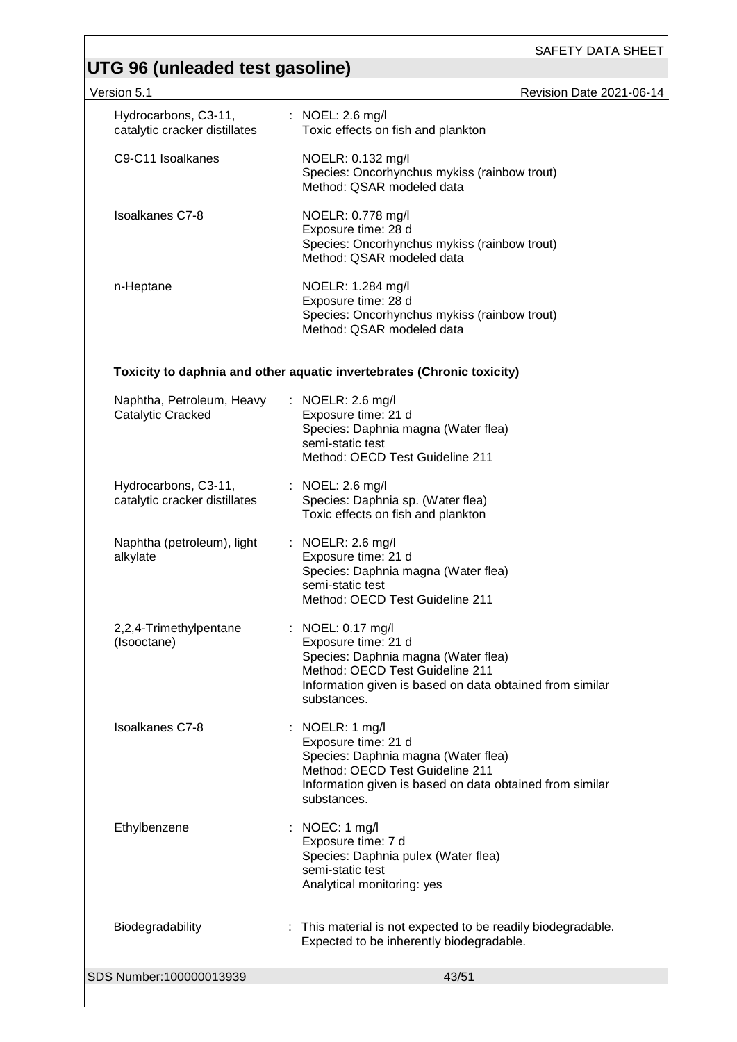| | |
|---|---|
| Hydrocarbons, C3-11, catalytic cracker distillates | : NOEL: 2.6 mg/l<br>Toxic effects on fish and plankton |
| C9-C11 Isoalkanes | NOELR: 0.132 mg/l<br>Species: Oncorhynchus mykiss (rainbow trout)<br>Method: QSAR modeled data |
| Isoalkanes C7-8 | NOELR: 0.778 mg/l<br>Exposure time: 28 d<br>Species: Oncorhynchus mykiss (rainbow trout)<br>Method: QSAR modeled data |
| n-Heptane | NOELR: 1.284 mg/l<br>Exposure time: 28 d<br>Species: Oncorhynchus mykiss (rainbow trout)<br>Method: QSAR modeled data |

**Toxicity to daphnia and other aquatic invertebrates (Chronic toxicity)**

| | |
|---|---|
| Naphtha, Petroleum, Heavy Catalytic Cracked | : NOELR: 2.6 mg/l<br>Exposure time: 21 d<br>Species: Daphnia magna (Water flea)<br>semi-static test<br>Method: OECD Test Guideline 211 |
| Hydrocarbons, C3-11, catalytic cracker distillates | : NOEL: 2.6 mg/l<br>Species: Daphnia sp. (Water flea)<br>Toxic effects on fish and plankton |
| Naphtha (petroleum), light alkylate | : NOELR: 2.6 mg/l<br>Exposure time: 21 d<br>Species: Daphnia magna (Water flea)<br>semi-static test<br>Method: OECD Test Guideline 211 |
| 2,2,4-Trimethylpentane (Isooctane) | : NOEL: 0.17 mg/l<br>Exposure time: 21 d<br>Species: Daphnia magna (Water flea)<br>Method: OECD Test Guideline 211<br>Information given is based on data obtained from similar substances. |
| Isoalkanes C7-8 | : NOELR: 1 mg/l<br>Exposure time: 21 d<br>Species: Daphnia magna (Water flea)<br>Method: OECD Test Guideline 211<br>Information given is based on data obtained from similar substances. |
| Ethylbenzene | : NOEC: 1 mg/l<br>Exposure time: 7 d<br>Species: Daphnia pulex (Water flea)<br>semi-static test<br>Analytical monitoring: yes |

| | |
|---|---|
| Biodegradability | : This material is not expected to be readily biodegradable.<br>Expected to be inherently biodegradable. |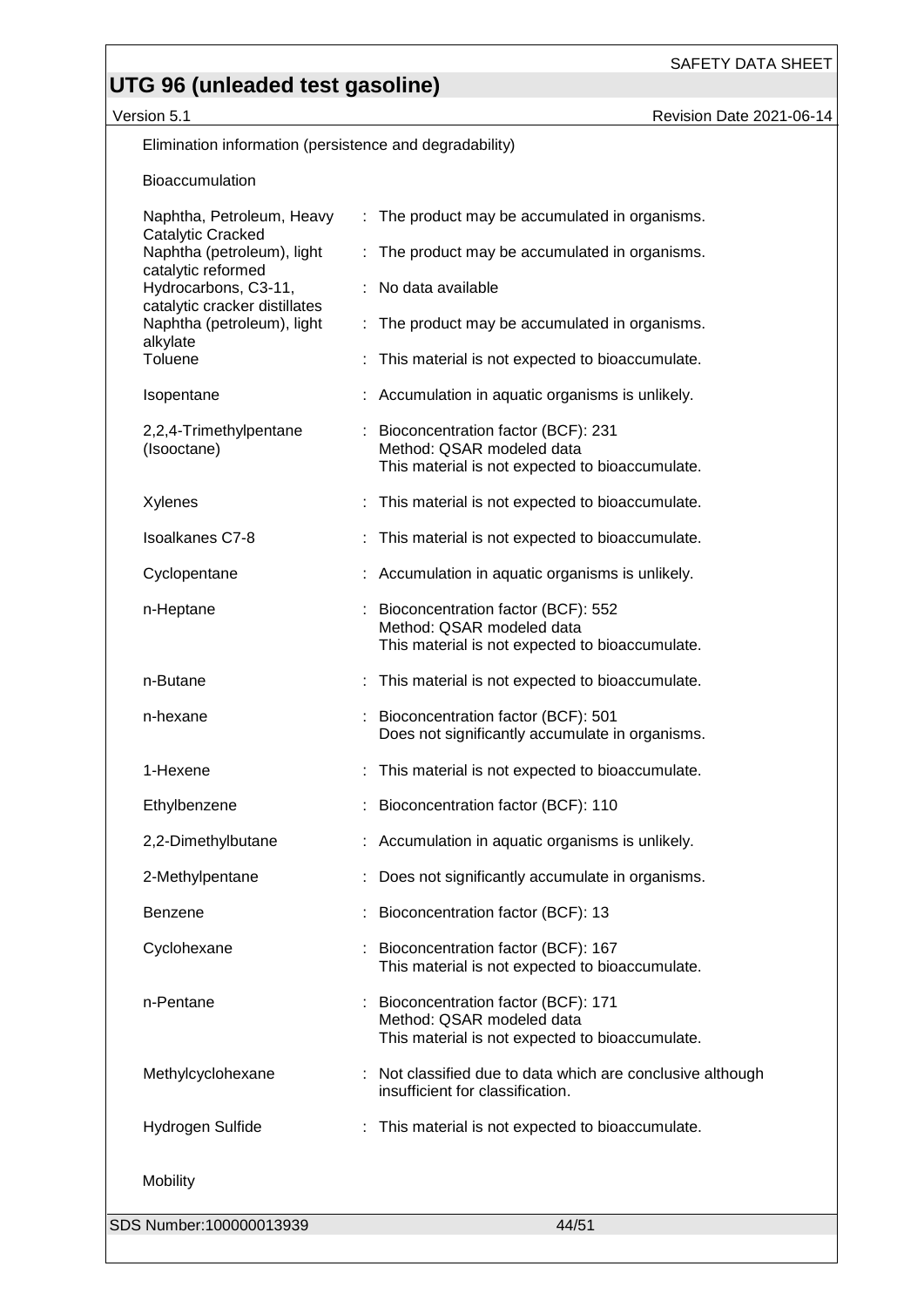Elimination information (persistence and degradability)

Bioaccumulation

| | |
|---|---|
| Naphtha, Petroleum, Heavy Catalytic Cracked | : The product may be accumulated in organisms. |
| Naphtha (petroleum), light catalytic reformed | : The product may be accumulated in organisms. |
| Hydrocarbons, C3-11, catalytic cracker distillates | : No data available |
| Naphtha (petroleum), light alkylate | : The product may be accumulated in organisms. |
| Toluene | : This material is not expected to bioaccumulate. |
| Isopentane | : Accumulation in aquatic organisms is unlikely. |
| 2,2,4-Trimethylpentane (Isooctane) | : Bioconcentration factor (BCF): 231<br>Method: QSAR modeled data<br>This material is not expected to bioaccumulate. |
| Xylenes | : This material is not expected to bioaccumulate. |
| Isoalkanes C7-8 | : This material is not expected to bioaccumulate. |
| Cyclopentane | : Accumulation in aquatic organisms is unlikely. |
| n-Heptane | : Bioconcentration factor (BCF): 552<br>Method: QSAR modeled data<br>This material is not expected to bioaccumulate. |
| n-Butane | : This material is not expected to bioaccumulate. |
| n-hexane | : Bioconcentration factor (BCF): 501<br>Does not significantly accumulate in organisms. |
| 1-Hexene | : This material is not expected to bioaccumulate. |
| Ethylbenzene | : Bioconcentration factor (BCF): 110 |
| 2,2-Dimethylbutane | : Accumulation in aquatic organisms is unlikely. |
| 2-Methylpentane | : Does not significantly accumulate in organisms. |
| Benzene | : Bioconcentration factor (BCF): 13 |
| Cyclohexane | : Bioconcentration factor (BCF): 167<br>This material is not expected to bioaccumulate. |
| n-Pentane | : Bioconcentration factor (BCF): 171<br>Method: QSAR modeled data<br>This material is not expected to bioaccumulate. |
| Methylcyclohexane | : Not classified due to data which are conclusive although insufficient for classification. |
| Hydrogen Sulfide | : This material is not expected to bioaccumulate. |

Mobility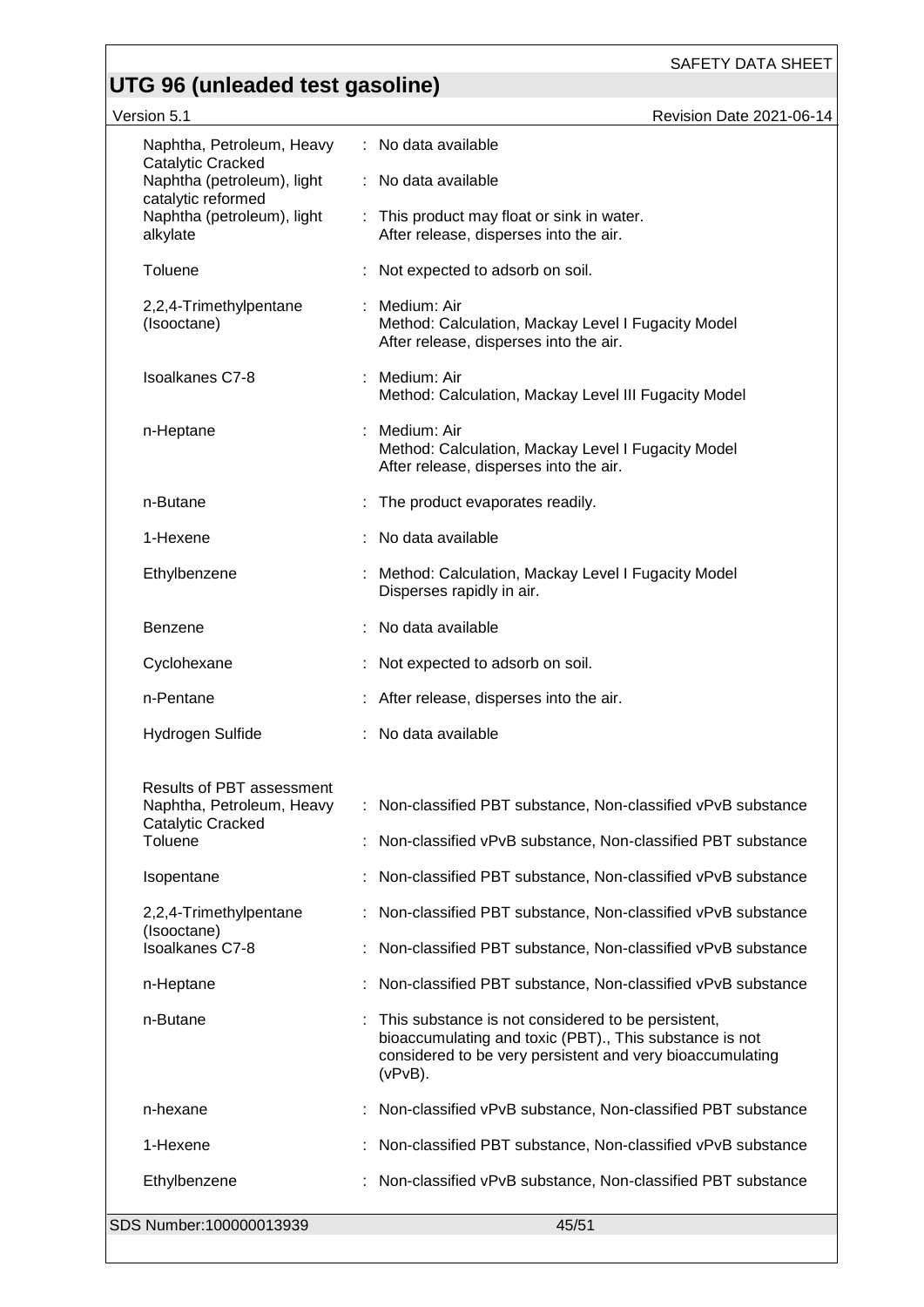| | | |
|---|---|---|
| Naphtha, Petroleum, Heavy Catalytic Cracked | : | No data available |
| Naphtha (petroleum), light catalytic reformed | : | No data available |
| Naphtha (petroleum), light alkylate | : | This product may float or sink in water.<br>After release, disperses into the air. |
| Toluene | : | Not expected to adsorb on soil. |
| 2,2,4-Trimethylpentane (Isooctane) | : | Medium: Air<br>Method: Calculation, Mackay Level I Fugacity Model<br>After release, disperses into the air. |
| Isoalkanes C7-8 | : | Medium: Air<br>Method: Calculation, Mackay Level III Fugacity Model |
| n-Heptane | : | Medium: Air<br>Method: Calculation, Mackay Level I Fugacity Model<br>After release, disperses into the air. |
| n-Butane | : | The product evaporates readily. |
| 1-Hexene | : | No data available |
| Ethylbenzene | : | Method: Calculation, Mackay Level I Fugacity Model<br>Disperses rapidly in air. |
| Benzene | : | No data available |
| Cyclohexane | : | Not expected to adsorb on soil. |
| n-Pentane | : | After release, disperses into the air. |
| Hydrogen Sulfide | : | No data available |

Results of PBT assessment

| | | |
|---|---|---|
| Naphtha, Petroleum, Heavy Catalytic Cracked | : | Non-classified PBT substance, Non-classified vPvB substance |
| Toluene | : | Non-classified vPvB substance, Non-classified PBT substance |
| Isopentane | : | Non-classified PBT substance, Non-classified vPvB substance |
| 2,2,4-Trimethylpentane (Isooctane) | : | Non-classified PBT substance, Non-classified vPvB substance |
| Isoalkanes C7-8 | : | Non-classified PBT substance, Non-classified vPvB substance |
| n-Heptane | : | Non-classified PBT substance, Non-classified vPvB substance |
| n-Butane | : | This substance is not considered to be persistent, bioaccumulating and toxic (PBT)., This substance is not considered to be very persistent and very bioaccumulating (vPvB). |
| n-hexane | : | Non-classified vPvB substance, Non-classified PBT substance |
| 1-Hexene | : | Non-classified PBT substance, Non-classified vPvB substance |
| Ethylbenzene | : | Non-classified vPvB substance, Non-classified PBT substance |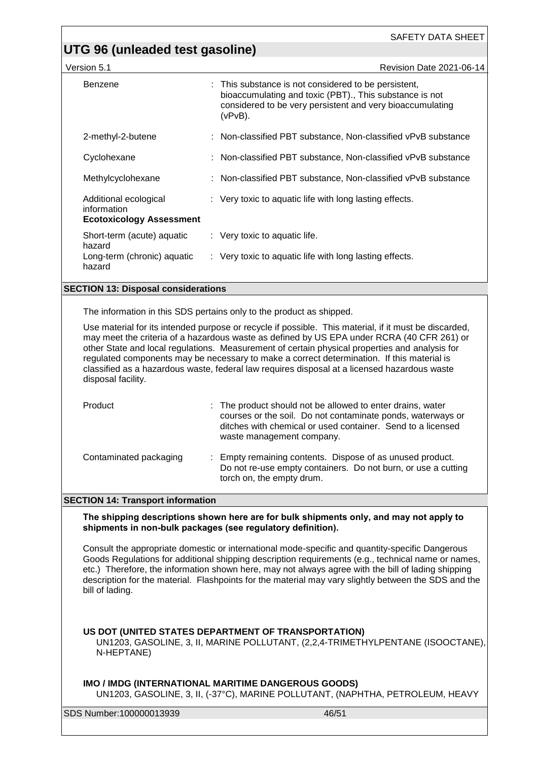| | |
|---|---|
| Benzene | : This substance is not considered to be persistent, bioaccumulating and toxic (PBT)., This substance is not considered to be very persistent and very bioaccumulating (vPvB). |
| 2-methyl-2-butene | : Non-classified PBT substance, Non-classified vPvB substance |
| Cyclohexane | : Non-classified PBT substance, Non-classified vPvB substance |
| Methylcyclohexane | : Non-classified PBT substance, Non-classified vPvB substance |
| Additional ecological information | : Very toxic to aquatic life with long lasting effects. |

**Ecotoxicology Assessment**

| | |
|---|---|
| Short-term (acute) aquatic hazard | : Very toxic to aquatic life. |
| Long-term (chronic) aquatic hazard | : Very toxic to aquatic life with long lasting effects. |

## SECTION 13: Disposal considerations

The information in this SDS pertains only to the product as shipped.

Use material for its intended purpose or recycle if possible. This material, if it must be discarded, may meet the criteria of a hazardous waste as defined by US EPA under RCRA (40 CFR 261) or other State and local regulations. Measurement of certain physical properties and analysis for regulated components may be necessary to make a correct determination. If this material is classified as a hazardous waste, federal law requires disposal at a licensed hazardous waste disposal facility.

| | |
|---|---|
| Product | : The product should not be allowed to enter drains, water courses or the soil. Do not contaminate ponds, waterways or ditches with chemical or used container. Send to a licensed waste management company. |
| Contaminated packaging | : Empty remaining contents. Dispose of as unused product. Do not re-use empty containers. Do not burn, or use a cutting torch on, the empty drum. |

## SECTION 14: Transport information

**The shipping descriptions shown here are for bulk shipments only, and may not apply to shipments in non-bulk packages (see regulatory definition).**

Consult the appropriate domestic or international mode-specific and quantity-specific Dangerous Goods Regulations for additional shipping description requirements (e.g., technical name or names, etc.) Therefore, the information shown here, may not always agree with the bill of lading shipping description for the material. Flashpoints for the material may vary slightly between the SDS and the bill of lading.

**US DOT (UNITED STATES DEPARTMENT OF TRANSPORTATION)**

UN1203, GASOLINE, 3, II, MARINE POLLUTANT, (2,2,4-TRIMETHYLPENTANE (ISOOCTANE), N-HEPTANE)

**IMO / IMDG (INTERNATIONAL MARITIME DANGEROUS GOODS)**

UN1203, GASOLINE, 3, II, (-37°C), MARINE POLLUTANT, (NAPHTHA, PETROLEUM, HEAVY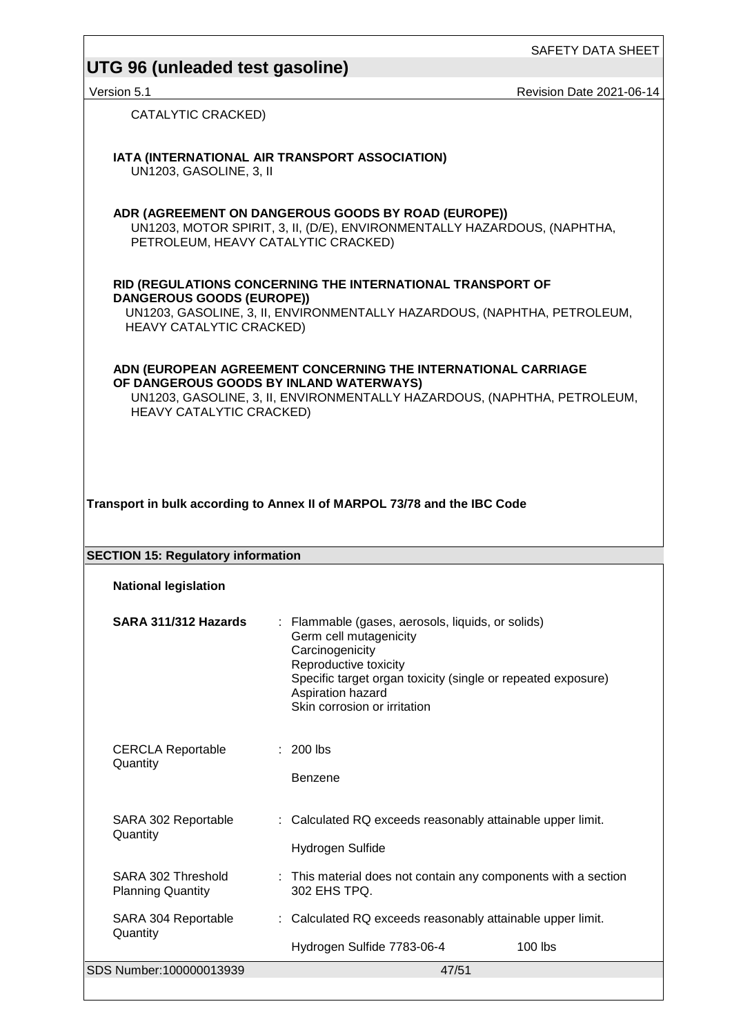CATALYTIC CRACKED)

**IATA (INTERNATIONAL AIR TRANSPORT ASSOCIATION)**
UN1203, GASOLINE, 3, II

**ADR (AGREEMENT ON DANGEROUS GOODS BY ROAD (EUROPE))**
UN1203, MOTOR SPIRIT, 3, II, (D/E), ENVIRONMENTALLY HAZARDOUS, (NAPHTHA, PETROLEUM, HEAVY CATALYTIC CRACKED)

**RID (REGULATIONS CONCERNING THE INTERNATIONAL TRANSPORT OF DANGEROUS GOODS (EUROPE))**
UN1203, GASOLINE, 3, II, ENVIRONMENTALLY HAZARDOUS, (NAPHTHA, PETROLEUM, HEAVY CATALYTIC CRACKED)

**ADN (EUROPEAN AGREEMENT CONCERNING THE INTERNATIONAL CARRIAGE OF DANGEROUS GOODS BY INLAND WATERWAYS)**
UN1203, GASOLINE, 3, II, ENVIRONMENTALLY HAZARDOUS, (NAPHTHA, PETROLEUM, HEAVY CATALYTIC CRACKED)

**Transport in bulk according to Annex II of MARPOL 73/78 and the IBC Code**

## SECTION 15: Regulatory information

**National legislation**

**SARA 311/312 Hazards** : Flammable (gases, aerosols, liquids, or solids)
Germ cell mutagenicity
Carcinogenicity
Reproductive toxicity
Specific target organ toxicity (single or repeated exposure)
Aspiration hazard
Skin corrosion or irritation

CERCLA Reportable Quantity : 200 lbs

Benzene

SARA 302 Reportable Quantity : Calculated RQ exceeds reasonably attainable upper limit.

Hydrogen Sulfide

SARA 302 Threshold Planning Quantity : This material does not contain any components with a section 302 EHS TPQ.

SARA 304 Reportable Quantity : Calculated RQ exceeds reasonably attainable upper limit.

Hydrogen Sulfide 7783-06-4 100 lbs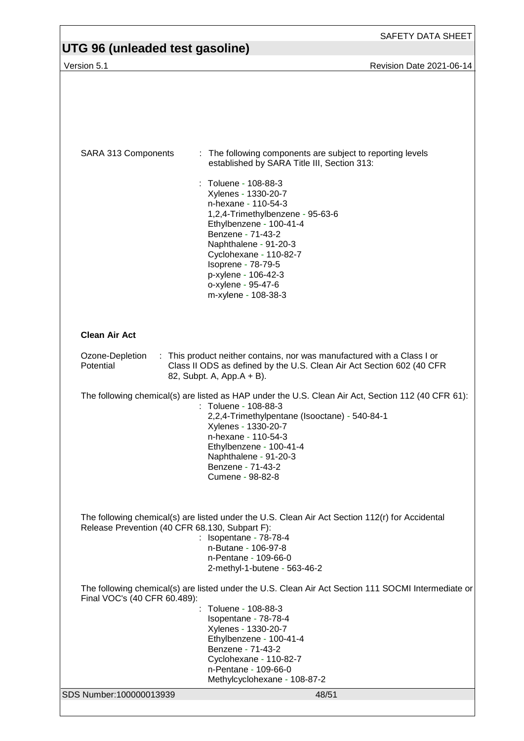SARA 313 Components : The following components are subject to reporting levels established by SARA Title III, Section 313:

: Toluene - 108-88-3
Xylenes - 1330-20-7
n-hexane - 110-54-3
1,2,4-Trimethylbenzene - 95-63-6
Ethylbenzene - 100-41-4
Benzene - 71-43-2
Naphthalene - 91-20-3
Cyclohexane - 110-82-7
Isoprene - 78-79-5
p-xylene - 106-42-3
o-xylene - 95-47-6
m-xylene - 108-38-3

**Clean Air Act**

Ozone-Depletion Potential : This product neither contains, nor was manufactured with a Class I or Class II ODS as defined by the U.S. Clean Air Act Section 602 (40 CFR 82, Subpt. A, App.A + B).

The following chemical(s) are listed as HAP under the U.S. Clean Air Act, Section 112 (40 CFR 61):
: Toluene - 108-88-3
2,2,4-Trimethylpentane (Isooctane) - 540-84-1
Xylenes - 1330-20-7
n-hexane - 110-54-3
Ethylbenzene - 100-41-4
Naphthalene - 91-20-3
Benzene - 71-43-2
Cumene - 98-82-8

The following chemical(s) are listed under the U.S. Clean Air Act Section 112(r) for Accidental Release Prevention (40 CFR 68.130, Subpart F):
: Isopentane - 78-78-4
n-Butane - 106-97-8
n-Pentane - 109-66-0
2-methyl-1-butene - 563-46-2

The following chemical(s) are listed under the U.S. Clean Air Act Section 111 SOCMI Intermediate or Final VOC's (40 CFR 60.489):
: Toluene - 108-88-3
Isopentane - 78-78-4
Xylenes - 1330-20-7
Ethylbenzene - 100-41-4
Benzene - 71-43-2
Cyclohexane - 110-82-7
n-Pentane - 109-66-0
Methylcyclohexane - 108-87-2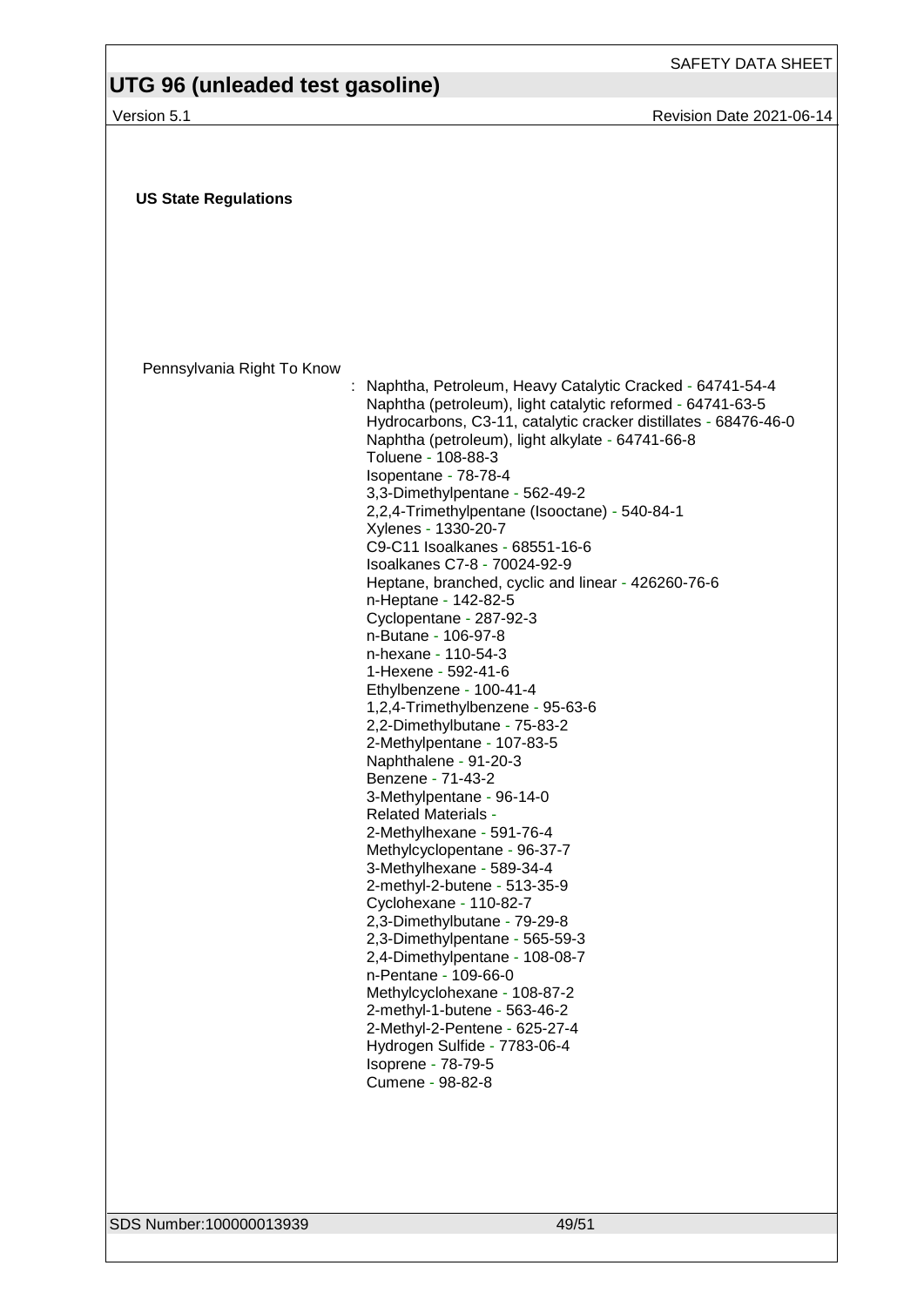**US State Regulations**

Pennsylvania Right To Know

: Naphtha, Petroleum, Heavy Catalytic Cracked - 64741-54-4
Naphtha (petroleum), light catalytic reformed - 64741-63-5
Hydrocarbons, C3-11, catalytic cracker distillates - 68476-46-0
Naphtha (petroleum), light alkylate - 64741-66-8
Toluene - 108-88-3
Isopentane - 78-78-4
3,3-Dimethylpentane - 562-49-2
2,2,4-Trimethylpentane (Isooctane) - 540-84-1
Xylenes - 1330-20-7
C9-C11 Isoalkanes - 68551-16-6
Isoalkanes C7-8 - 70024-92-9
Heptane, branched, cyclic and linear - 426260-76-6
n-Heptane - 142-82-5
Cyclopentane - 287-92-3
n-Butane - 106-97-8
n-hexane - 110-54-3
1-Hexene - 592-41-6
Ethylbenzene - 100-41-4
1,2,4-Trimethylbenzene - 95-63-6
2,2-Dimethylbutane - 75-83-2
2-Methylpentane - 107-83-5
Naphthalene - 91-20-3
Benzene - 71-43-2
3-Methylpentane - 96-14-0
Related Materials -
2-Methylhexane - 591-76-4
Methylcyclopentane - 96-37-7
3-Methylhexane - 589-34-4
2-methyl-2-butene - 513-35-9
Cyclohexane - 110-82-7
2,3-Dimethylbutane - 79-29-8
2,3-Dimethylpentane - 565-59-3
2,4-Dimethylpentane - 108-08-7
n-Pentane - 109-66-0
Methylcyclohexane - 108-87-2
2-methyl-1-butene - 563-46-2
2-Methyl-2-Pentene - 625-27-4
Hydrogen Sulfide - 7783-06-4
Isoprene - 78-79-5
Cumene - 98-82-8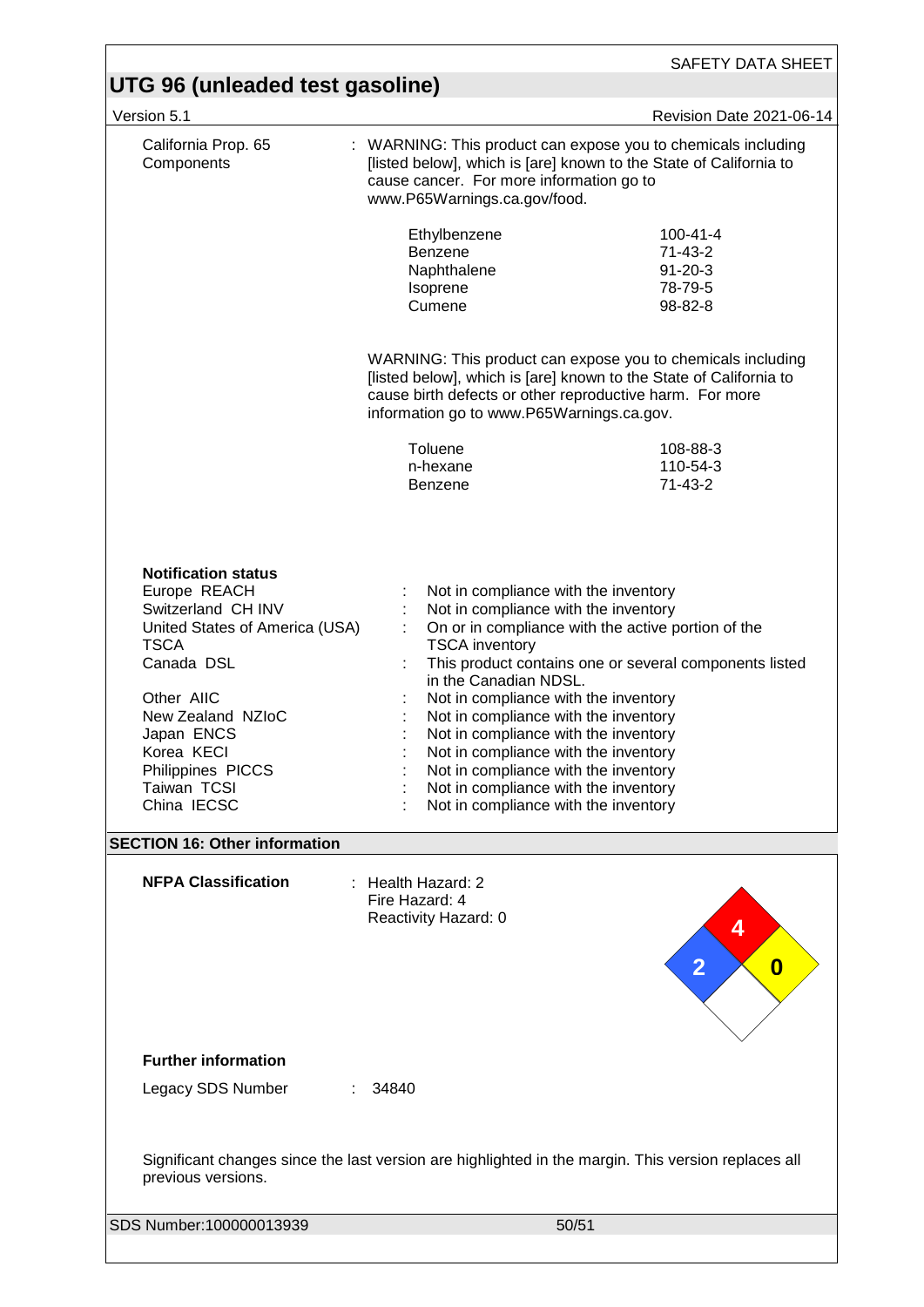**California Prop. 65 Components** : WARNING: This product can expose you to chemicals including [listed below], which is [are] known to the State of California to cause cancer. For more information go to www.P65Warnings.ca.gov/food.

| | |
|---|---|
| Ethylbenzene | 100-41-4 |
| Benzene | 71-43-2 |
| Naphthalene | 91-20-3 |
| Isoprene | 78-79-5 |
| Cumene | 98-82-8 |

WARNING: This product can expose you to chemicals including [listed below], which is [are] known to the State of California to cause birth defects or other reproductive harm. For more information go to www.P65Warnings.ca.gov.

| | |
|---|---|
| Toluene | 108-88-3 |
| n-hexane | 110-54-3 |
| Benzene | 71-43-2 |

**Notification status**

| | |
|---|---|
| Europe REACH | Not in compliance with the inventory |
| Switzerland CH INV | Not in compliance with the inventory |
| United States of America (USA) TSCA | On or in compliance with the active portion of the TSCA inventory |
| Canada DSL | This product contains one or several components listed in the Canadian NDSL. |
| Other AIIC | Not in compliance with the inventory |
| New Zealand NZIoC | Not in compliance with the inventory |
| Japan ENCS | Not in compliance with the inventory |
| Korea KECI | Not in compliance with the inventory |
| Philippines PICCS | Not in compliance with the inventory |
| Taiwan TCSI | Not in compliance with the inventory |
| China IECSC | Not in compliance with the inventory |

## SECTION 16: Other information

**NFPA Classification** : Health Hazard: 2
Fire Hazard: 4
Reactivity Hazard: 0

**Further information**

Legacy SDS Number : 34840

Significant changes since the last version are highlighted in the margin. This version replaces all previous versions.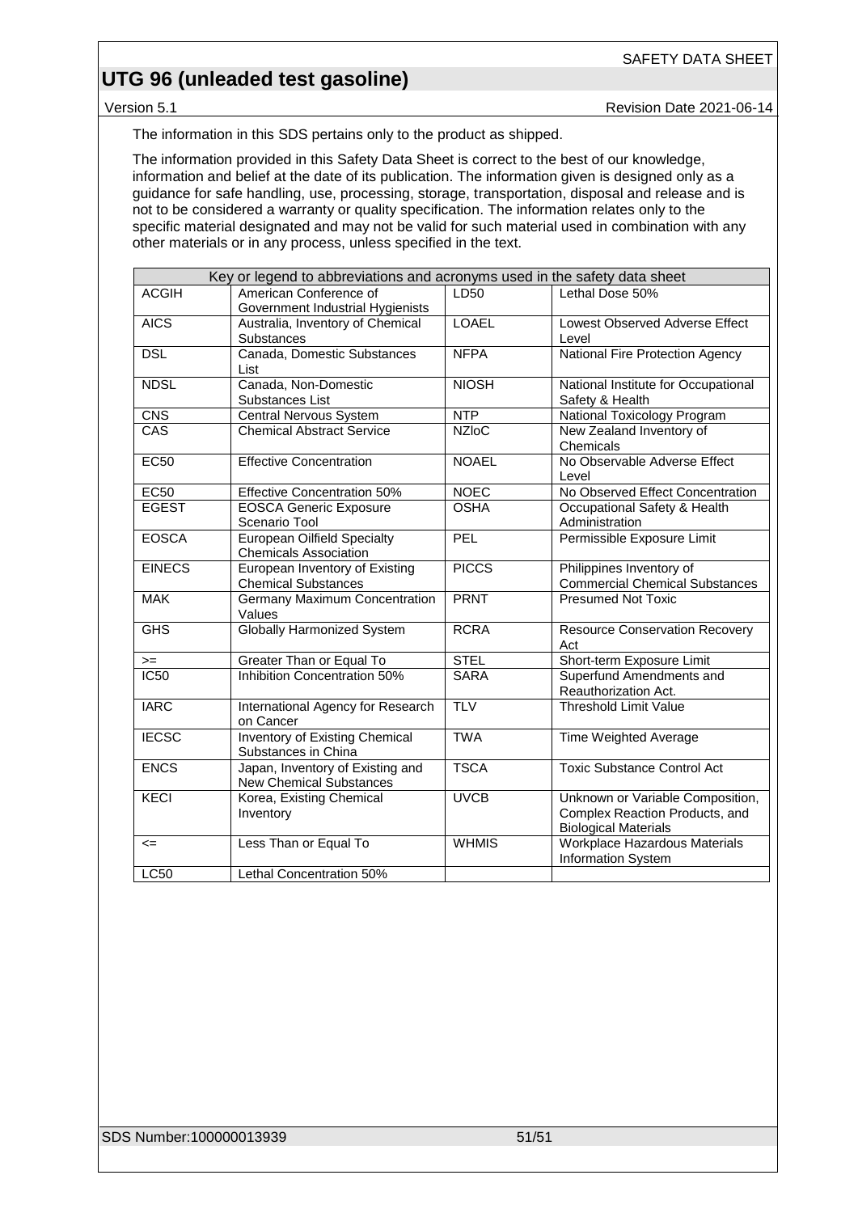The information in this SDS pertains only to the product as shipped.

The information provided in this Safety Data Sheet is correct to the best of our knowledge, information and belief at the date of its publication. The information given is designed only as a guidance for safe handling, use, processing, storage, transportation, disposal and release and is not to be considered a warranty or quality specification. The information relates only to the specific material designated and may not be valid for such material used in combination with any other materials or in any process, unless specified in the text.

| Key or legend to abbreviations and acronyms used in the safety data sheet | | | |
|---|---|---|---|
| ACGIH | American Conference of Government Industrial Hygienists | LD50 | Lethal Dose 50% |
| AICS | Australia, Inventory of Chemical Substances | LOAEL | Lowest Observed Adverse Effect Level |
| DSL | Canada, Domestic Substances List | NFPA | National Fire Protection Agency |
| NDSL | Canada, Non-Domestic Substances List | NIOSH | National Institute for Occupational Safety & Health |
| CNS | Central Nervous System | NTP | National Toxicology Program |
| CAS | Chemical Abstract Service | NZIoC | New Zealand Inventory of Chemicals |
| EC50 | Effective Concentration | NOAEL | No Observable Adverse Effect Level |
| EC50 | Effective Concentration 50% | NOEC | No Observed Effect Concentration |
| EGEST | EOSCA Generic Exposure Scenario Tool | OSHA | Occupational Safety & Health Administration |
| EOSCA | European Oilfield Specialty Chemicals Association | PEL | Permissible Exposure Limit |
| EINECS | European Inventory of Existing Chemical Substances | PICCS | Philippines Inventory of Commercial Chemical Substances |
| MAK | Germany Maximum Concentration Values | PRNT | Presumed Not Toxic |
| GHS | Globally Harmonized System | RCRA | Resource Conservation Recovery Act |
| >= | Greater Than or Equal To | STEL | Short-term Exposure Limit |
| IC50 | Inhibition Concentration 50% | SARA | Superfund Amendments and Reauthorization Act. |
| IARC | International Agency for Research on Cancer | TLV | Threshold Limit Value |
| IECSC | Inventory of Existing Chemical Substances in China | TWA | Time Weighted Average |
| ENCS | Japan, Inventory of Existing and New Chemical Substances | TSCA | Toxic Substance Control Act |
| KECI | Korea, Existing Chemical Inventory | UVCB | Unknown or Variable Composition, Complex Reaction Products, and Biological Materials |
| <= | Less Than or Equal To | WHMIS | Workplace Hazardous Materials Information System |
| LC50 | Lethal Concentration 50% | | |